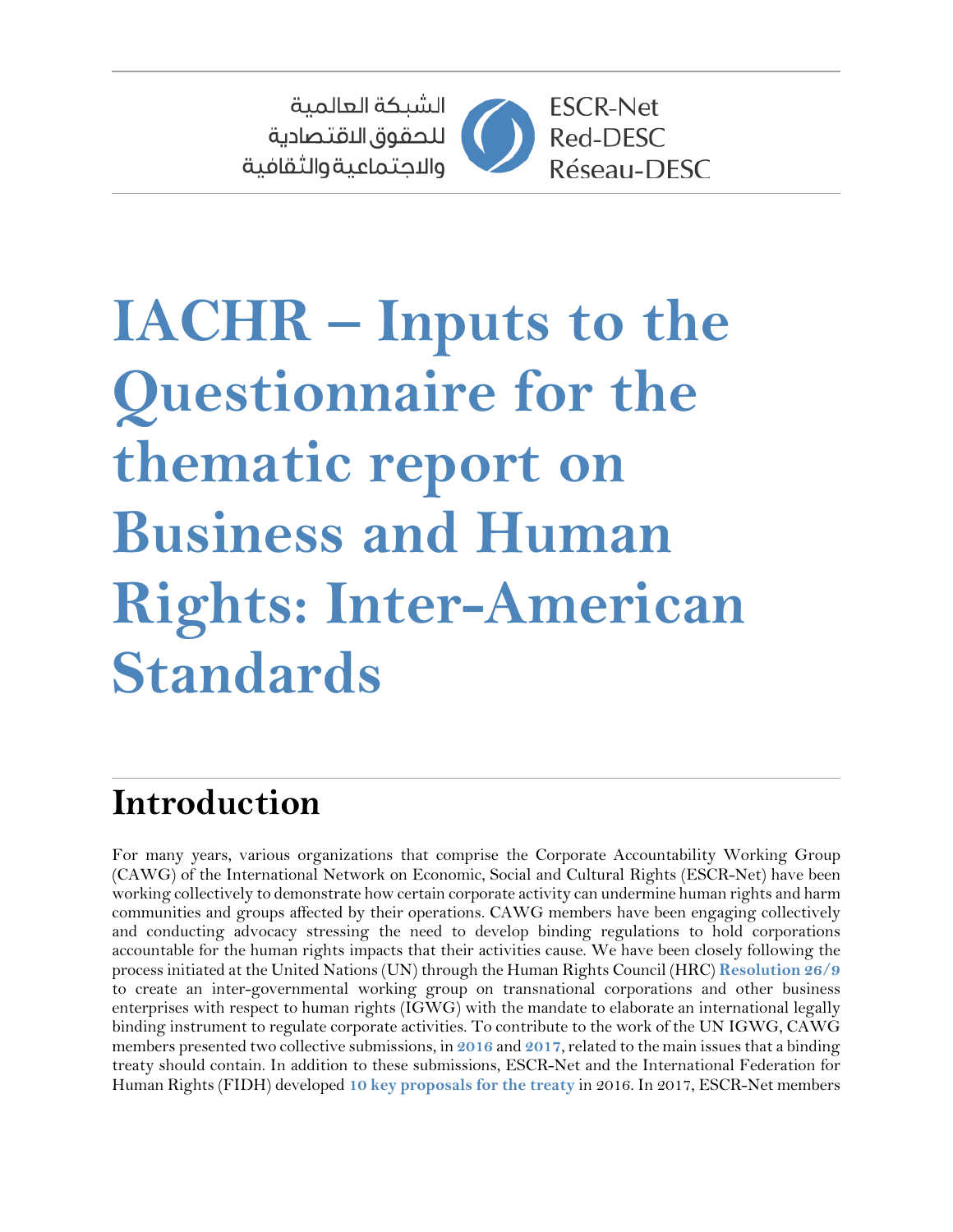الشبكة العالمية
للحقوق الاقتصادية
والاجتماعية والثقافية

ESCR-Net
Red-DESC
Réseau-DESC

# IACHR – Inputs to the Questionnaire for the thematic report on Business and Human Rights: Inter-American Standards

## Introduction

For many years, various organizations that comprise the Corporate Accountability Working Group (CAWG) of the International Network on Economic, Social and Cultural Rights (ESCR-Net) have been working collectively to demonstrate how certain corporate activity can undermine human rights and harm communities and groups affected by their operations. CAWG members have been engaging collectively and conducting advocacy stressing the need to develop binding regulations to hold corporations accountable for the human rights impacts that their activities cause. We have been closely following the process initiated at the United Nations (UN) through the Human Rights Council (HRC) **Resolution 26/9** to create an inter-governmental working group on transnational corporations and other business enterprises with respect to human rights (IGWG) with the mandate to elaborate an international legally binding instrument to regulate corporate activities. To contribute to the work of the UN IGWG, CAWG members presented two collective submissions, in **2016** and **2017**, related to the main issues that a binding treaty should contain. In addition to these submissions, ESCR-Net and the International Federation for Human Rights (FIDH) developed **10 key proposals for the treaty** in 2016. In 2017, ESCR-Net members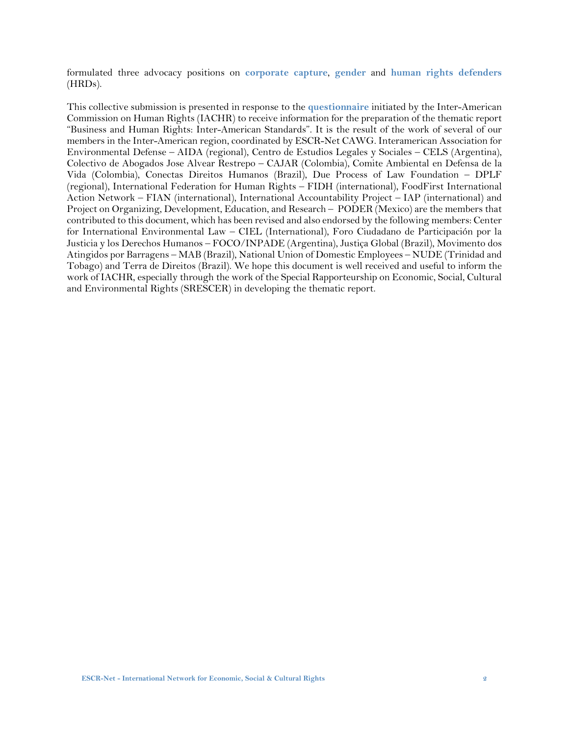formulated three advocacy positions on **corporate capture**, **gender** and **human rights defenders** (HRDs).

This collective submission is presented in response to the **questionnaire** initiated by the Inter-American Commission on Human Rights (IACHR) to receive information for the preparation of the thematic report "Business and Human Rights: Inter-American Standards". It is the result of the work of several of our members in the Inter-American region, coordinated by ESCR-Net CAWG. Interamerican Association for Environmental Defense – AIDA (regional), Centro de Estudios Legales y Sociales – CELS (Argentina), Colectivo de Abogados Jose Alvear Restrepo – CAJAR (Colombia), Comite Ambiental en Defensa de la Vida (Colombia), Conectas Direitos Humanos (Brazil), Due Process of Law Foundation – DPLF (regional), International Federation for Human Rights – FIDH (international), FoodFirst International Action Network – FIAN (international), International Accountability Project – IAP (international) and Project on Organizing, Development, Education, and Research – PODER (Mexico) are the members that contributed to this document, which has been revised and also endorsed by the following members: Center for International Environmental Law – CIEL (International), Foro Ciudadano de Participación por la Justicia y los Derechos Humanos – FOCO/INPADE (Argentina), Justiça Global (Brazil), Movimento dos Atingidos por Barragens – MAB (Brazil), National Union of Domestic Employees – NUDE (Trinidad and Tobago) and Terra de Direitos (Brazil). We hope this document is well received and useful to inform the work of IACHR, especially through the work of the Special Rapporteurship on Economic, Social, Cultural and Environmental Rights (SRESCER) in developing the thematic report.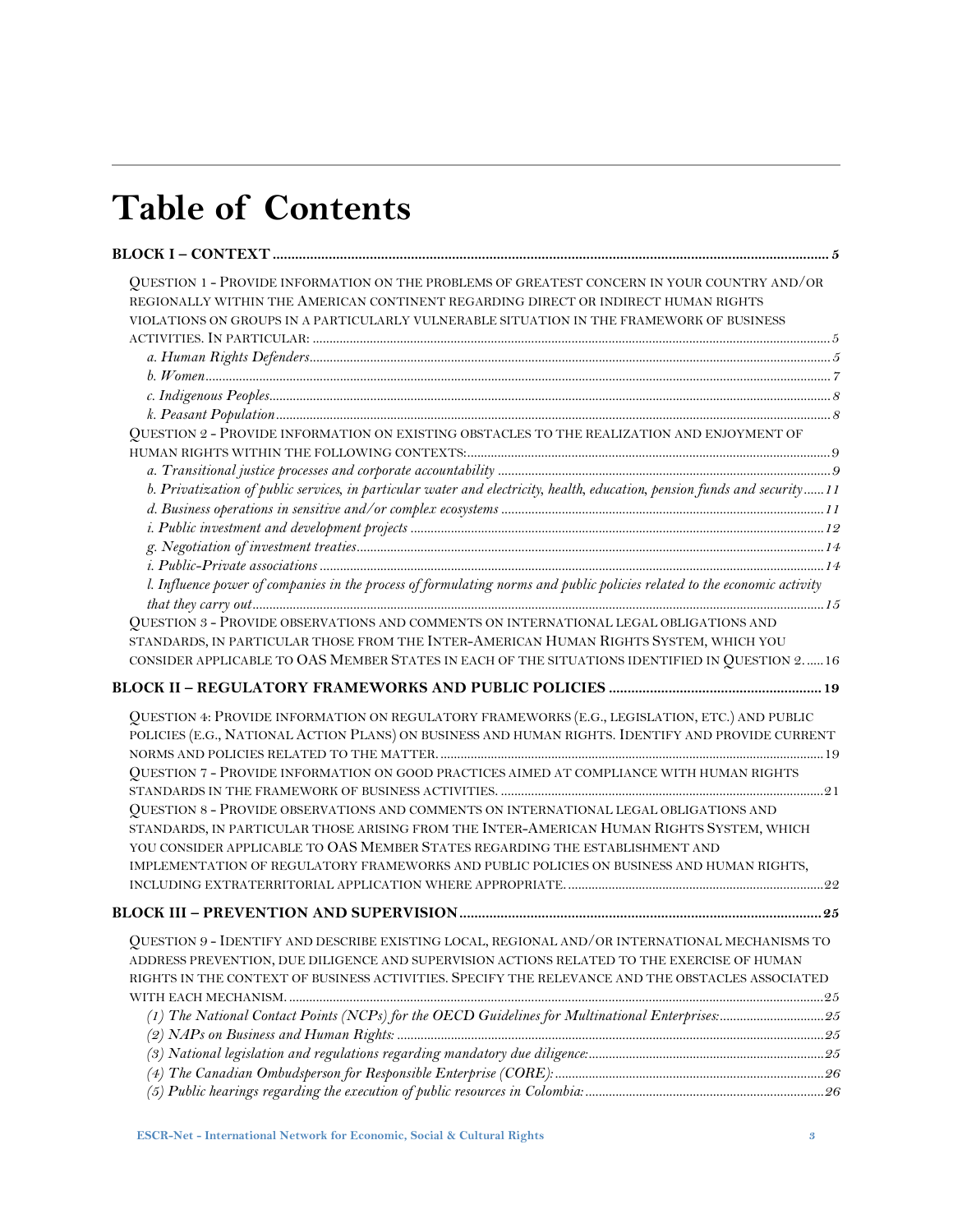# Table of Contents

**BLOCK I – CONTEXT** .......... 5

QUESTION 1 - PROVIDE INFORMATION ON THE PROBLEMS OF GREATEST CONCERN IN YOUR COUNTRY AND/OR REGIONALLY WITHIN THE AMERICAN CONTINENT REGARDING DIRECT OR INDIRECT HUMAN RIGHTS VIOLATIONS ON GROUPS IN A PARTICULARLY VULNERABLE SITUATION IN THE FRAMEWORK OF BUSINESS ACTIVITIES. IN PARTICULAR: .......... 5

- *a. Human Rights Defenders* .......... 5
- *b. Women* .......... 7
- *c. Indigenous Peoples* .......... 8
- *k. Peasant Population* .......... 8

QUESTION 2 - PROVIDE INFORMATION ON EXISTING OBSTACLES TO THE REALIZATION AND ENJOYMENT OF HUMAN RIGHTS WITHIN THE FOLLOWING CONTEXTS: .......... 9

- *a. Transitional justice processes and corporate accountability* .......... 9
- *b. Privatization of public services, in particular water and electricity, health, education, pension funds and security* .......... 11
- *d. Business operations in sensitive and/or complex ecosystems* .......... 11
- *i. Public investment and development projects* .......... 12
- *g. Negotiation of investment treaties* .......... 14
- *i. Public-Private associations* .......... 14
- *l. Influence power of companies in the process of formulating norms and public policies related to the economic activity that they carry out* .......... 15

QUESTION 3 - PROVIDE OBSERVATIONS AND COMMENTS ON INTERNATIONAL LEGAL OBLIGATIONS AND STANDARDS, IN PARTICULAR THOSE FROM THE INTER-AMERICAN HUMAN RIGHTS SYSTEM, WHICH YOU CONSIDER APPLICABLE TO OAS MEMBER STATES IN EACH OF THE SITUATIONS IDENTIFIED IN QUESTION 2. .......... 16

**BLOCK II – REGULATORY FRAMEWORKS AND PUBLIC POLICIES** .......... 19

QUESTION 4: PROVIDE INFORMATION ON REGULATORY FRAMEWORKS (E.G., LEGISLATION, ETC.) AND PUBLIC POLICIES (E.G., NATIONAL ACTION PLANS) ON BUSINESS AND HUMAN RIGHTS. IDENTIFY AND PROVIDE CURRENT NORMS AND POLICIES RELATED TO THE MATTER. .......... 19

QUESTION 7 - PROVIDE INFORMATION ON GOOD PRACTICES AIMED AT COMPLIANCE WITH HUMAN RIGHTS STANDARDS IN THE FRAMEWORK OF BUSINESS ACTIVITIES. .......... 21

QUESTION 8 - PROVIDE OBSERVATIONS AND COMMENTS ON INTERNATIONAL LEGAL OBLIGATIONS AND STANDARDS, IN PARTICULAR THOSE ARISING FROM THE INTER-AMERICAN HUMAN RIGHTS SYSTEM, WHICH YOU CONSIDER APPLICABLE TO OAS MEMBER STATES REGARDING THE ESTABLISHMENT AND IMPLEMENTATION OF REGULATORY FRAMEWORKS AND PUBLIC POLICIES ON BUSINESS AND HUMAN RIGHTS, INCLUDING EXTRATERRITORIAL APPLICATION WHERE APPROPRIATE. .......... 22

**BLOCK III – PREVENTION AND SUPERVISION** .......... 25

QUESTION 9 - IDENTIFY AND DESCRIBE EXISTING LOCAL, REGIONAL AND/OR INTERNATIONAL MECHANISMS TO ADDRESS PREVENTION, DUE DILIGENCE AND SUPERVISION ACTIONS RELATED TO THE EXERCISE OF HUMAN RIGHTS IN THE CONTEXT OF BUSINESS ACTIVITIES. SPECIFY THE RELEVANCE AND THE OBSTACLES ASSOCIATED WITH EACH MECHANISM. .......... 25

- *(1) The National Contact Points (NCPs) for the OECD Guidelines for Multinational Enterprises:* .......... 25
- *(2) NAPs on Business and Human Rights:* .......... 25
- *(3) National legislation and regulations regarding mandatory due diligence:* .......... 25
- *(4) The Canadian Ombudsperson for Responsible Enterprise (CORE):* .......... 26
- *(5) Public hearings regarding the execution of public resources in Colombia:* .......... 26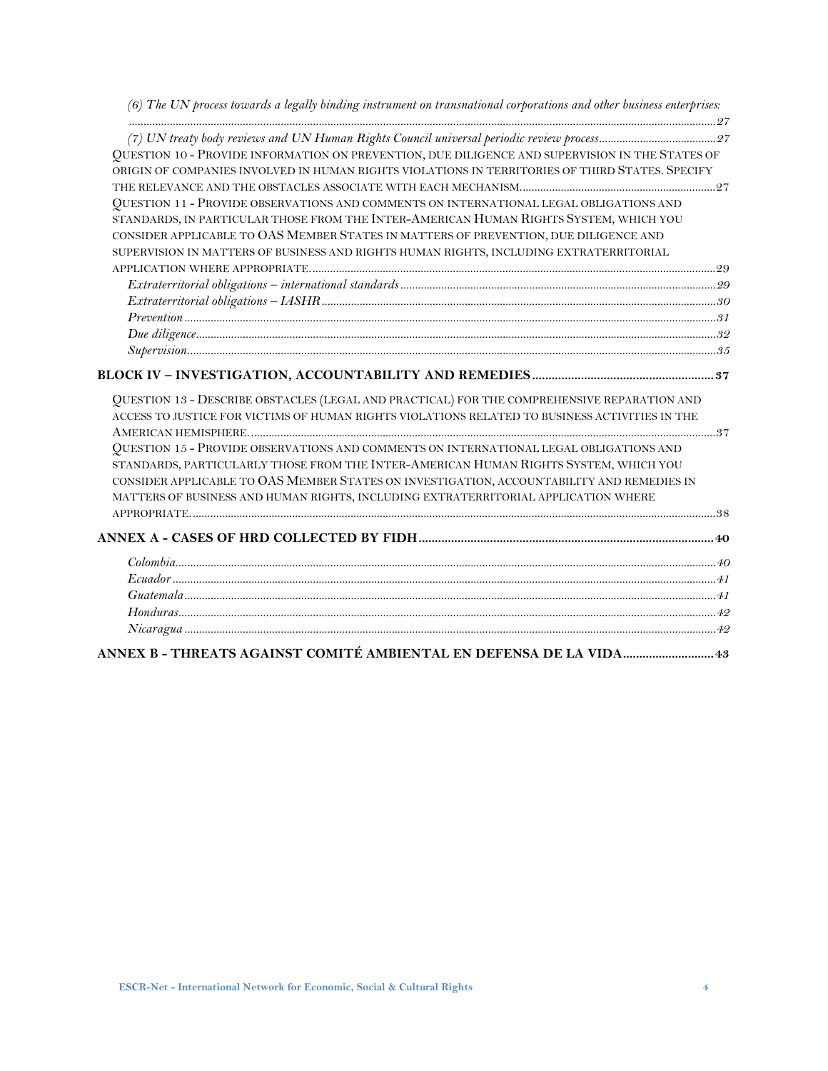*(6) The UN process towards a legally binding instrument on transnational corporations and other business enterprises:* ....27

*(7) UN treaty body reviews and UN Human Rights Council universal periodic review process* ....27

QUESTION 10 - PROVIDE INFORMATION ON PREVENTION, DUE DILIGENCE AND SUPERVISION IN THE STATES OF ORIGIN OF COMPANIES INVOLVED IN HUMAN RIGHTS VIOLATIONS IN TERRITORIES OF THIRD STATES. SPECIFY THE RELEVANCE AND THE OBSTACLES ASSOCIATE WITH EACH MECHANISM. ....27

QUESTION 11 - PROVIDE OBSERVATIONS AND COMMENTS ON INTERNATIONAL LEGAL OBLIGATIONS AND STANDARDS, IN PARTICULAR THOSE FROM THE INTER-AMERICAN HUMAN RIGHTS SYSTEM, WHICH YOU CONSIDER APPLICABLE TO OAS MEMBER STATES IN MATTERS OF PREVENTION, DUE DILIGENCE AND SUPERVISION IN MATTERS OF BUSINESS AND RIGHTS HUMAN RIGHTS, INCLUDING EXTRATERRITORIAL APPLICATION WHERE APPROPRIATE. ....29

*Extraterritorial obligations – international standards* ....29

*Extraterritorial obligations – IASHR* ....30

*Prevention* ....31

*Due diligence* ....32

*Supervision* ....35

**BLOCK IV – INVESTIGATION, ACCOUNTABILITY AND REMEDIES ....37**

QUESTION 13 - DESCRIBE OBSTACLES (LEGAL AND PRACTICAL) FOR THE COMPREHENSIVE REPARATION AND ACCESS TO JUSTICE FOR VICTIMS OF HUMAN RIGHTS VIOLATIONS RELATED TO BUSINESS ACTIVITIES IN THE AMERICAN HEMISPHERE. ....37

QUESTION 15 - PROVIDE OBSERVATIONS AND COMMENTS ON INTERNATIONAL LEGAL OBLIGATIONS AND STANDARDS, PARTICULARLY THOSE FROM THE INTER-AMERICAN HUMAN RIGHTS SYSTEM, WHICH YOU CONSIDER APPLICABLE TO OAS MEMBER STATES ON INVESTIGATION, ACCOUNTABILITY AND REMEDIES IN MATTERS OF BUSINESS AND HUMAN RIGHTS, INCLUDING EXTRATERRITORIAL APPLICATION WHERE APPROPRIATE. ....38

**ANNEX A - CASES OF HRD COLLECTED BY FIDH ....40**

*Colombia* ....40

*Ecuador* ....41

*Guatemala* ....41

*Honduras* ....42

*Nicaragua* ....42

**ANNEX B - THREATS AGAINST COMITÉ AMBIENTAL EN DEFENSA DE LA VIDA ....43**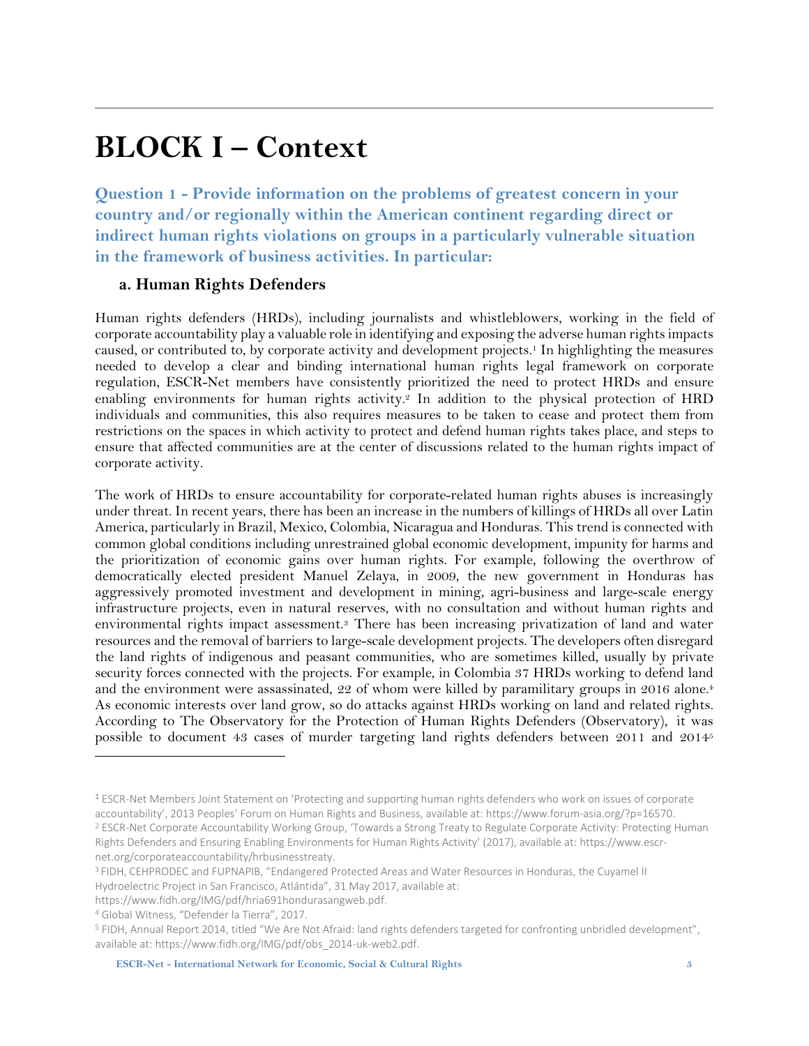# BLOCK I – Context

### Question 1 - Provide information on the problems of greatest concern in your country and/or regionally within the American continent regarding direct or indirect human rights violations on groups in a particularly vulnerable situation in the framework of business activities. In particular:

#### a. Human Rights Defenders

Human rights defenders (HRDs), including journalists and whistleblowers, working in the field of corporate accountability play a valuable role in identifying and exposing the adverse human rights impacts caused, or contributed to, by corporate activity and development projects.[1] In highlighting the measures needed to develop a clear and binding international human rights legal framework on corporate regulation, ESCR-Net members have consistently prioritized the need to protect HRDs and ensure enabling environments for human rights activity.[2] In addition to the physical protection of HRD individuals and communities, this also requires measures to be taken to cease and protect them from restrictions on the spaces in which activity to protect and defend human rights takes place, and steps to ensure that affected communities are at the center of discussions related to the human rights impact of corporate activity.

The work of HRDs to ensure accountability for corporate-related human rights abuses is increasingly under threat. In recent years, there has been an increase in the numbers of killings of HRDs all over Latin America, particularly in Brazil, Mexico, Colombia, Nicaragua and Honduras. This trend is connected with common global conditions including unrestrained global economic development, impunity for harms and the prioritization of economic gains over human rights. For example, following the overthrow of democratically elected president Manuel Zelaya, in 2009, the new government in Honduras has aggressively promoted investment and development in mining, agri-business and large-scale energy infrastructure projects, even in natural reserves, with no consultation and without human rights and environmental rights impact assessment.[3] There has been increasing privatization of land and water resources and the removal of barriers to large-scale development projects. The developers often disregard the land rights of indigenous and peasant communities, who are sometimes killed, usually by private security forces connected with the projects. For example, in Colombia 37 HRDs working to defend land and the environment were assassinated, 22 of whom were killed by paramilitary groups in 2016 alone.[4] As economic interests over land grow, so do attacks against HRDs working on land and related rights. According to The Observatory for the Protection of Human Rights Defenders (Observatory), it was possible to document 43 cases of murder targeting land rights defenders between 2011 and 2014[5]

---

[1] ESCR-Net Members Joint Statement on 'Protecting and supporting human rights defenders who work on issues of corporate accountability', 2013 Peoples' Forum on Human Rights and Business, available at: https://www.forum-asia.org/?p=16570.

[2] ESCR-Net Corporate Accountability Working Group, 'Towards a Strong Treaty to Regulate Corporate Activity: Protecting Human Rights Defenders and Ensuring Enabling Environments for Human Rights Activity' (2017), available at: https://www.escr-net.org/corporateaccountability/hrbusinesstreaty.

[3] FIDH, CEHPRODEC and FUPNAPIB, "Endangered Protected Areas and Water Resources in Honduras, the Cuyamel II Hydroelectric Project in San Francisco, Atlántida", 31 May 2017, available at: https://www.fidh.org/IMG/pdf/hria691hondurasangweb.pdf.

[4] Global Witness, "Defender la Tierra", 2017.

[5] FIDH, Annual Report 2014, titled "We Are Not Afraid: land rights defenders targeted for confronting unbridled development", available at: https://www.fidh.org/IMG/pdf/obs_2014-uk-web2.pdf.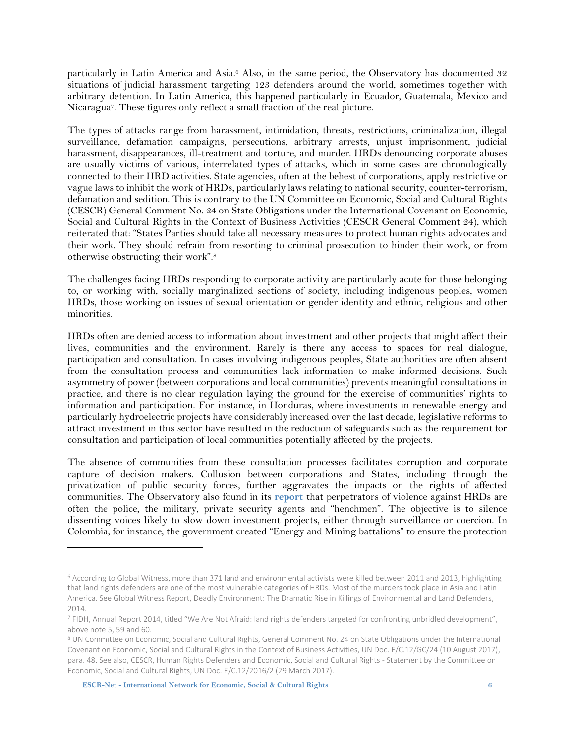particularly in Latin America and Asia.[6] Also, in the same period, the Observatory has documented 32 situations of judicial harassment targeting 123 defenders around the world, sometimes together with arbitrary detention. In Latin America, this happened particularly in Ecuador, Guatemala, Mexico and Nicaragua[7]. These figures only reflect a small fraction of the real picture.

The types of attacks range from harassment, intimidation, threats, restrictions, criminalization, illegal surveillance, defamation campaigns, persecutions, arbitrary arrests, unjust imprisonment, judicial harassment, disappearances, ill-treatment and torture, and murder. HRDs denouncing corporate abuses are usually victims of various, interrelated types of attacks, which in some cases are chronologically connected to their HRD activities. State agencies, often at the behest of corporations, apply restrictive or vague laws to inhibit the work of HRDs, particularly laws relating to national security, counter-terrorism, defamation and sedition. This is contrary to the UN Committee on Economic, Social and Cultural Rights (CESCR) General Comment No. 24 on State Obligations under the International Covenant on Economic, Social and Cultural Rights in the Context of Business Activities (CESCR General Comment 24), which reiterated that: "States Parties should take all necessary measures to protect human rights advocates and their work. They should refrain from resorting to criminal prosecution to hinder their work, or from otherwise obstructing their work".[8]

The challenges facing HRDs responding to corporate activity are particularly acute for those belonging to, or working with, socially marginalized sections of society, including indigenous peoples, women HRDs, those working on issues of sexual orientation or gender identity and ethnic, religious and other minorities.

HRDs often are denied access to information about investment and other projects that might affect their lives, communities and the environment. Rarely is there any access to spaces for real dialogue, participation and consultation. In cases involving indigenous peoples, State authorities are often absent from the consultation process and communities lack information to make informed decisions. Such asymmetry of power (between corporations and local communities) prevents meaningful consultations in practice, and there is no clear regulation laying the ground for the exercise of communities' rights to information and participation. For instance, in Honduras, where investments in renewable energy and particularly hydroelectric projects have considerably increased over the last decade, legislative reforms to attract investment in this sector have resulted in the reduction of safeguards such as the requirement for consultation and participation of local communities potentially affected by the projects.

The absence of communities from these consultation processes facilitates corruption and corporate capture of decision makers. Collusion between corporations and States, including through the privatization of public security forces, further aggravates the impacts on the rights of affected communities. The Observatory also found in its **report** that perpetrators of violence against HRDs are often the police, the military, private security agents and "henchmen". The objective is to silence dissenting voices likely to slow down investment projects, either through surveillance or coercion. In Colombia, for instance, the government created "Energy and Mining battalions" to ensure the protection

---

[6] According to Global Witness, more than 371 land and environmental activists were killed between 2011 and 2013, highlighting that land rights defenders are one of the most vulnerable categories of HRDs. Most of the murders took place in Asia and Latin America. See Global Witness Report, Deadly Environment: The Dramatic Rise in Killings of Environmental and Land Defenders, 2014.

[7] FIDH, Annual Report 2014, titled "We Are Not Afraid: land rights defenders targeted for confronting unbridled development", above note 5, 59 and 60.

[8] UN Committee on Economic, Social and Cultural Rights, General Comment No. 24 on State Obligations under the International Covenant on Economic, Social and Cultural Rights in the Context of Business Activities, UN Doc. E/C.12/GC/24 (10 August 2017), para. 48. See also, CESCR, Human Rights Defenders and Economic, Social and Cultural Rights - Statement by the Committee on Economic, Social and Cultural Rights, UN Doc. E/C.12/2016/2 (29 March 2017).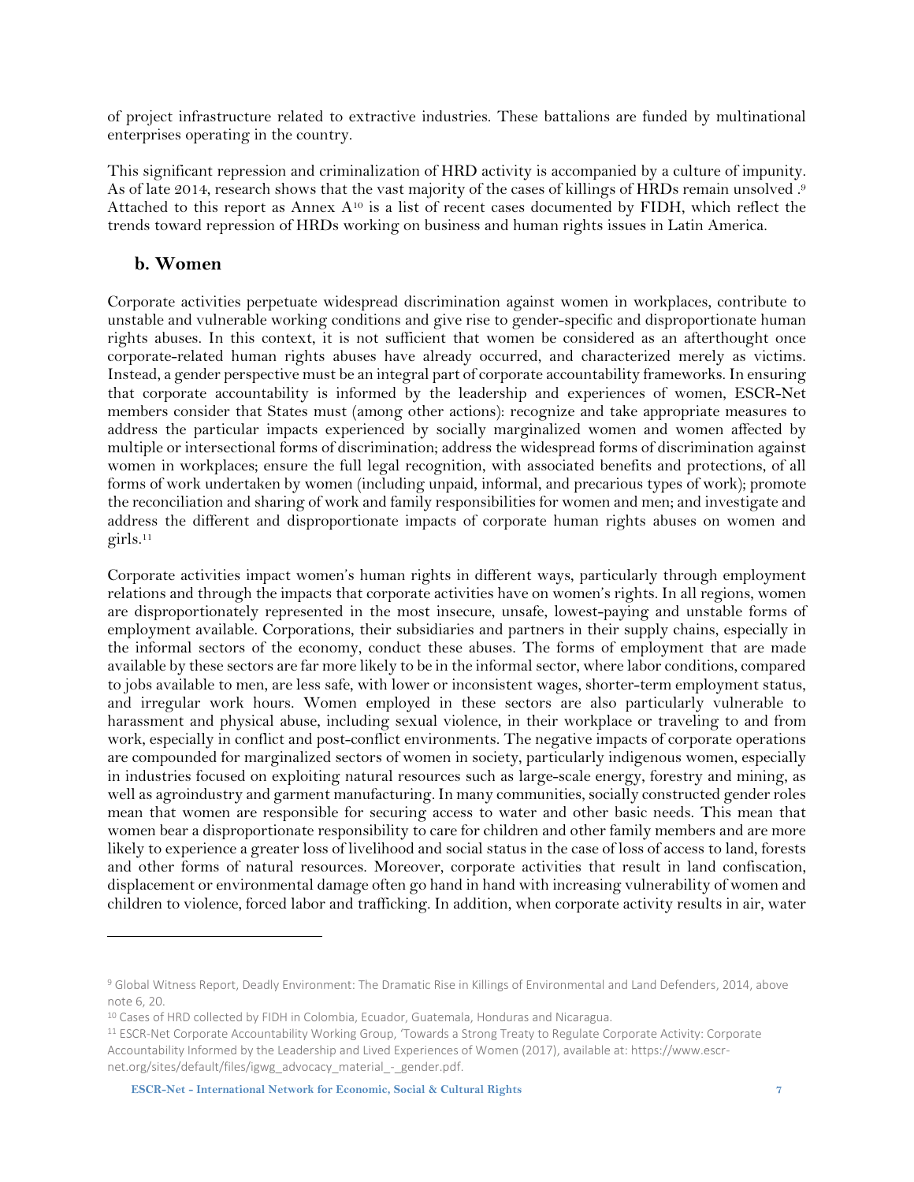of project infrastructure related to extractive industries. These battalions are funded by multinational enterprises operating in the country.

This significant repression and criminalization of HRD activity is accompanied by a culture of impunity. As of late 2014, research shows that the vast majority of the cases of killings of HRDs remain unsolved .[9] Attached to this report as Annex A[10] is a list of recent cases documented by FIDH, which reflect the trends toward repression of HRDs working on business and human rights issues in Latin America.

### b. Women

Corporate activities perpetuate widespread discrimination against women in workplaces, contribute to unstable and vulnerable working conditions and give rise to gender-specific and disproportionate human rights abuses. In this context, it is not sufficient that women be considered as an afterthought once corporate-related human rights abuses have already occurred, and characterized merely as victims. Instead, a gender perspective must be an integral part of corporate accountability frameworks. In ensuring that corporate accountability is informed by the leadership and experiences of women, ESCR-Net members consider that States must (among other actions): recognize and take appropriate measures to address the particular impacts experienced by socially marginalized women and women affected by multiple or intersectional forms of discrimination; address the widespread forms of discrimination against women in workplaces; ensure the full legal recognition, with associated benefits and protections, of all forms of work undertaken by women (including unpaid, informal, and precarious types of work); promote the reconciliation and sharing of work and family responsibilities for women and men; and investigate and address the different and disproportionate impacts of corporate human rights abuses on women and girls.[11]

Corporate activities impact women's human rights in different ways, particularly through employment relations and through the impacts that corporate activities have on women's rights. In all regions, women are disproportionately represented in the most insecure, unsafe, lowest-paying and unstable forms of employment available. Corporations, their subsidiaries and partners in their supply chains, especially in the informal sectors of the economy, conduct these abuses. The forms of employment that are made available by these sectors are far more likely to be in the informal sector, where labor conditions, compared to jobs available to men, are less safe, with lower or inconsistent wages, shorter-term employment status, and irregular work hours. Women employed in these sectors are also particularly vulnerable to harassment and physical abuse, including sexual violence, in their workplace or traveling to and from work, especially in conflict and post-conflict environments. The negative impacts of corporate operations are compounded for marginalized sectors of women in society, particularly indigenous women, especially in industries focused on exploiting natural resources such as large-scale energy, forestry and mining, as well as agroindustry and garment manufacturing. In many communities, socially constructed gender roles mean that women are responsible for securing access to water and other basic needs. This mean that women bear a disproportionate responsibility to care for children and other family members and are more likely to experience a greater loss of livelihood and social status in the case of loss of access to land, forests and other forms of natural resources. Moreover, corporate activities that result in land confiscation, displacement or environmental damage often go hand in hand with increasing vulnerability of women and children to violence, forced labor and trafficking. In addition, when corporate activity results in air, water

---

[9] Global Witness Report, Deadly Environment: The Dramatic Rise in Killings of Environmental and Land Defenders, 2014, above note 6, 20.

[10] Cases of HRD collected by FIDH in Colombia, Ecuador, Guatemala, Honduras and Nicaragua.

[11] ESCR-Net Corporate Accountability Working Group, 'Towards a Strong Treaty to Regulate Corporate Activity: Corporate Accountability Informed by the Leadership and Lived Experiences of Women (2017), available at: https://www.escr-net.org/sites/default/files/igwg_advocacy_material_-_gender.pdf.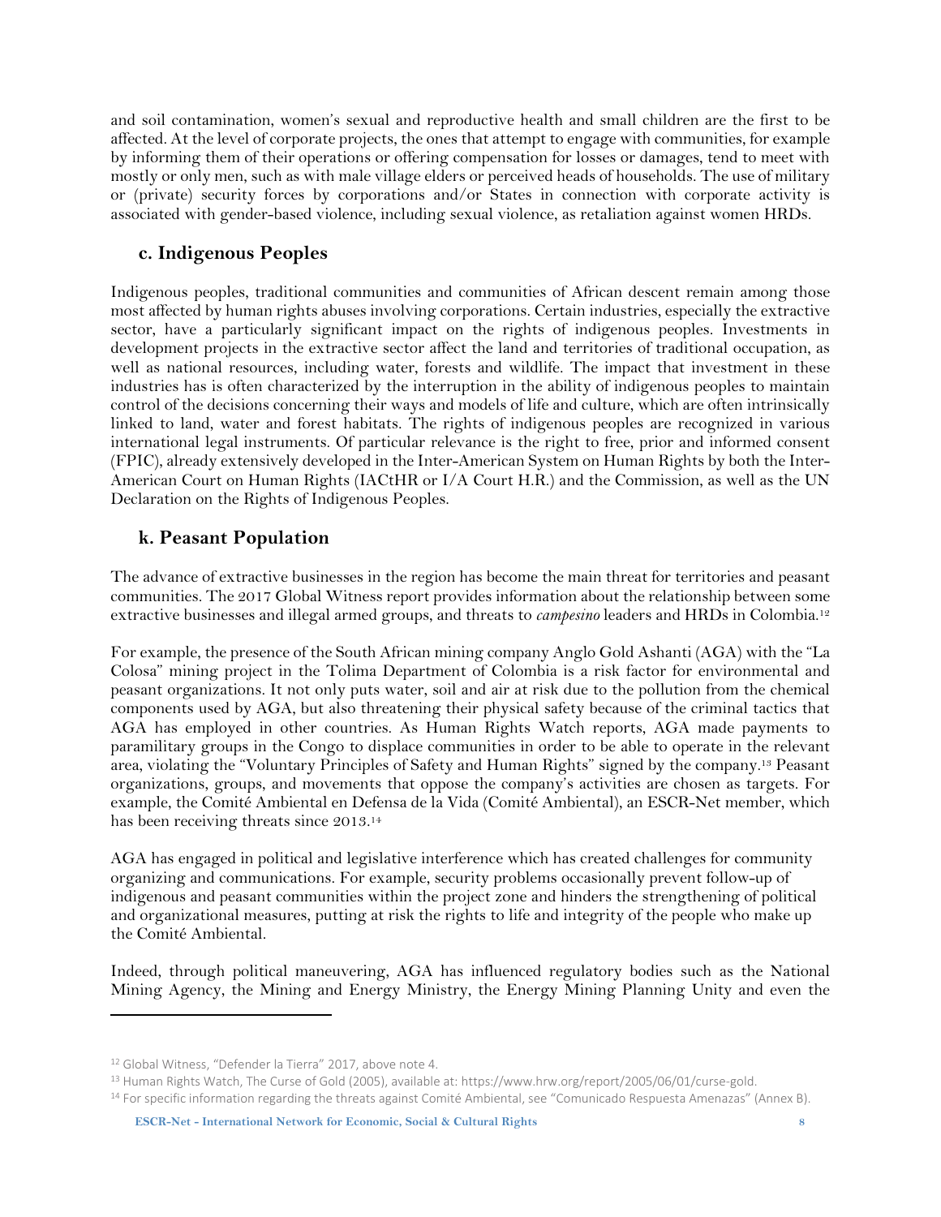and soil contamination, women's sexual and reproductive health and small children are the first to be affected. At the level of corporate projects, the ones that attempt to engage with communities, for example by informing them of their operations or offering compensation for losses or damages, tend to meet with mostly or only men, such as with male village elders or perceived heads of households. The use of military or (private) security forces by corporations and/or States in connection with corporate activity is associated with gender-based violence, including sexual violence, as retaliation against women HRDs.

### c. Indigenous Peoples

Indigenous peoples, traditional communities and communities of African descent remain among those most affected by human rights abuses involving corporations. Certain industries, especially the extractive sector, have a particularly significant impact on the rights of indigenous peoples. Investments in development projects in the extractive sector affect the land and territories of traditional occupation, as well as national resources, including water, forests and wildlife. The impact that investment in these industries has is often characterized by the interruption in the ability of indigenous peoples to maintain control of the decisions concerning their ways and models of life and culture, which are often intrinsically linked to land, water and forest habitats. The rights of indigenous peoples are recognized in various international legal instruments. Of particular relevance is the right to free, prior and informed consent (FPIC), already extensively developed in the Inter-American System on Human Rights by both the Inter-American Court on Human Rights (IACtHR or I/A Court H.R.) and the Commission, as well as the UN Declaration on the Rights of Indigenous Peoples.

### k. Peasant Population

The advance of extractive businesses in the region has become the main threat for territories and peasant communities. The 2017 Global Witness report provides information about the relationship between some extractive businesses and illegal armed groups, and threats to *campesino* leaders and HRDs in Colombia.[12]

For example, the presence of the South African mining company Anglo Gold Ashanti (AGA) with the "La Colosa" mining project in the Tolima Department of Colombia is a risk factor for environmental and peasant organizations. It not only puts water, soil and air at risk due to the pollution from the chemical components used by AGA, but also threatening their physical safety because of the criminal tactics that AGA has employed in other countries. As Human Rights Watch reports, AGA made payments to paramilitary groups in the Congo to displace communities in order to be able to operate in the relevant area, violating the "Voluntary Principles of Safety and Human Rights" signed by the company.[13] Peasant organizations, groups, and movements that oppose the company's activities are chosen as targets. For example, the Comité Ambiental en Defensa de la Vida (Comité Ambiental), an ESCR-Net member, which has been receiving threats since 2013.[14]

AGA has engaged in political and legislative interference which has created challenges for community organizing and communications. For example, security problems occasionally prevent follow-up of indigenous and peasant communities within the project zone and hinders the strengthening of political and organizational measures, putting at risk the rights to life and integrity of the people who make up the Comité Ambiental.

Indeed, through political maneuvering, AGA has influenced regulatory bodies such as the National Mining Agency, the Mining and Energy Ministry, the Energy Mining Planning Unity and even the

---

[12] Global Witness, "Defender la Tierra" 2017, above note 4.

[13] Human Rights Watch, The Curse of Gold (2005), available at: https://www.hrw.org/report/2005/06/01/curse-gold.

[14] For specific information regarding the threats against Comité Ambiental, see "Comunicado Respuesta Amenazas" (Annex B).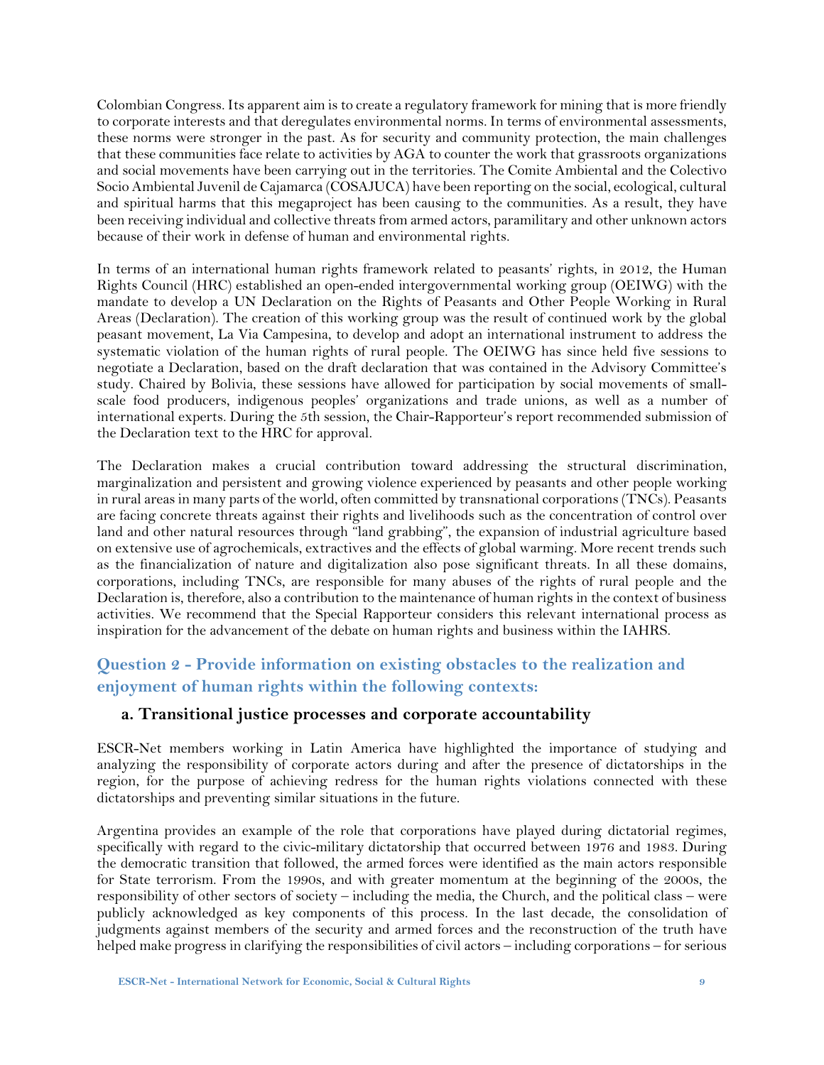Colombian Congress. Its apparent aim is to create a regulatory framework for mining that is more friendly to corporate interests and that deregulates environmental norms. In terms of environmental assessments, these norms were stronger in the past. As for security and community protection, the main challenges that these communities face relate to activities by AGA to counter the work that grassroots organizations and social movements have been carrying out in the territories. The Comite Ambiental and the Colectivo Socio Ambiental Juvenil de Cajamarca (COSAJUCA) have been reporting on the social, ecological, cultural and spiritual harms that this megaproject has been causing to the communities. As a result, they have been receiving individual and collective threats from armed actors, paramilitary and other unknown actors because of their work in defense of human and environmental rights.

In terms of an international human rights framework related to peasants' rights, in 2012, the Human Rights Council (HRC) established an open-ended intergovernmental working group (OEIWG) with the mandate to develop a UN Declaration on the Rights of Peasants and Other People Working in Rural Areas (Declaration). The creation of this working group was the result of continued work by the global peasant movement, La Via Campesina, to develop and adopt an international instrument to address the systematic violation of the human rights of rural people. The OEIWG has since held five sessions to negotiate a Declaration, based on the draft declaration that was contained in the Advisory Committee's study. Chaired by Bolivia, these sessions have allowed for participation by social movements of small-scale food producers, indigenous peoples' organizations and trade unions, as well as a number of international experts. During the 5th session, the Chair-Rapporteur's report recommended submission of the Declaration text to the HRC for approval.

The Declaration makes a crucial contribution toward addressing the structural discrimination, marginalization and persistent and growing violence experienced by peasants and other people working in rural areas in many parts of the world, often committed by transnational corporations (TNCs). Peasants are facing concrete threats against their rights and livelihoods such as the concentration of control over land and other natural resources through "land grabbing", the expansion of industrial agriculture based on extensive use of agrochemicals, extractives and the effects of global warming. More recent trends such as the financialization of nature and digitalization also pose significant threats. In all these domains, corporations, including TNCs, are responsible for many abuses of the rights of rural people and the Declaration is, therefore, also a contribution to the maintenance of human rights in the context of business activities. We recommend that the Special Rapporteur considers this relevant international process as inspiration for the advancement of the debate on human rights and business within the IAHRS.

## Question 2 - Provide information on existing obstacles to the realization and enjoyment of human rights within the following contexts:

### a. Transitional justice processes and corporate accountability

ESCR-Net members working in Latin America have highlighted the importance of studying and analyzing the responsibility of corporate actors during and after the presence of dictatorships in the region, for the purpose of achieving redress for the human rights violations connected with these dictatorships and preventing similar situations in the future.

Argentina provides an example of the role that corporations have played during dictatorial regimes, specifically with regard to the civic-military dictatorship that occurred between 1976 and 1983. During the democratic transition that followed, the armed forces were identified as the main actors responsible for State terrorism. From the 1990s, and with greater momentum at the beginning of the 2000s, the responsibility of other sectors of society – including the media, the Church, and the political class – were publicly acknowledged as key components of this process. In the last decade, the consolidation of judgments against members of the security and armed forces and the reconstruction of the truth have helped make progress in clarifying the responsibilities of civil actors – including corporations – for serious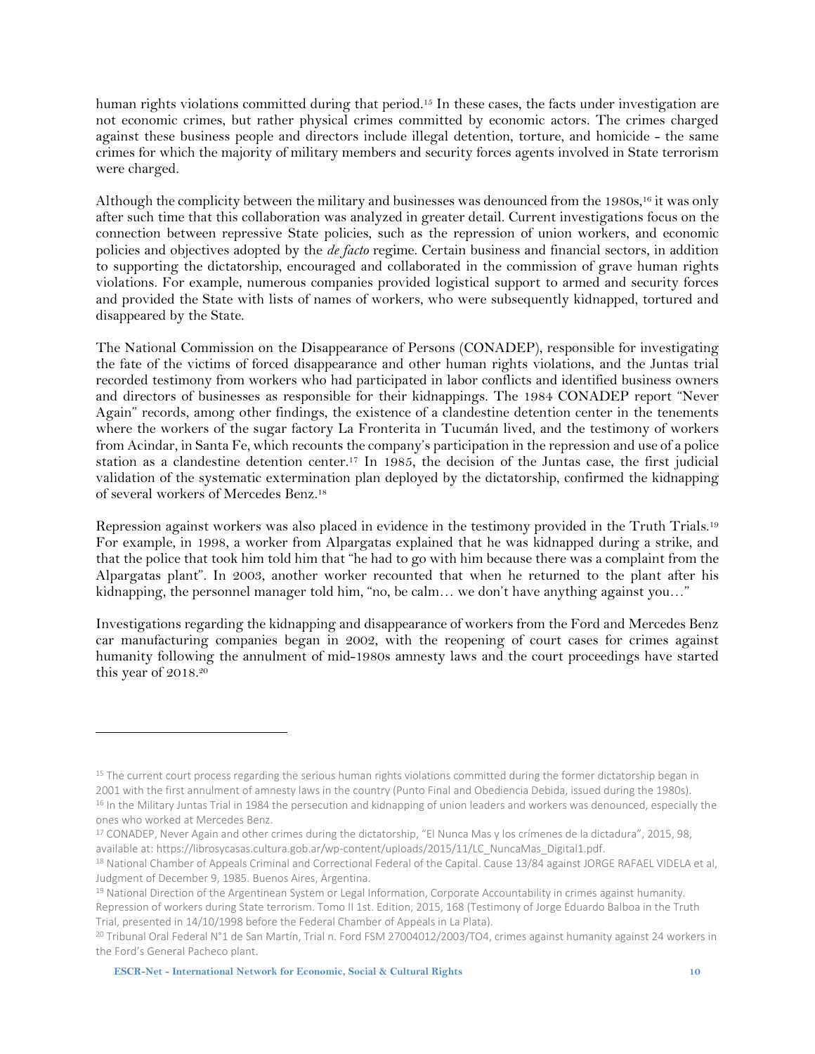human rights violations committed during that period.[15] In these cases, the facts under investigation are not economic crimes, but rather physical crimes committed by economic actors. The crimes charged against these business people and directors include illegal detention, torture, and homicide - the same crimes for which the majority of military members and security forces agents involved in State terrorism were charged.

Although the complicity between the military and businesses was denounced from the 1980s,[16] it was only after such time that this collaboration was analyzed in greater detail. Current investigations focus on the connection between repressive State policies, such as the repression of union workers, and economic policies and objectives adopted by the *de facto* regime. Certain business and financial sectors, in addition to supporting the dictatorship, encouraged and collaborated in the commission of grave human rights violations. For example, numerous companies provided logistical support to armed and security forces and provided the State with lists of names of workers, who were subsequently kidnapped, tortured and disappeared by the State.

The National Commission on the Disappearance of Persons (CONADEP), responsible for investigating the fate of the victims of forced disappearance and other human rights violations, and the Juntas trial recorded testimony from workers who had participated in labor conflicts and identified business owners and directors of businesses as responsible for their kidnappings. The 1984 CONADEP report "Never Again" records, among other findings, the existence of a clandestine detention center in the tenements where the workers of the sugar factory La Fronterita in Tucumán lived, and the testimony of workers from Acindar, in Santa Fe, which recounts the company's participation in the repression and use of a police station as a clandestine detention center.[17] In 1985, the decision of the Juntas case, the first judicial validation of the systematic extermination plan deployed by the dictatorship, confirmed the kidnapping of several workers of Mercedes Benz.[18]

Repression against workers was also placed in evidence in the testimony provided in the Truth Trials.[19] For example, in 1998, a worker from Alpargatas explained that he was kidnapped during a strike, and that the police that took him told him that "he had to go with him because there was a complaint from the Alpargatas plant". In 2003, another worker recounted that when he returned to the plant after his kidnapping, the personnel manager told him, "no, be calm… we don't have anything against you…"

Investigations regarding the kidnapping and disappearance of workers from the Ford and Mercedes Benz car manufacturing companies began in 2002, with the reopening of court cases for crimes against humanity following the annulment of mid-1980s amnesty laws and the court proceedings have started this year of 2018.[20]

---

[15] The current court process regarding the serious human rights violations committed during the former dictatorship began in 2001 with the first annulment of amnesty laws in the country (Punto Final and Obediencia Debida, issued during the 1980s).

[16] In the Military Juntas Trial in 1984 the persecution and kidnapping of union leaders and workers was denounced, especially the ones who worked at Mercedes Benz.

[17] CONADEP, Never Again and other crimes during the dictatorship, "El Nunca Mas y los crímenes de la dictadura", 2015, 98, available at: https://librosycasas.cultura.gob.ar/wp-content/uploads/2015/11/LC_NuncaMas_Digital1.pdf.

[18] National Chamber of Appeals Criminal and Correctional Federal of the Capital. Cause 13/84 against JORGE RAFAEL VIDELA et al, Judgment of December 9, 1985. Buenos Aires, Argentina.

[19] National Direction of the Argentinean System or Legal Information, Corporate Accountability in crimes against humanity. Repression of workers during State terrorism. Tomo II 1st. Edition, 2015, 168 (Testimony of Jorge Eduardo Balboa in the Truth Trial, presented in 14/10/1998 before the Federal Chamber of Appeals in La Plata).

[20] Tribunal Oral Federal N°1 de San Martín, Trial n. Ford FSM 27004012/2003/TO4, crimes against humanity against 24 workers in the Ford's General Pacheco plant.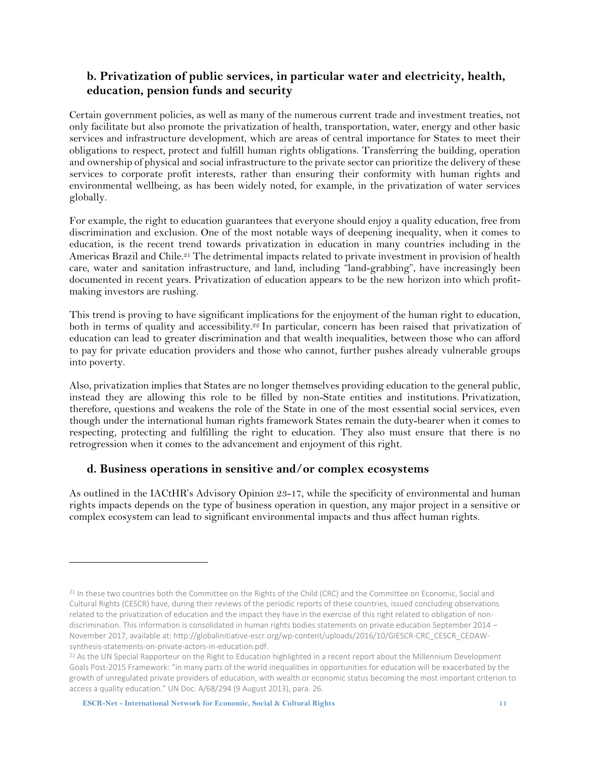## b. Privatization of public services, in particular water and electricity, health, education, pension funds and security

Certain government policies, as well as many of the numerous current trade and investment treaties, not only facilitate but also promote the privatization of health, transportation, water, energy and other basic services and infrastructure development, which are areas of central importance for States to meet their obligations to respect, protect and fulfill human rights obligations. Transferring the building, operation and ownership of physical and social infrastructure to the private sector can prioritize the delivery of these services to corporate profit interests, rather than ensuring their conformity with human rights and environmental wellbeing, as has been widely noted, for example, in the privatization of water services globally.

For example, the right to education guarantees that everyone should enjoy a quality education, free from discrimination and exclusion. One of the most notable ways of deepening inequality, when it comes to education, is the recent trend towards privatization in education in many countries including in the Americas Brazil and Chile.[21] The detrimental impacts related to private investment in provision of health care, water and sanitation infrastructure, and land, including "land-grabbing", have increasingly been documented in recent years. Privatization of education appears to be the new horizon into which profit-making investors are rushing.

This trend is proving to have significant implications for the enjoyment of the human right to education, both in terms of quality and accessibility.[22] In particular, concern has been raised that privatization of education can lead to greater discrimination and that wealth inequalities, between those who can afford to pay for private education providers and those who cannot, further pushes already vulnerable groups into poverty.

Also, privatization implies that States are no longer themselves providing education to the general public, instead they are allowing this role to be filled by non-State entities and institutions. Privatization, therefore, questions and weakens the role of the State in one of the most essential social services, even though under the international human rights framework States remain the duty-bearer when it comes to respecting, protecting and fulfilling the right to education. They also must ensure that there is no retrogression when it comes to the advancement and enjoyment of this right.

## d. Business operations in sensitive and/or complex ecosystems

As outlined in the IACtHR's Advisory Opinion 23-17, while the specificity of environmental and human rights impacts depends on the type of business operation in question, any major project in a sensitive or complex ecosystem can lead to significant environmental impacts and thus affect human rights.

---

[21] In these two countries both the Committee on the Rights of the Child (CRC) and the Committee on Economic, Social and Cultural Rights (CESCR) have, during their reviews of the periodic reports of these countries, issued concluding observations related to the privatization of education and the impact they have in the exercise of this right related to obligation of non-discrimination. This information is consolidated in human rights bodies statements on private education September 2014 – November 2017, available at: http://globalinitiative-escr.org/wp-content/uploads/2016/10/GIESCR-CRC_CESCR_CEDAW-synthesis-statements-on-private-actors-in-education.pdf.

[22] As the UN Special Rapporteur on the Right to Education highlighted in a recent report about the Millennium Development Goals Post-2015 Framework: "in many parts of the world inequalities in opportunities for education will be exacerbated by the growth of unregulated private providers of education, with wealth or economic status becoming the most important criterion to access a quality education." UN Doc. A/68/294 (9 August 2013), para. 26.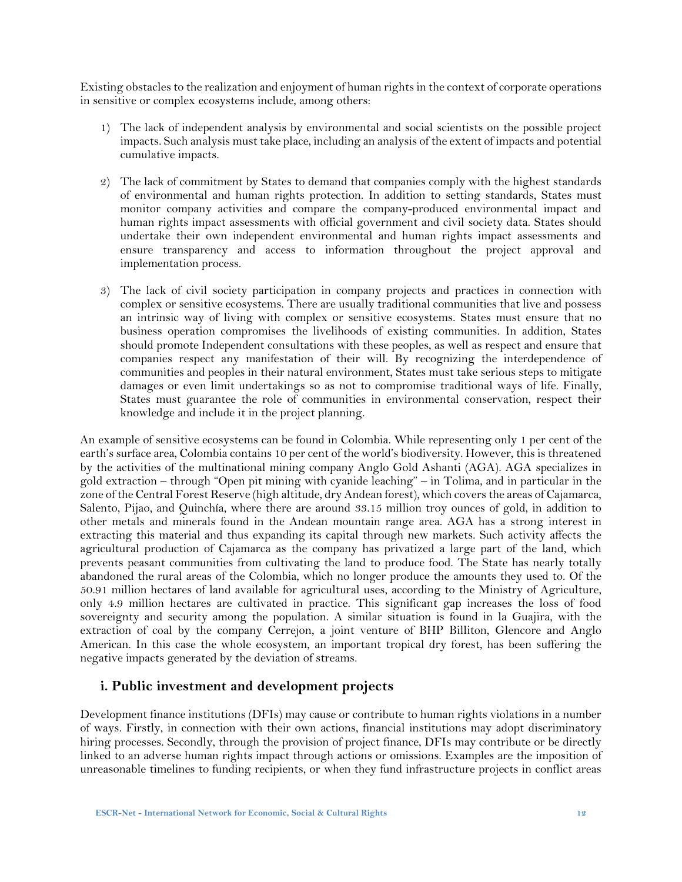Existing obstacles to the realization and enjoyment of human rights in the context of corporate operations in sensitive or complex ecosystems include, among others:

1) The lack of independent analysis by environmental and social scientists on the possible project impacts. Such analysis must take place, including an analysis of the extent of impacts and potential cumulative impacts.

2) The lack of commitment by States to demand that companies comply with the highest standards of environmental and human rights protection. In addition to setting standards, States must monitor company activities and compare the company-produced environmental impact and human rights impact assessments with official government and civil society data. States should undertake their own independent environmental and human rights impact assessments and ensure transparency and access to information throughout the project approval and implementation process.

3) The lack of civil society participation in company projects and practices in connection with complex or sensitive ecosystems. There are usually traditional communities that live and possess an intrinsic way of living with complex or sensitive ecosystems. States must ensure that no business operation compromises the livelihoods of existing communities. In addition, States should promote Independent consultations with these peoples, as well as respect and ensure that companies respect any manifestation of their will. By recognizing the interdependence of communities and peoples in their natural environment, States must take serious steps to mitigate damages or even limit undertakings so as not to compromise traditional ways of life. Finally, States must guarantee the role of communities in environmental conservation, respect their knowledge and include it in the project planning.

An example of sensitive ecosystems can be found in Colombia. While representing only 1 per cent of the earth's surface area, Colombia contains 10 per cent of the world's biodiversity. However, this is threatened by the activities of the multinational mining company Anglo Gold Ashanti (AGA). AGA specializes in gold extraction – through "Open pit mining with cyanide leaching" – in Tolima, and in particular in the zone of the Central Forest Reserve (high altitude, dry Andean forest), which covers the areas of Cajamarca, Salento, Pijao, and Quinchía, where there are around 33.15 million troy ounces of gold, in addition to other metals and minerals found in the Andean mountain range area. AGA has a strong interest in extracting this material and thus expanding its capital through new markets. Such activity affects the agricultural production of Cajamarca as the company has privatized a large part of the land, which prevents peasant communities from cultivating the land to produce food. The State has nearly totally abandoned the rural areas of the Colombia, which no longer produce the amounts they used to. Of the 50.91 million hectares of land available for agricultural uses, according to the Ministry of Agriculture, only 4.9 million hectares are cultivated in practice. This significant gap increases the loss of food sovereignty and security among the population. A similar situation is found in la Guajira, with the extraction of coal by the company Cerrejon, a joint venture of BHP Billiton, Glencore and Anglo American. In this case the whole ecosystem, an important tropical dry forest, has been suffering the negative impacts generated by the deviation of streams.

## i. Public investment and development projects

Development finance institutions (DFIs) may cause or contribute to human rights violations in a number of ways. Firstly, in connection with their own actions, financial institutions may adopt discriminatory hiring processes. Secondly, through the provision of project finance, DFIs may contribute or be directly linked to an adverse human rights impact through actions or omissions. Examples are the imposition of unreasonable timelines to funding recipients, or when they fund infrastructure projects in conflict areas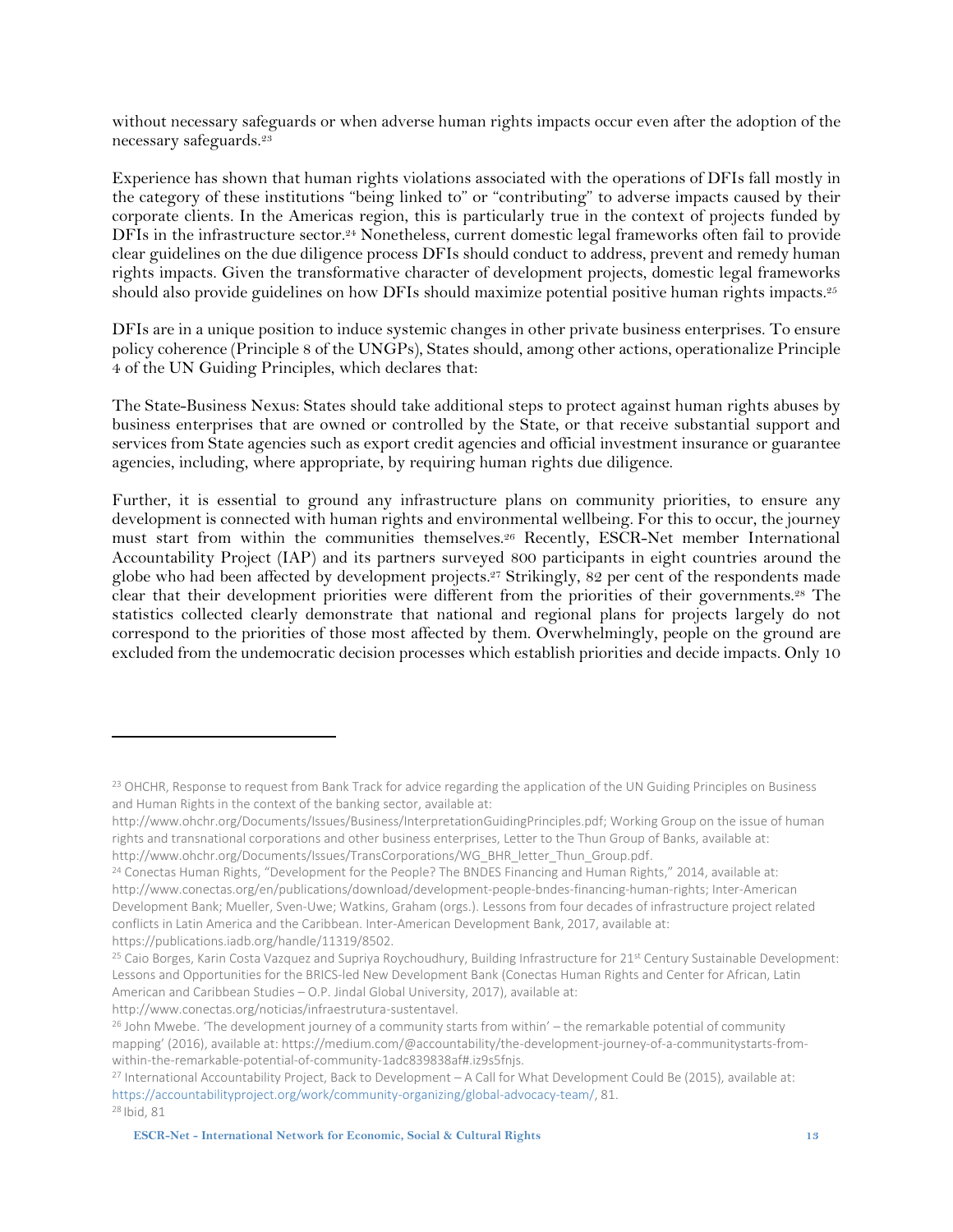without necessary safeguards or when adverse human rights impacts occur even after the adoption of the necessary safeguards.[23]

Experience has shown that human rights violations associated with the operations of DFIs fall mostly in the category of these institutions "being linked to" or "contributing" to adverse impacts caused by their corporate clients. In the Americas region, this is particularly true in the context of projects funded by DFIs in the infrastructure sector.[24] Nonetheless, current domestic legal frameworks often fail to provide clear guidelines on the due diligence process DFIs should conduct to address, prevent and remedy human rights impacts. Given the transformative character of development projects, domestic legal frameworks should also provide guidelines on how DFIs should maximize potential positive human rights impacts.[25]

DFIs are in a unique position to induce systemic changes in other private business enterprises. To ensure policy coherence (Principle 8 of the UNGPs), States should, among other actions, operationalize Principle 4 of the UN Guiding Principles, which declares that:

The State-Business Nexus: States should take additional steps to protect against human rights abuses by business enterprises that are owned or controlled by the State, or that receive substantial support and services from State agencies such as export credit agencies and official investment insurance or guarantee agencies, including, where appropriate, by requiring human rights due diligence.

Further, it is essential to ground any infrastructure plans on community priorities, to ensure any development is connected with human rights and environmental wellbeing. For this to occur, the journey must start from within the communities themselves.[26] Recently, ESCR-Net member International Accountability Project (IAP) and its partners surveyed 800 participants in eight countries around the globe who had been affected by development projects.[27] Strikingly, 82 per cent of the respondents made clear that their development priorities were different from the priorities of their governments.[28] The statistics collected clearly demonstrate that national and regional plans for projects largely do not correspond to the priorities of those most affected by them. Overwhelmingly, people on the ground are excluded from the undemocratic decision processes which establish priorities and decide impacts. Only 10

---

[23] OHCHR, Response to request from Bank Track for advice regarding the application of the UN Guiding Principles on Business and Human Rights in the context of the banking sector, available at: http://www.ohchr.org/Documents/Issues/Business/InterpretationGuidingPrinciples.pdf; Working Group on the issue of human rights and transnational corporations and other business enterprises, Letter to the Thun Group of Banks, available at: http://www.ohchr.org/Documents/Issues/TransCorporations/WG_BHR_letter_Thun_Group.pdf.

[24] Conectas Human Rights, "Development for the People? The BNDES Financing and Human Rights," 2014, available at: http://www.conectas.org/en/publications/download/development-people-bndes-financing-human-rights; Inter-American Development Bank; Mueller, Sven-Uwe; Watkins, Graham (orgs.). Lessons from four decades of infrastructure project related conflicts in Latin America and the Caribbean. Inter-American Development Bank, 2017, available at: https://publications.iadb.org/handle/11319/8502.

[25] Caio Borges, Karin Costa Vazquez and Supriya Roychoudhury, Building Infrastructure for 21st Century Sustainable Development: Lessons and Opportunities for the BRICS-led New Development Bank (Conectas Human Rights and Center for African, Latin American and Caribbean Studies – O.P. Jindal Global University, 2017), available at: http://www.conectas.org/noticias/infraestrutura-sustentavel.

[26] John Mwebe. 'The development journey of a community starts from within' – the remarkable potential of community mapping' (2016), available at: https://medium.com/@accountability/the-development-journey-of-a-communitystarts-from-within-the-remarkable-potential-of-community-1adc839838af#.iz9s5fnjs.

[27] International Accountability Project, Back to Development – A Call for What Development Could Be (2015), available at: https://accountabilityproject.org/work/community-organizing/global-advocacy-team/, 81.

[28] Ibid, 81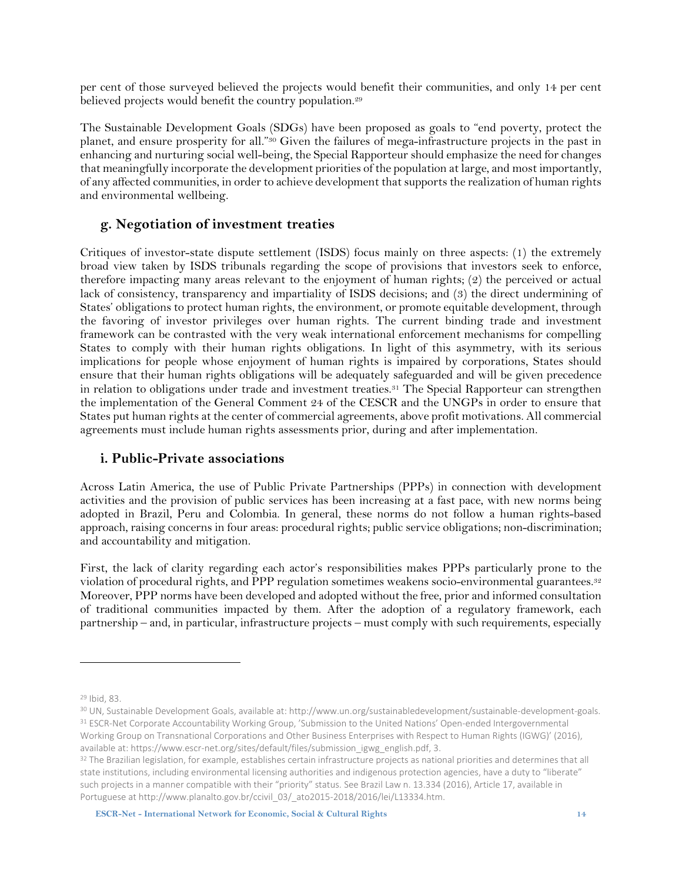per cent of those surveyed believed the projects would benefit their communities, and only 14 per cent believed projects would benefit the country population.[29]

The Sustainable Development Goals (SDGs) have been proposed as goals to "end poverty, protect the planet, and ensure prosperity for all."[30] Given the failures of mega-infrastructure projects in the past in enhancing and nurturing social well-being, the Special Rapporteur should emphasize the need for changes that meaningfully incorporate the development priorities of the population at large, and most importantly, of any affected communities, in order to achieve development that supports the realization of human rights and environmental wellbeing.

## g. Negotiation of investment treaties

Critiques of investor-state dispute settlement (ISDS) focus mainly on three aspects: (1) the extremely broad view taken by ISDS tribunals regarding the scope of provisions that investors seek to enforce, therefore impacting many areas relevant to the enjoyment of human rights; (2) the perceived or actual lack of consistency, transparency and impartiality of ISDS decisions; and (3) the direct undermining of States' obligations to protect human rights, the environment, or promote equitable development, through the favoring of investor privileges over human rights. The current binding trade and investment framework can be contrasted with the very weak international enforcement mechanisms for compelling States to comply with their human rights obligations. In light of this asymmetry, with its serious implications for people whose enjoyment of human rights is impaired by corporations, States should ensure that their human rights obligations will be adequately safeguarded and will be given precedence in relation to obligations under trade and investment treaties.[31] The Special Rapporteur can strengthen the implementation of the General Comment 24 of the CESCR and the UNGPs in order to ensure that States put human rights at the center of commercial agreements, above profit motivations. All commercial agreements must include human rights assessments prior, during and after implementation.

## i. Public-Private associations

Across Latin America, the use of Public Private Partnerships (PPPs) in connection with development activities and the provision of public services has been increasing at a fast pace, with new norms being adopted in Brazil, Peru and Colombia. In general, these norms do not follow a human rights-based approach, raising concerns in four areas: procedural rights; public service obligations; non-discrimination; and accountability and mitigation.

First, the lack of clarity regarding each actor's responsibilities makes PPPs particularly prone to the violation of procedural rights, and PPP regulation sometimes weakens socio-environmental guarantees.[32] Moreover, PPP norms have been developed and adopted without the free, prior and informed consultation of traditional communities impacted by them. After the adoption of a regulatory framework, each partnership – and, in particular, infrastructure projects – must comply with such requirements, especially

---

[29] Ibid, 83.

[30] UN, Sustainable Development Goals, available at: http://www.un.org/sustainabledevelopment/sustainable-development-goals.

[31] ESCR-Net Corporate Accountability Working Group, 'Submission to the United Nations' Open-ended Intergovernmental Working Group on Transnational Corporations and Other Business Enterprises with Respect to Human Rights (IGWG)' (2016), available at: https://www.escr-net.org/sites/default/files/submission_igwg_english.pdf, 3.

[32] The Brazilian legislation, for example, establishes certain infrastructure projects as national priorities and determines that all state institutions, including environmental licensing authorities and indigenous protection agencies, have a duty to "liberate" such projects in a manner compatible with their "priority" status. See Brazil Law n. 13.334 (2016), Article 17, available in Portuguese at http://www.planalto.gov.br/ccivil_03/_ato2015-2018/2016/lei/L13334.htm.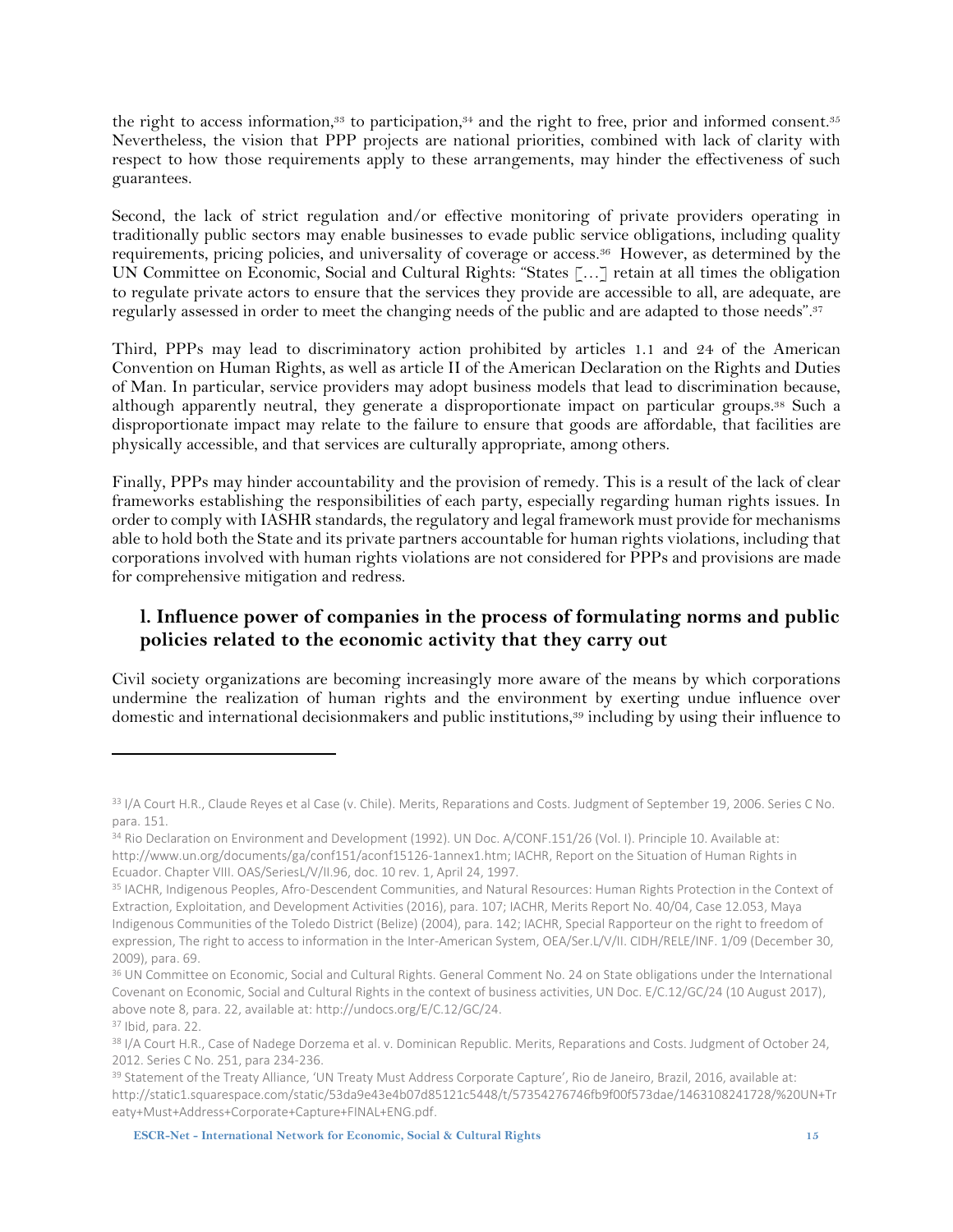the right to access information,[33] to participation,[34] and the right to free, prior and informed consent.[35] Nevertheless, the vision that PPP projects are national priorities, combined with lack of clarity with respect to how those requirements apply to these arrangements, may hinder the effectiveness of such guarantees.

Second, the lack of strict regulation and/or effective monitoring of private providers operating in traditionally public sectors may enable businesses to evade public service obligations, including quality requirements, pricing policies, and universality of coverage or access.[36] However, as determined by the UN Committee on Economic, Social and Cultural Rights: "States […] retain at all times the obligation to regulate private actors to ensure that the services they provide are accessible to all, are adequate, are regularly assessed in order to meet the changing needs of the public and are adapted to those needs".[37]

Third, PPPs may lead to discriminatory action prohibited by articles 1.1 and 24 of the American Convention on Human Rights, as well as article II of the American Declaration on the Rights and Duties of Man. In particular, service providers may adopt business models that lead to discrimination because, although apparently neutral, they generate a disproportionate impact on particular groups.[38] Such a disproportionate impact may relate to the failure to ensure that goods are affordable, that facilities are physically accessible, and that services are culturally appropriate, among others.

Finally, PPPs may hinder accountability and the provision of remedy. This is a result of the lack of clear frameworks establishing the responsibilities of each party, especially regarding human rights issues. In order to comply with IASHR standards, the regulatory and legal framework must provide for mechanisms able to hold both the State and its private partners accountable for human rights violations, including that corporations involved with human rights violations are not considered for PPPs and provisions are made for comprehensive mitigation and redress.

## l. Influence power of companies in the process of formulating norms and public policies related to the economic activity that they carry out

Civil society organizations are becoming increasingly more aware of the means by which corporations undermine the realization of human rights and the environment by exerting undue influence over domestic and international decisionmakers and public institutions,[39] including by using their influence to

---

[33] I/A Court H.R., Claude Reyes et al Case (v. Chile). Merits, Reparations and Costs. Judgment of September 19, 2006. Series C No. para. 151.

[34] Rio Declaration on Environment and Development (1992). UN Doc. A/CONF.151/26 (Vol. I). Principle 10. Available at: http://www.un.org/documents/ga/conf151/aconf15126-1annex1.htm; IACHR, Report on the Situation of Human Rights in Ecuador. Chapter VIII. OAS/SeriesL/V/II.96, doc. 10 rev. 1, April 24, 1997.

[35] IACHR, Indigenous Peoples, Afro-Descendent Communities, and Natural Resources: Human Rights Protection in the Context of Extraction, Exploitation, and Development Activities (2016), para. 107; IACHR, Merits Report No. 40/04, Case 12.053, Maya Indigenous Communities of the Toledo District (Belize) (2004), para. 142; IACHR, Special Rapporteur on the right to freedom of expression, The right to access to information in the Inter-American System, OEA/Ser.L/V/II. CIDH/RELE/INF. 1/09 (December 30, 2009), para. 69.

[36] UN Committee on Economic, Social and Cultural Rights. General Comment No. 24 on State obligations under the International Covenant on Economic, Social and Cultural Rights in the context of business activities, UN Doc. E/C.12/GC/24 (10 August 2017), above note 8, para. 22, available at: http://undocs.org/E/C.12/GC/24.

[37] Ibid, para. 22.

[38] I/A Court H.R., Case of Nadege Dorzema et al. v. Dominican Republic. Merits, Reparations and Costs. Judgment of October 24, 2012. Series C No. 251, para 234-236.

[39] Statement of the Treaty Alliance, 'UN Treaty Must Address Corporate Capture', Rio de Janeiro, Brazil, 2016, available at: http://static1.squarespace.com/static/53da9e43e4b07d85121c5448/t/57354276746fb9f00f573dae/1463108241728/%20UN+Treaty+Must+Address+Corporate+Capture+FINAL+ENG.pdf.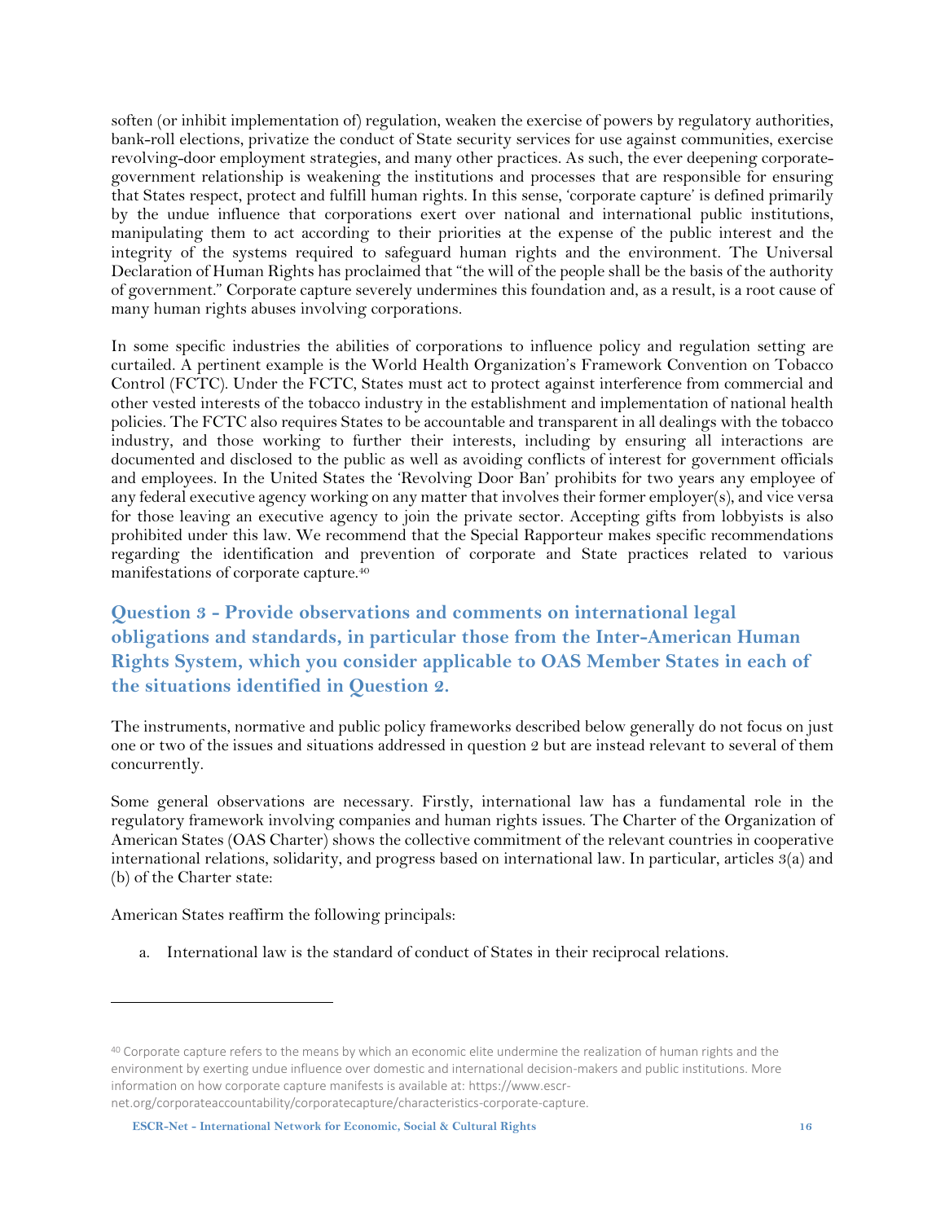soften (or inhibit implementation of) regulation, weaken the exercise of powers by regulatory authorities, bank-roll elections, privatize the conduct of State security services for use against communities, exercise revolving-door employment strategies, and many other practices. As such, the ever deepening corporate-government relationship is weakening the institutions and processes that are responsible for ensuring that States respect, protect and fulfill human rights. In this sense, 'corporate capture' is defined primarily by the undue influence that corporations exert over national and international public institutions, manipulating them to act according to their priorities at the expense of the public interest and the integrity of the systems required to safeguard human rights and the environment. The Universal Declaration of Human Rights has proclaimed that "the will of the people shall be the basis of the authority of government." Corporate capture severely undermines this foundation and, as a result, is a root cause of many human rights abuses involving corporations.

In some specific industries the abilities of corporations to influence policy and regulation setting are curtailed. A pertinent example is the World Health Organization's Framework Convention on Tobacco Control (FCTC). Under the FCTC, States must act to protect against interference from commercial and other vested interests of the tobacco industry in the establishment and implementation of national health policies. The FCTC also requires States to be accountable and transparent in all dealings with the tobacco industry, and those working to further their interests, including by ensuring all interactions are documented and disclosed to the public as well as avoiding conflicts of interest for government officials and employees. In the United States the 'Revolving Door Ban' prohibits for two years any employee of any federal executive agency working on any matter that involves their former employer(s), and vice versa for those leaving an executive agency to join the private sector. Accepting gifts from lobbyists is also prohibited under this law. We recommend that the Special Rapporteur makes specific recommendations regarding the identification and prevention of corporate and State practices related to various manifestations of corporate capture.[40]

## Question 3 - Provide observations and comments on international legal obligations and standards, in particular those from the Inter-American Human Rights System, which you consider applicable to OAS Member States in each of the situations identified in Question 2.

The instruments, normative and public policy frameworks described below generally do not focus on just one or two of the issues and situations addressed in question 2 but are instead relevant to several of them concurrently.

Some general observations are necessary. Firstly, international law has a fundamental role in the regulatory framework involving companies and human rights issues. The Charter of the Organization of American States (OAS Charter) shows the collective commitment of the relevant countries in cooperative international relations, solidarity, and progress based on international law. In particular, articles 3(a) and (b) of the Charter state:

American States reaffirm the following principals:

a. International law is the standard of conduct of States in their reciprocal relations.

---

[40] Corporate capture refers to the means by which an economic elite undermine the realization of human rights and the environment by exerting undue influence over domestic and international decision-makers and public institutions. More information on how corporate capture manifests is available at: https://www.escr-net.org/corporateaccountability/corporatecapture/characteristics-corporate-capture.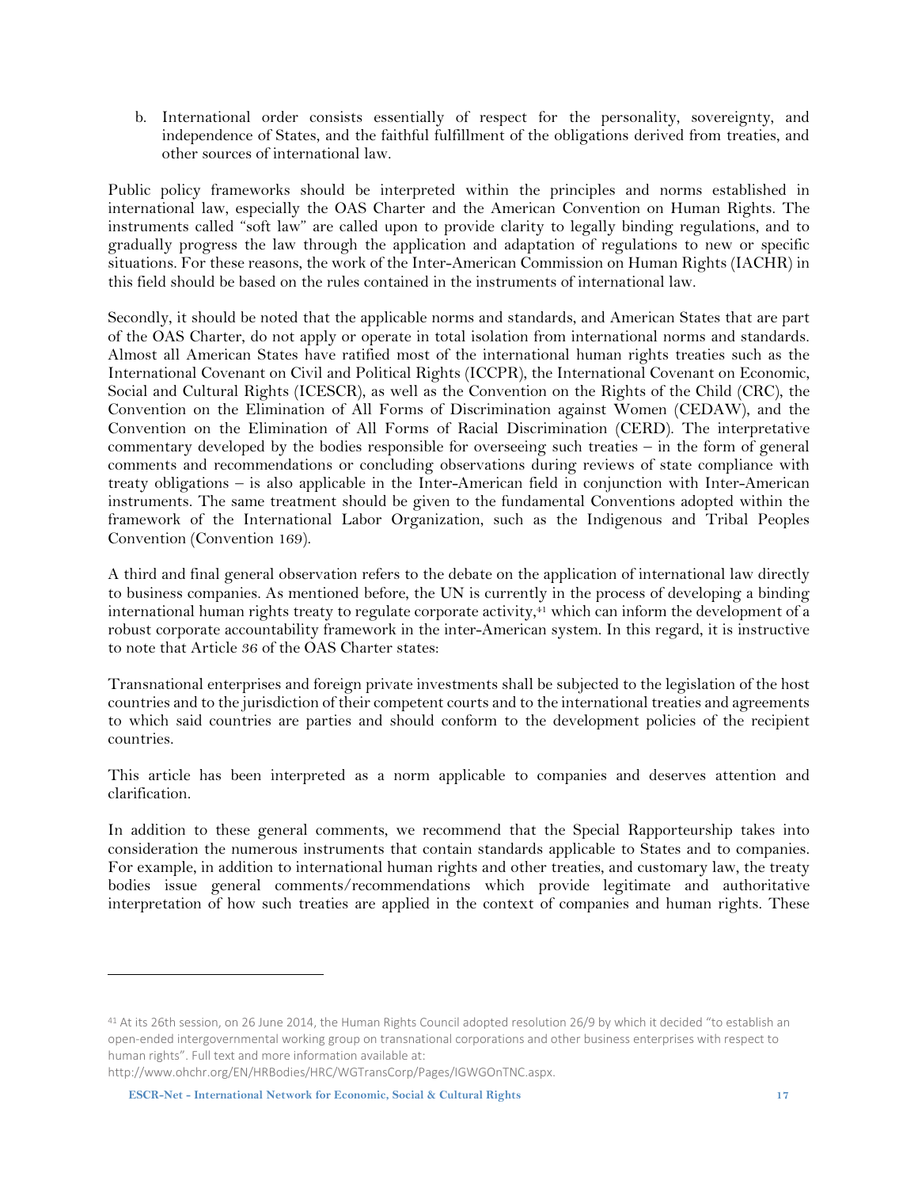b. International order consists essentially of respect for the personality, sovereignty, and independence of States, and the faithful fulfillment of the obligations derived from treaties, and other sources of international law.

Public policy frameworks should be interpreted within the principles and norms established in international law, especially the OAS Charter and the American Convention on Human Rights. The instruments called "soft law" are called upon to provide clarity to legally binding regulations, and to gradually progress the law through the application and adaptation of regulations to new or specific situations. For these reasons, the work of the Inter-American Commission on Human Rights (IACHR) in this field should be based on the rules contained in the instruments of international law.

Secondly, it should be noted that the applicable norms and standards, and American States that are part of the OAS Charter, do not apply or operate in total isolation from international norms and standards. Almost all American States have ratified most of the international human rights treaties such as the International Covenant on Civil and Political Rights (ICCPR), the International Covenant on Economic, Social and Cultural Rights (ICESCR), as well as the Convention on the Rights of the Child (CRC), the Convention on the Elimination of All Forms of Discrimination against Women (CEDAW), and the Convention on the Elimination of All Forms of Racial Discrimination (CERD). The interpretative commentary developed by the bodies responsible for overseeing such treaties – in the form of general comments and recommendations or concluding observations during reviews of state compliance with treaty obligations – is also applicable in the Inter-American field in conjunction with Inter-American instruments. The same treatment should be given to the fundamental Conventions adopted within the framework of the International Labor Organization, such as the Indigenous and Tribal Peoples Convention (Convention 169).

A third and final general observation refers to the debate on the application of international law directly to business companies. As mentioned before, the UN is currently in the process of developing a binding international human rights treaty to regulate corporate activity,[41] which can inform the development of a robust corporate accountability framework in the inter-American system. In this regard, it is instructive to note that Article 36 of the OAS Charter states:

Transnational enterprises and foreign private investments shall be subjected to the legislation of the host countries and to the jurisdiction of their competent courts and to the international treaties and agreements to which said countries are parties and should conform to the development policies of the recipient countries.

This article has been interpreted as a norm applicable to companies and deserves attention and clarification.

In addition to these general comments, we recommend that the Special Rapporteurship takes into consideration the numerous instruments that contain standards applicable to States and to companies. For example, in addition to international human rights and other treaties, and customary law, the treaty bodies issue general comments/recommendations which provide legitimate and authoritative interpretation of how such treaties are applied in the context of companies and human rights. These

---

[41] At its 26th session, on 26 June 2014, the Human Rights Council adopted resolution 26/9 by which it decided "to establish an open-ended intergovernmental working group on transnational corporations and other business enterprises with respect to human rights". Full text and more information available at: http://www.ohchr.org/EN/HRBodies/HRC/WGTransCorp/Pages/IGWGOnTNC.aspx.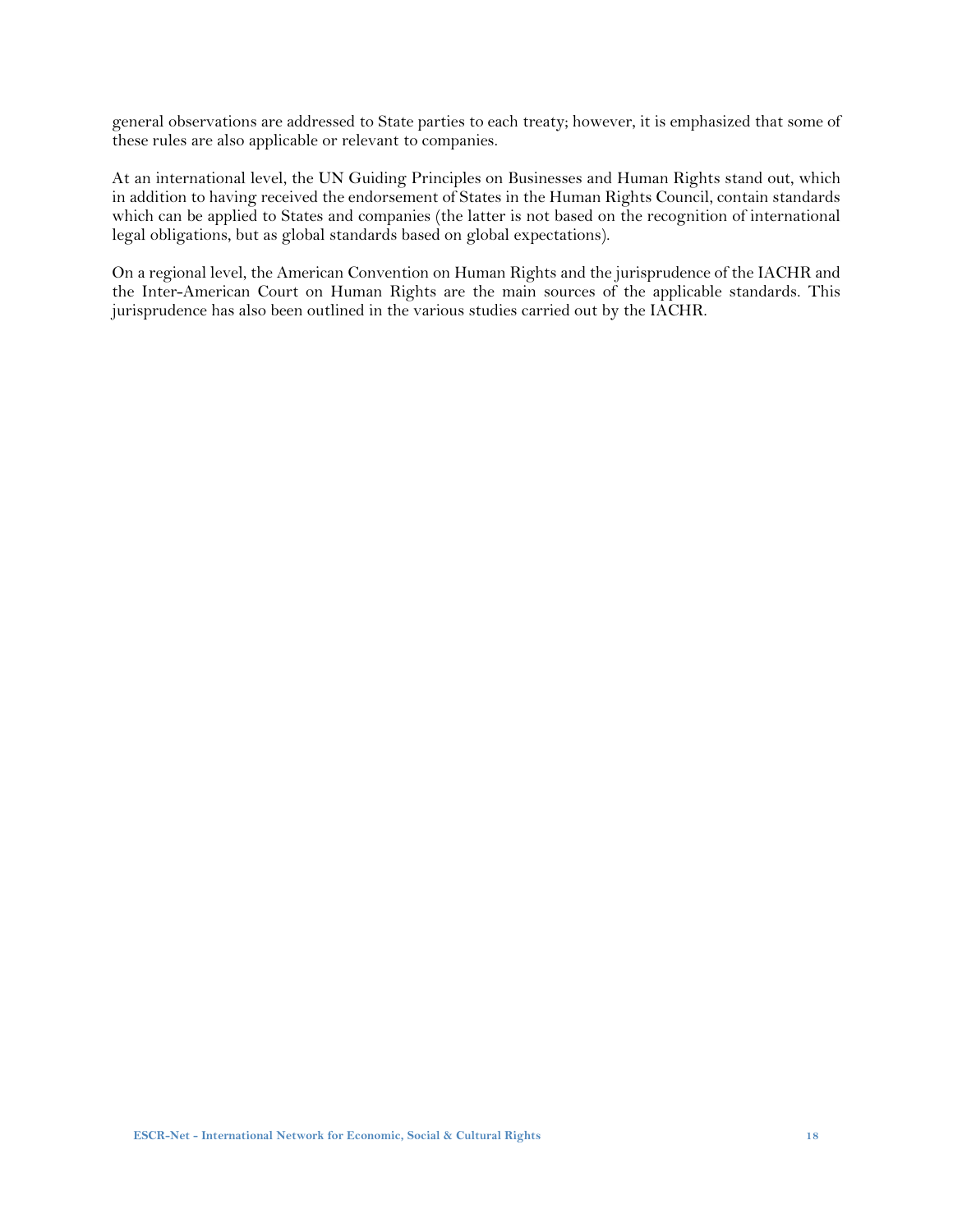general observations are addressed to State parties to each treaty; however, it is emphasized that some of these rules are also applicable or relevant to companies.

At an international level, the UN Guiding Principles on Businesses and Human Rights stand out, which in addition to having received the endorsement of States in the Human Rights Council, contain standards which can be applied to States and companies (the latter is not based on the recognition of international legal obligations, but as global standards based on global expectations).

On a regional level, the American Convention on Human Rights and the jurisprudence of the IACHR and the Inter-American Court on Human Rights are the main sources of the applicable standards. This jurisprudence has also been outlined in the various studies carried out by the IACHR.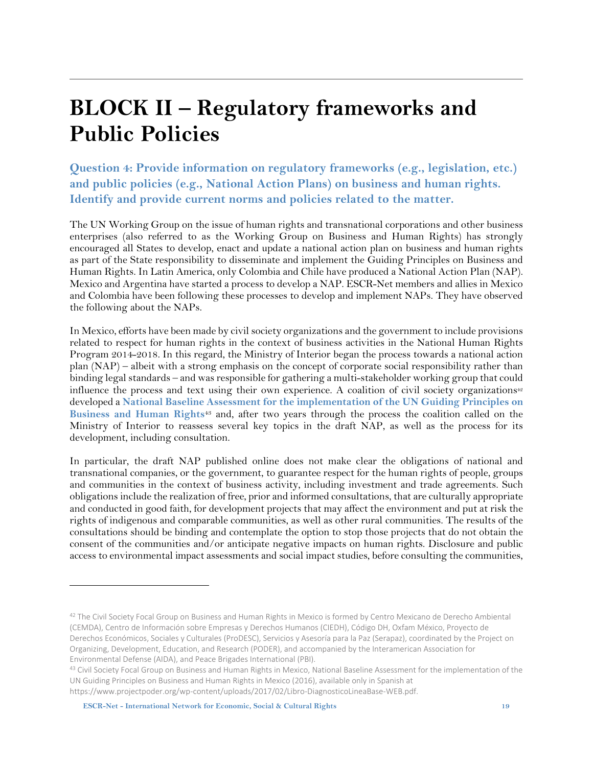# BLOCK II – Regulatory frameworks and Public Policies

## Question 4: Provide information on regulatory frameworks (e.g., legislation, etc.) and public policies (e.g., National Action Plans) on business and human rights. Identify and provide current norms and policies related to the matter.

The UN Working Group on the issue of human rights and transnational corporations and other business enterprises (also referred to as the Working Group on Business and Human Rights) has strongly encouraged all States to develop, enact and update a national action plan on business and human rights as part of the State responsibility to disseminate and implement the Guiding Principles on Business and Human Rights. In Latin America, only Colombia and Chile have produced a National Action Plan (NAP). Mexico and Argentina have started a process to develop a NAP. ESCR-Net members and allies in Mexico and Colombia have been following these processes to develop and implement NAPs. They have observed the following about the NAPs.

In Mexico, efforts have been made by civil society organizations and the government to include provisions related to respect for human rights in the context of business activities in the National Human Rights Program 2014-2018. In this regard, the Ministry of Interior began the process towards a national action plan (NAP) – albeit with a strong emphasis on the concept of corporate social responsibility rather than binding legal standards – and was responsible for gathering a multi-stakeholder working group that could influence the process and text using their own experience. A coalition of civil society organizations[42] developed a **National Baseline Assessment for the implementation of the UN Guiding Principles on Business and Human Rights**[43] and, after two years through the process the coalition called on the Ministry of Interior to reassess several key topics in the draft NAP, as well as the process for its development, including consultation.

In particular, the draft NAP published online does not make clear the obligations of national and transnational companies, or the government, to guarantee respect for the human rights of people, groups and communities in the context of business activity, including investment and trade agreements. Such obligations include the realization of free, prior and informed consultations, that are culturally appropriate and conducted in good faith, for development projects that may affect the environment and put at risk the rights of indigenous and comparable communities, as well as other rural communities. The results of the consultations should be binding and contemplate the option to stop those projects that do not obtain the consent of the communities and/or anticipate negative impacts on human rights. Disclosure and public access to environmental impact assessments and social impact studies, before consulting the communities,

---

[42] The Civil Society Focal Group on Business and Human Rights in Mexico is formed by Centro Mexicano de Derecho Ambiental (CEMDA), Centro de Información sobre Empresas y Derechos Humanos (CIEDH), Código DH, Oxfam México, Proyecto de Derechos Económicos, Sociales y Culturales (ProDESC), Servicios y Asesoría para la Paz (Serapaz), coordinated by the Project on Organizing, Development, Education, and Research (PODER), and accompanied by the Interamerican Association for Environmental Defense (AIDA), and Peace Brigades International (PBI).

[43] Civil Society Focal Group on Business and Human Rights in Mexico, National Baseline Assessment for the implementation of the UN Guiding Principles on Business and Human Rights in Mexico (2016), available only in Spanish at https://www.projectpoder.org/wp-content/uploads/2017/02/Libro-DiagnosticoLineaBase-WEB.pdf.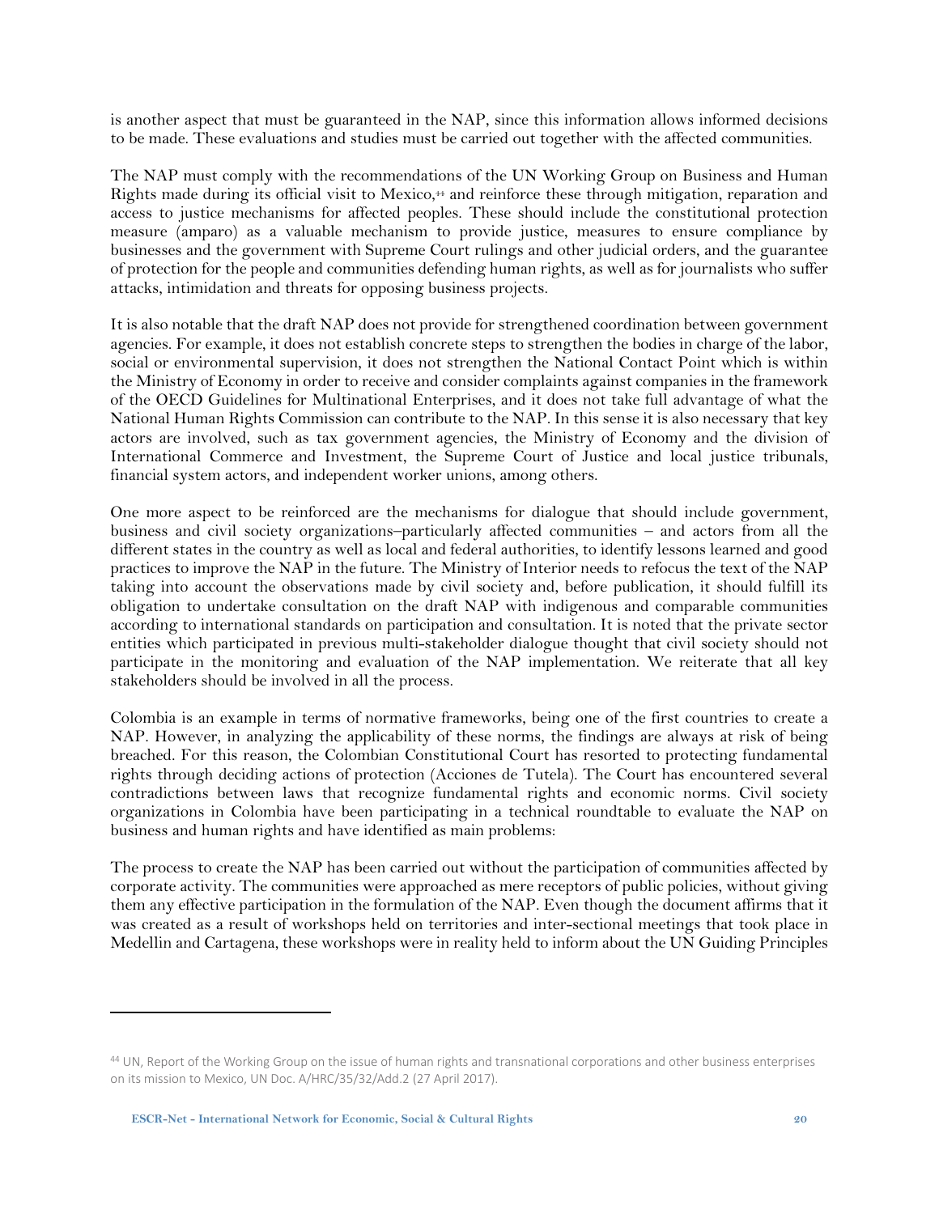is another aspect that must be guaranteed in the NAP, since this information allows informed decisions to be made. These evaluations and studies must be carried out together with the affected communities.

The NAP must comply with the recommendations of the UN Working Group on Business and Human Rights made during its official visit to Mexico,[44] and reinforce these through mitigation, reparation and access to justice mechanisms for affected peoples. These should include the constitutional protection measure (amparo) as a valuable mechanism to provide justice, measures to ensure compliance by businesses and the government with Supreme Court rulings and other judicial orders, and the guarantee of protection for the people and communities defending human rights, as well as for journalists who suffer attacks, intimidation and threats for opposing business projects.

It is also notable that the draft NAP does not provide for strengthened coordination between government agencies. For example, it does not establish concrete steps to strengthen the bodies in charge of the labor, social or environmental supervision, it does not strengthen the National Contact Point which is within the Ministry of Economy in order to receive and consider complaints against companies in the framework of the OECD Guidelines for Multinational Enterprises, and it does not take full advantage of what the National Human Rights Commission can contribute to the NAP. In this sense it is also necessary that key actors are involved, such as tax government agencies, the Ministry of Economy and the division of International Commerce and Investment, the Supreme Court of Justice and local justice tribunals, financial system actors, and independent worker unions, among others.

One more aspect to be reinforced are the mechanisms for dialogue that should include government, business and civil society organizations–particularly affected communities – and actors from all the different states in the country as well as local and federal authorities, to identify lessons learned and good practices to improve the NAP in the future. The Ministry of Interior needs to refocus the text of the NAP taking into account the observations made by civil society and, before publication, it should fulfill its obligation to undertake consultation on the draft NAP with indigenous and comparable communities according to international standards on participation and consultation. It is noted that the private sector entities which participated in previous multi-stakeholder dialogue thought that civil society should not participate in the monitoring and evaluation of the NAP implementation. We reiterate that all key stakeholders should be involved in all the process.

Colombia is an example in terms of normative frameworks, being one of the first countries to create a NAP. However, in analyzing the applicability of these norms, the findings are always at risk of being breached. For this reason, the Colombian Constitutional Court has resorted to protecting fundamental rights through deciding actions of protection (Acciones de Tutela). The Court has encountered several contradictions between laws that recognize fundamental rights and economic norms. Civil society organizations in Colombia have been participating in a technical roundtable to evaluate the NAP on business and human rights and have identified as main problems:

The process to create the NAP has been carried out without the participation of communities affected by corporate activity. The communities were approached as mere receptors of public policies, without giving them any effective participation in the formulation of the NAP. Even though the document affirms that it was created as a result of workshops held on territories and inter-sectional meetings that took place in Medellin and Cartagena, these workshops were in reality held to inform about the UN Guiding Principles

---

[44] UN, Report of the Working Group on the issue of human rights and transnational corporations and other business enterprises on its mission to Mexico, UN Doc. A/HRC/35/32/Add.2 (27 April 2017).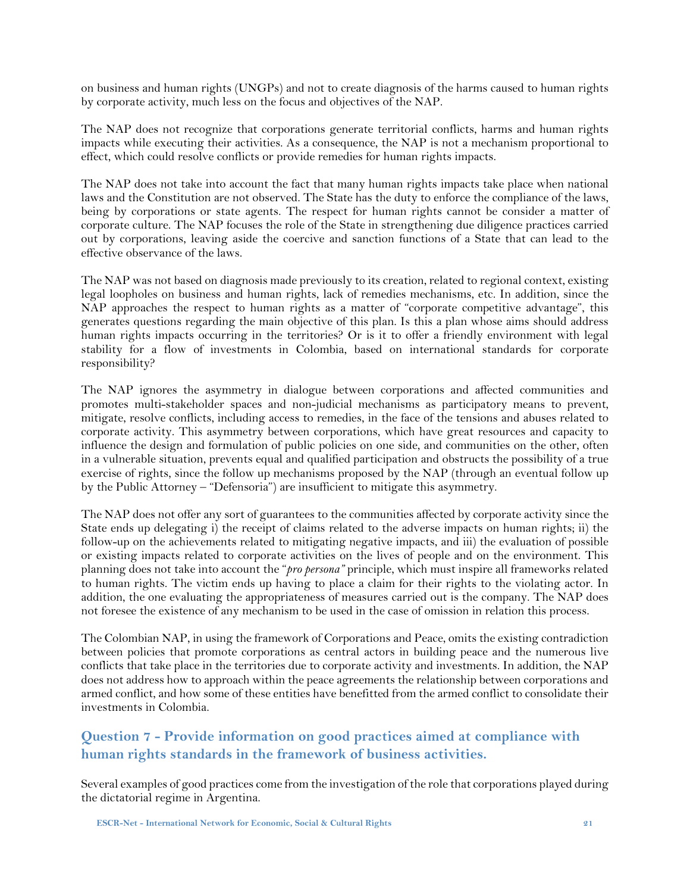on business and human rights (UNGPs) and not to create diagnosis of the harms caused to human rights by corporate activity, much less on the focus and objectives of the NAP.

The NAP does not recognize that corporations generate territorial conflicts, harms and human rights impacts while executing their activities. As a consequence, the NAP is not a mechanism proportional to effect, which could resolve conflicts or provide remedies for human rights impacts.

The NAP does not take into account the fact that many human rights impacts take place when national laws and the Constitution are not observed. The State has the duty to enforce the compliance of the laws, being by corporations or state agents. The respect for human rights cannot be consider a matter of corporate culture. The NAP focuses the role of the State in strengthening due diligence practices carried out by corporations, leaving aside the coercive and sanction functions of a State that can lead to the effective observance of the laws.

The NAP was not based on diagnosis made previously to its creation, related to regional context, existing legal loopholes on business and human rights, lack of remedies mechanisms, etc. In addition, since the NAP approaches the respect to human rights as a matter of "corporate competitive advantage", this generates questions regarding the main objective of this plan. Is this a plan whose aims should address human rights impacts occurring in the territories? Or is it to offer a friendly environment with legal stability for a flow of investments in Colombia, based on international standards for corporate responsibility?

The NAP ignores the asymmetry in dialogue between corporations and affected communities and promotes multi-stakeholder spaces and non-judicial mechanisms as participatory means to prevent, mitigate, resolve conflicts, including access to remedies, in the face of the tensions and abuses related to corporate activity. This asymmetry between corporations, which have great resources and capacity to influence the design and formulation of public policies on one side, and communities on the other, often in a vulnerable situation, prevents equal and qualified participation and obstructs the possibility of a true exercise of rights, since the follow up mechanisms proposed by the NAP (through an eventual follow up by the Public Attorney – "Defensoria") are insufficient to mitigate this asymmetry.

The NAP does not offer any sort of guarantees to the communities affected by corporate activity since the State ends up delegating i) the receipt of claims related to the adverse impacts on human rights; ii) the follow-up on the achievements related to mitigating negative impacts, and iii) the evaluation of possible or existing impacts related to corporate activities on the lives of people and on the environment. This planning does not take into account the "*pro persona*" principle, which must inspire all frameworks related to human rights. The victim ends up having to place a claim for their rights to the violating actor. In addition, the one evaluating the appropriateness of measures carried out is the company. The NAP does not foresee the existence of any mechanism to be used in the case of omission in relation this process.

The Colombian NAP, in using the framework of Corporations and Peace, omits the existing contradiction between policies that promote corporations as central actors in building peace and the numerous live conflicts that take place in the territories due to corporate activity and investments. In addition, the NAP does not address how to approach within the peace agreements the relationship between corporations and armed conflict, and how some of these entities have benefitted from the armed conflict to consolidate their investments in Colombia.

## Question 7 - Provide information on good practices aimed at compliance with human rights standards in the framework of business activities.

Several examples of good practices come from the investigation of the role that corporations played during the dictatorial regime in Argentina.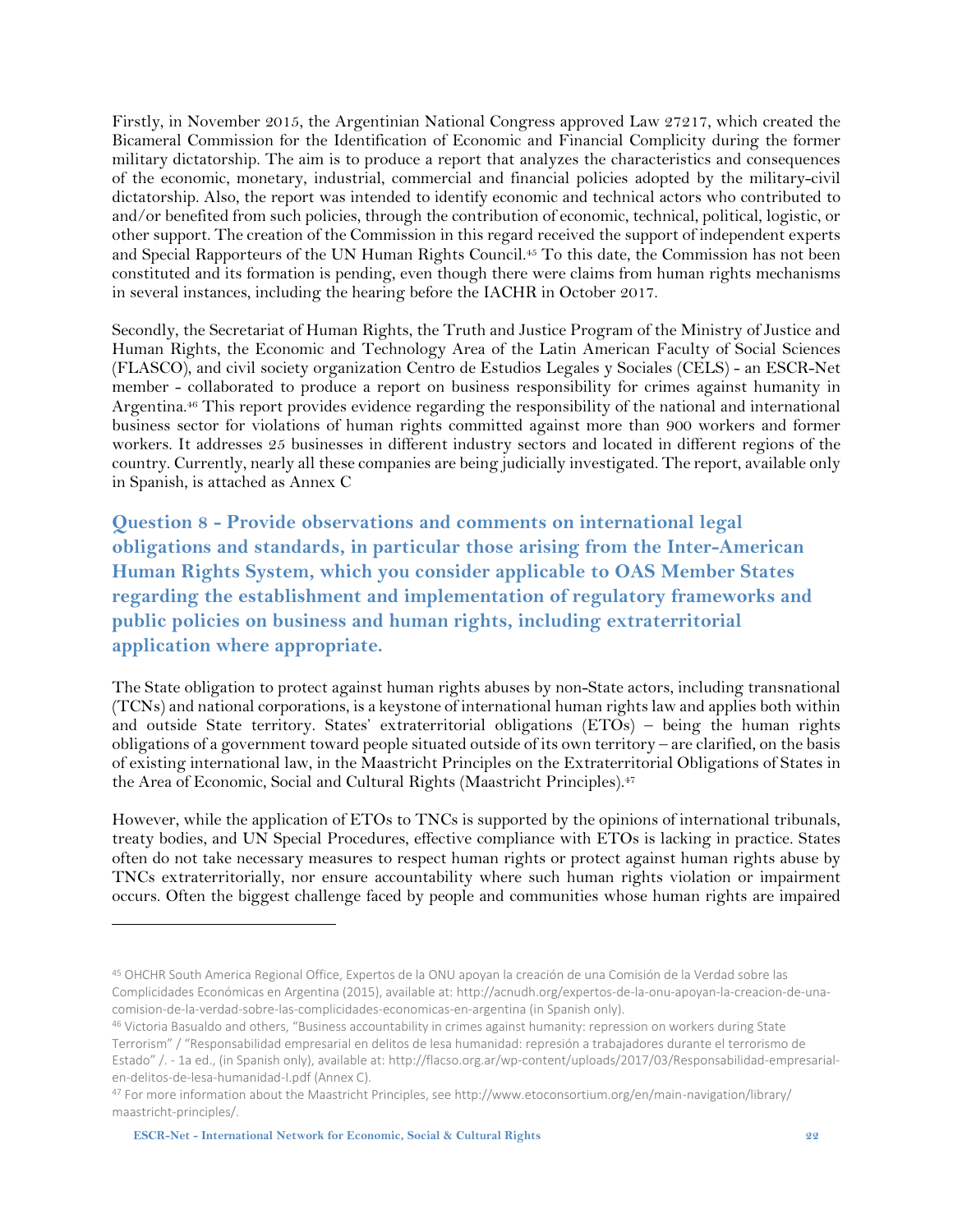Firstly, in November 2015, the Argentinian National Congress approved Law 27217, which created the Bicameral Commission for the Identification of Economic and Financial Complicity during the former military dictatorship. The aim is to produce a report that analyzes the characteristics and consequences of the economic, monetary, industrial, commercial and financial policies adopted by the military-civil dictatorship. Also, the report was intended to identify economic and technical actors who contributed to and/or benefited from such policies, through the contribution of economic, technical, political, logistic, or other support. The creation of the Commission in this regard received the support of independent experts and Special Rapporteurs of the UN Human Rights Council.[45] To this date, the Commission has not been constituted and its formation is pending, even though there were claims from human rights mechanisms in several instances, including the hearing before the IACHR in October 2017.

Secondly, the Secretariat of Human Rights, the Truth and Justice Program of the Ministry of Justice and Human Rights, the Economic and Technology Area of the Latin American Faculty of Social Sciences (FLASCO), and civil society organization Centro de Estudios Legales y Sociales (CELS) - an ESCR-Net member - collaborated to produce a report on business responsibility for crimes against humanity in Argentina.[46] This report provides evidence regarding the responsibility of the national and international business sector for violations of human rights committed against more than 900 workers and former workers. It addresses 25 businesses in different industry sectors and located in different regions of the country. Currently, nearly all these companies are being judicially investigated. The report, available only in Spanish, is attached as Annex C

## Question 8 - Provide observations and comments on international legal obligations and standards, in particular those arising from the Inter-American Human Rights System, which you consider applicable to OAS Member States regarding the establishment and implementation of regulatory frameworks and public policies on business and human rights, including extraterritorial application where appropriate.

The State obligation to protect against human rights abuses by non-State actors, including transnational (TCNs) and national corporations, is a keystone of international human rights law and applies both within and outside State territory. States' extraterritorial obligations (ETOs) – being the human rights obligations of a government toward people situated outside of its own territory – are clarified, on the basis of existing international law, in the Maastricht Principles on the Extraterritorial Obligations of States in the Area of Economic, Social and Cultural Rights (Maastricht Principles).[47]

However, while the application of ETOs to TNCs is supported by the opinions of international tribunals, treaty bodies, and UN Special Procedures, effective compliance with ETOs is lacking in practice. States often do not take necessary measures to respect human rights or protect against human rights abuse by TNCs extraterritorially, nor ensure accountability where such human rights violation or impairment occurs. Often the biggest challenge faced by people and communities whose human rights are impaired

---

[45] OHCHR South America Regional Office, Expertos de la ONU apoyan la creación de una Comisión de la Verdad sobre las Complicidades Económicas en Argentina (2015), available at: http://acnudh.org/expertos-de-la-onu-apoyan-la-creacion-de-una-comision-de-la-verdad-sobre-las-complicidades-economicas-en-argentina (in Spanish only).

[46] Victoria Basualdo and others, "Business accountability in crimes against humanity: repression on workers during State Terrorism" / "Responsabilidad empresarial en delitos de lesa humanidad: represión a trabajadores durante el terrorismo de Estado" /. - 1a ed., (in Spanish only), available at: http://flacso.org.ar/wp-content/uploads/2017/03/Responsabilidad-empresarial-en-delitos-de-lesa-humanidad-I.pdf (Annex C).

[47] For more information about the Maastricht Principles, see http://www.etoconsortium.org/en/main-navigation/library/maastricht-principles/.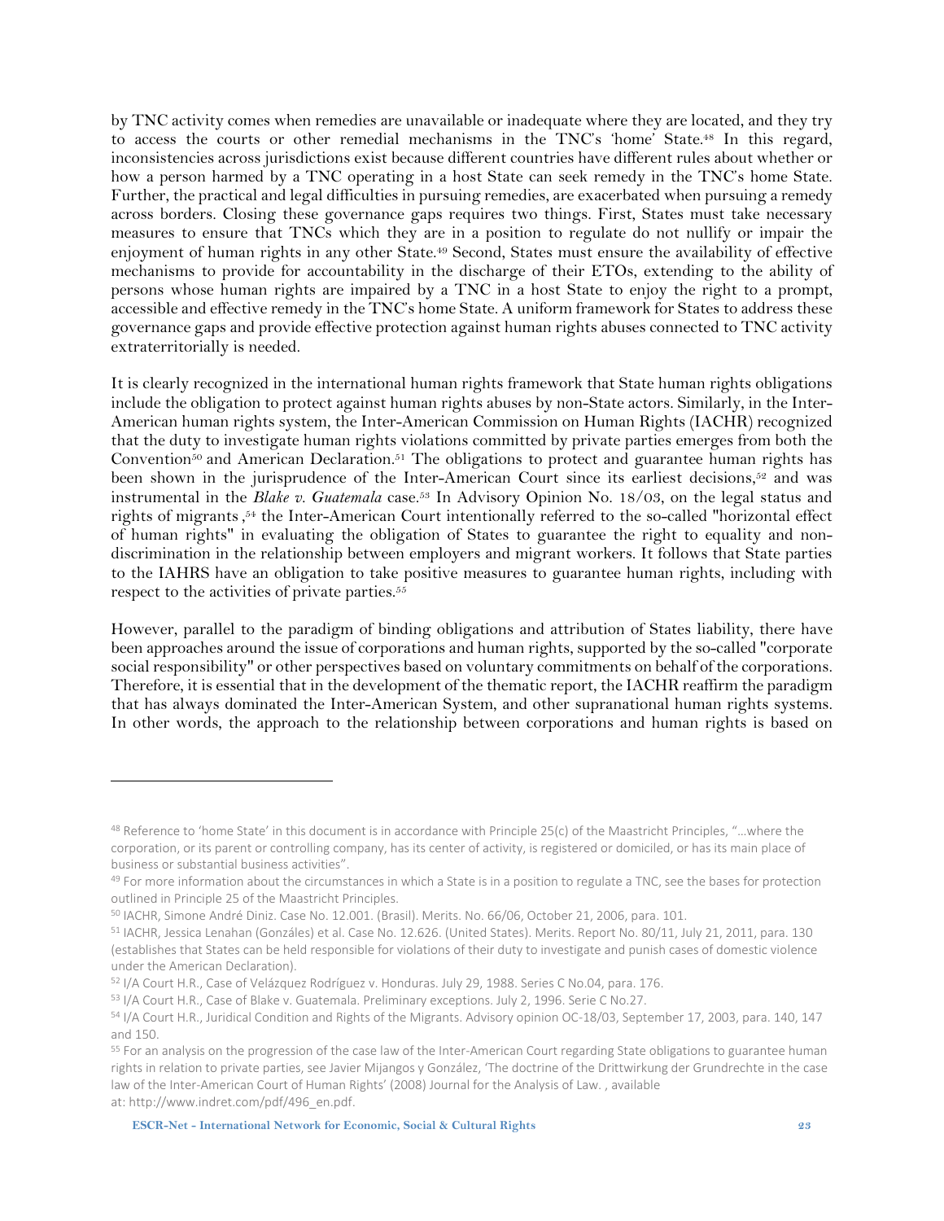by TNC activity comes when remedies are unavailable or inadequate where they are located, and they try to access the courts or other remedial mechanisms in the TNC's 'home' State.[48] In this regard, inconsistencies across jurisdictions exist because different countries have different rules about whether or how a person harmed by a TNC operating in a host State can seek remedy in the TNC's home State. Further, the practical and legal difficulties in pursuing remedies, are exacerbated when pursuing a remedy across borders. Closing these governance gaps requires two things. First, States must take necessary measures to ensure that TNCs which they are in a position to regulate do not nullify or impair the enjoyment of human rights in any other State.[49] Second, States must ensure the availability of effective mechanisms to provide for accountability in the discharge of their ETOs, extending to the ability of persons whose human rights are impaired by a TNC in a host State to enjoy the right to a prompt, accessible and effective remedy in the TNC's home State. A uniform framework for States to address these governance gaps and provide effective protection against human rights abuses connected to TNC activity extraterritorially is needed.

It is clearly recognized in the international human rights framework that State human rights obligations include the obligation to protect against human rights abuses by non-State actors. Similarly, in the Inter-American human rights system, the Inter-American Commission on Human Rights (IACHR) recognized that the duty to investigate human rights violations committed by private parties emerges from both the Convention[50] and American Declaration.[51] The obligations to protect and guarantee human rights has been shown in the jurisprudence of the Inter-American Court since its earliest decisions,[52] and was instrumental in the *Blake v. Guatemala* case.[53] In Advisory Opinion No. 18/03, on the legal status and rights of migrants ,[54] the Inter-American Court intentionally referred to the so-called "horizontal effect of human rights" in evaluating the obligation of States to guarantee the right to equality and non-discrimination in the relationship between employers and migrant workers. It follows that State parties to the IAHRS have an obligation to take positive measures to guarantee human rights, including with respect to the activities of private parties.[55]

However, parallel to the paradigm of binding obligations and attribution of States liability, there have been approaches around the issue of corporations and human rights, supported by the so-called "corporate social responsibility" or other perspectives based on voluntary commitments on behalf of the corporations. Therefore, it is essential that in the development of the thematic report, the IACHR reaffirm the paradigm that has always dominated the Inter-American System, and other supranational human rights systems. In other words, the approach to the relationship between corporations and human rights is based on

---

[48] Reference to 'home State' in this document is in accordance with Principle 25(c) of the Maastricht Principles, "…where the corporation, or its parent or controlling company, has its center of activity, is registered or domiciled, or has its main place of business or substantial business activities".

[49] For more information about the circumstances in which a State is in a position to regulate a TNC, see the bases for protection outlined in Principle 25 of the Maastricht Principles.

[50] IACHR, Simone André Diniz. Case No. 12.001. (Brasil). Merits. No. 66/06, October 21, 2006, para. 101.

[51] IACHR, Jessica Lenahan (Gonzáles) et al. Case No. 12.626. (United States). Merits. Report No. 80/11, July 21, 2011, para. 130 (establishes that States can be held responsible for violations of their duty to investigate and punish cases of domestic violence under the American Declaration).

[52] I/A Court H.R., Case of Velázquez Rodríguez v. Honduras. July 29, 1988. Series C No.04, para. 176.

[53] I/A Court H.R., Case of Blake v. Guatemala. Preliminary exceptions. July 2, 1996. Serie C No.27.

[54] I/A Court H.R., Juridical Condition and Rights of the Migrants. Advisory opinion OC-18/03, September 17, 2003, para. 140, 147 and 150.

[55] For an analysis on the progression of the case law of the Inter-American Court regarding State obligations to guarantee human rights in relation to private parties, see Javier Mijangos y González, 'The doctrine of the Drittwirkung der Grundrechte in the case law of the Inter-American Court of Human Rights' (2008) Journal for the Analysis of Law. , available at: http://www.indret.com/pdf/496_en.pdf.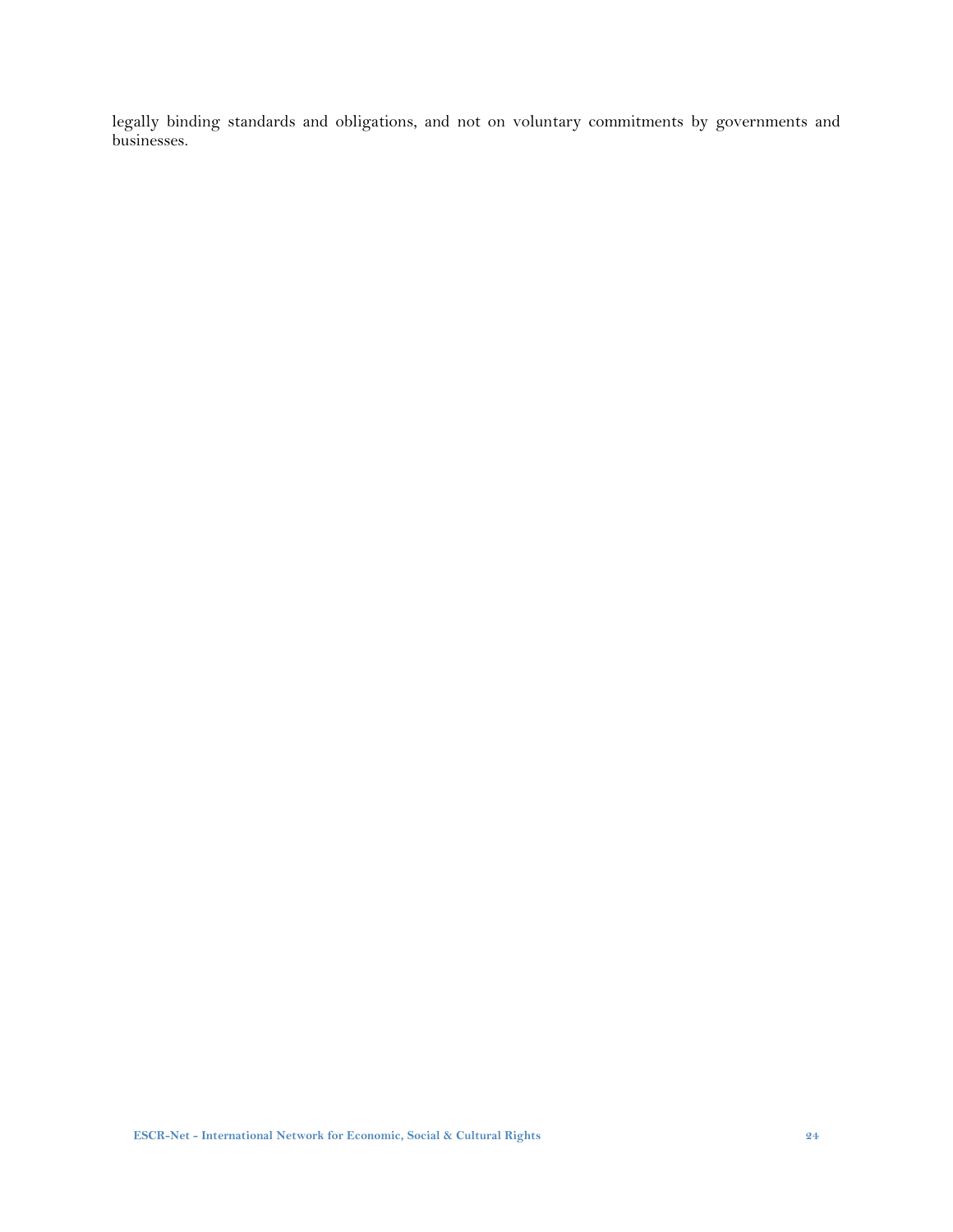legally binding standards and obligations, and not on voluntary commitments by governments and businesses.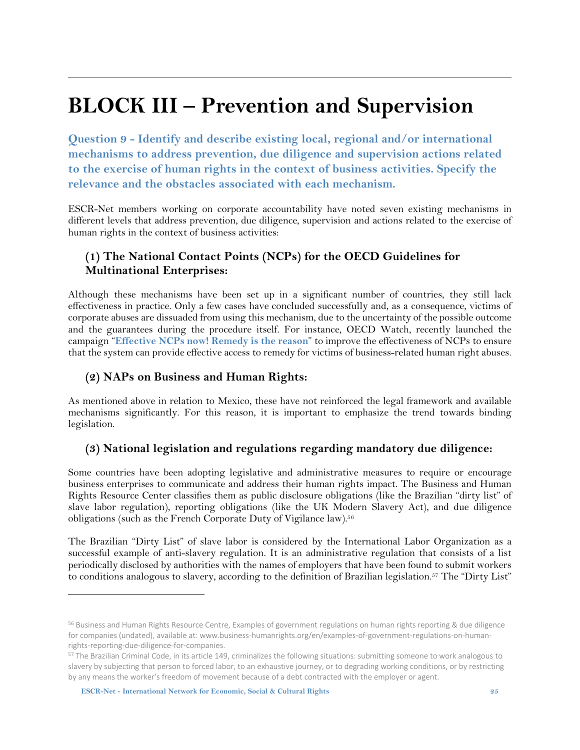# BLOCK III – Prevention and Supervision

## Question 9 - Identify and describe existing local, regional and/or international mechanisms to address prevention, due diligence and supervision actions related to the exercise of human rights in the context of business activities. Specify the relevance and the obstacles associated with each mechanism.

ESCR-Net members working on corporate accountability have noted seven existing mechanisms in different levels that address prevention, due diligence, supervision and actions related to the exercise of human rights in the context of business activities:

### (1) The National Contact Points (NCPs) for the OECD Guidelines for Multinational Enterprises:

Although these mechanisms have been set up in a significant number of countries, they still lack effectiveness in practice. Only a few cases have concluded successfully and, as a consequence, victims of corporate abuses are dissuaded from using this mechanism, due to the uncertainty of the possible outcome and the guarantees during the procedure itself. For instance, OECD Watch, recently launched the campaign "**Effective NCPs now! Remedy is the reason**" to improve the effectiveness of NCPs to ensure that the system can provide effective access to remedy for victims of business-related human right abuses.

### (2) NAPs on Business and Human Rights:

As mentioned above in relation to Mexico, these have not reinforced the legal framework and available mechanisms significantly. For this reason, it is important to emphasize the trend towards binding legislation.

### (3) National legislation and regulations regarding mandatory due diligence:

Some countries have been adopting legislative and administrative measures to require or encourage business enterprises to communicate and address their human rights impact. The Business and Human Rights Resource Center classifies them as public disclosure obligations (like the Brazilian "dirty list" of slave labor regulation), reporting obligations (like the UK Modern Slavery Act), and due diligence obligations (such as the French Corporate Duty of Vigilance law).[56]

The Brazilian "Dirty List" of slave labor is considered by the International Labor Organization as a successful example of anti-slavery regulation. It is an administrative regulation that consists of a list periodically disclosed by authorities with the names of employers that have been found to submit workers to conditions analogous to slavery, according to the definition of Brazilian legislation.[57] The "Dirty List"

---

[56] Business and Human Rights Resource Centre, Examples of government regulations on human rights reporting & due diligence for companies (undated), available at: www.business-humanrights.org/en/examples-of-government-regulations-on-human-rights-reporting-due-diligence-for-companies.

[57] The Brazilian Criminal Code, in its article 149, criminalizes the following situations: submitting someone to work analogous to slavery by subjecting that person to forced labor, to an exhaustive journey, or to degrading working conditions, or by restricting by any means the worker's freedom of movement because of a debt contracted with the employer or agent.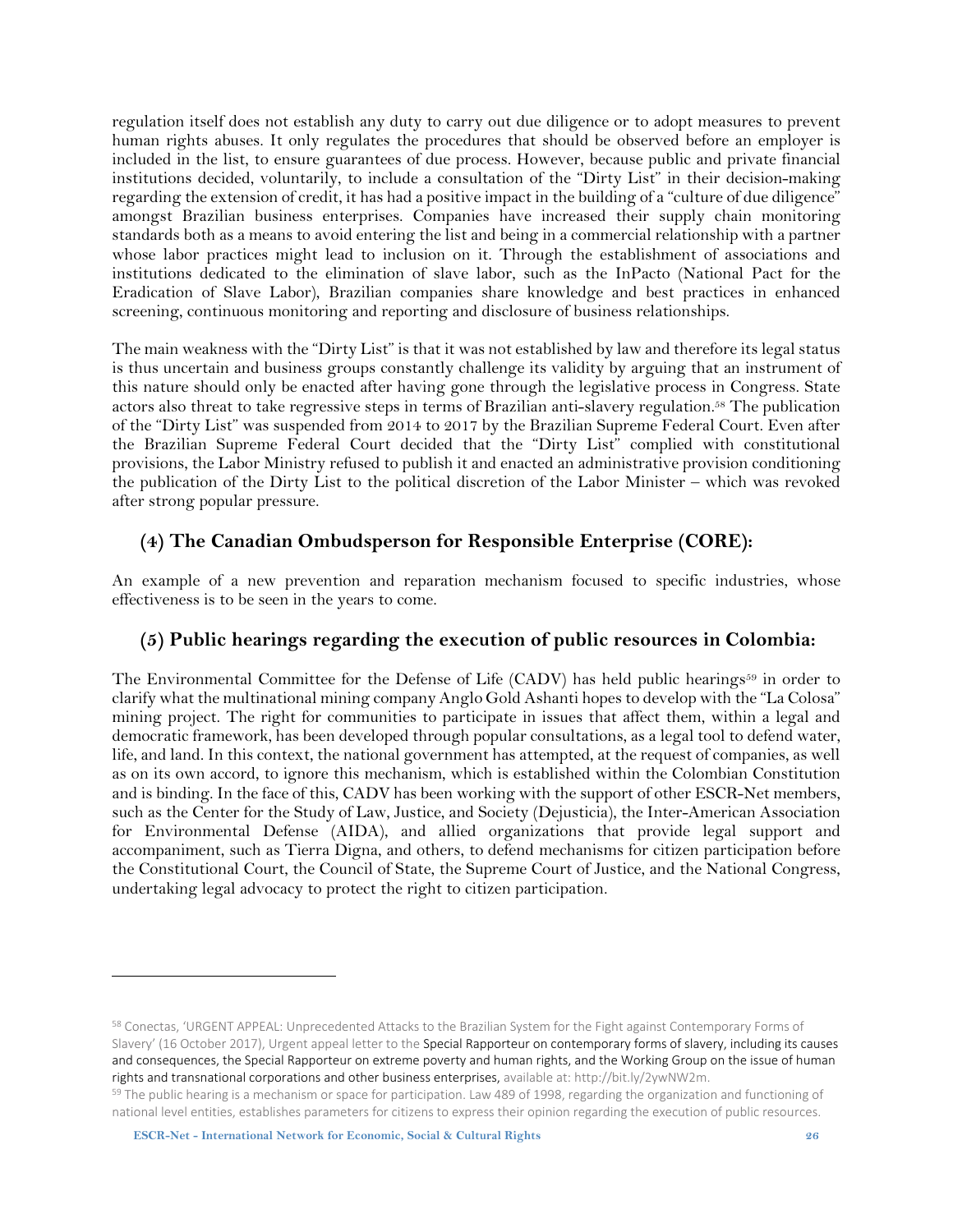regulation itself does not establish any duty to carry out due diligence or to adopt measures to prevent human rights abuses. It only regulates the procedures that should be observed before an employer is included in the list, to ensure guarantees of due process. However, because public and private financial institutions decided, voluntarily, to include a consultation of the "Dirty List" in their decision-making regarding the extension of credit, it has had a positive impact in the building of a "culture of due diligence" amongst Brazilian business enterprises. Companies have increased their supply chain monitoring standards both as a means to avoid entering the list and being in a commercial relationship with a partner whose labor practices might lead to inclusion on it. Through the establishment of associations and institutions dedicated to the elimination of slave labor, such as the InPacto (National Pact for the Eradication of Slave Labor), Brazilian companies share knowledge and best practices in enhanced screening, continuous monitoring and reporting and disclosure of business relationships.

The main weakness with the "Dirty List" is that it was not established by law and therefore its legal status is thus uncertain and business groups constantly challenge its validity by arguing that an instrument of this nature should only be enacted after having gone through the legislative process in Congress. State actors also threat to take regressive steps in terms of Brazilian anti-slavery regulation.[58] The publication of the "Dirty List" was suspended from 2014 to 2017 by the Brazilian Supreme Federal Court. Even after the Brazilian Supreme Federal Court decided that the "Dirty List" complied with constitutional provisions, the Labor Ministry refused to publish it and enacted an administrative provision conditioning the publication of the Dirty List to the political discretion of the Labor Minister – which was revoked after strong popular pressure.

### (4) The Canadian Ombudsperson for Responsible Enterprise (CORE):

An example of a new prevention and reparation mechanism focused to specific industries, whose effectiveness is to be seen in the years to come.

### (5) Public hearings regarding the execution of public resources in Colombia:

The Environmental Committee for the Defense of Life (CADV) has held public hearings[59] in order to clarify what the multinational mining company Anglo Gold Ashanti hopes to develop with the "La Colosa" mining project. The right for communities to participate in issues that affect them, within a legal and democratic framework, has been developed through popular consultations, as a legal tool to defend water, life, and land. In this context, the national government has attempted, at the request of companies, as well as on its own accord, to ignore this mechanism, which is established within the Colombian Constitution and is binding. In the face of this, CADV has been working with the support of other ESCR-Net members, such as the Center for the Study of Law, Justice, and Society (Dejusticia), the Inter-American Association for Environmental Defense (AIDA), and allied organizations that provide legal support and accompaniment, such as Tierra Digna, and others, to defend mechanisms for citizen participation before the Constitutional Court, the Council of State, the Supreme Court of Justice, and the National Congress, undertaking legal advocacy to protect the right to citizen participation.

---

[58] Conectas, 'URGENT APPEAL: Unprecedented Attacks to the Brazilian System for the Fight against Contemporary Forms of Slavery' (16 October 2017), Urgent appeal letter to the Special Rapporteur on contemporary forms of slavery, including its causes and consequences, the Special Rapporteur on extreme poverty and human rights, and the Working Group on the issue of human rights and transnational corporations and other business enterprises, available at: http://bit.ly/2ywNW2m.

[59] The public hearing is a mechanism or space for participation. Law 489 of 1998, regarding the organization and functioning of national level entities, establishes parameters for citizens to express their opinion regarding the execution of public resources.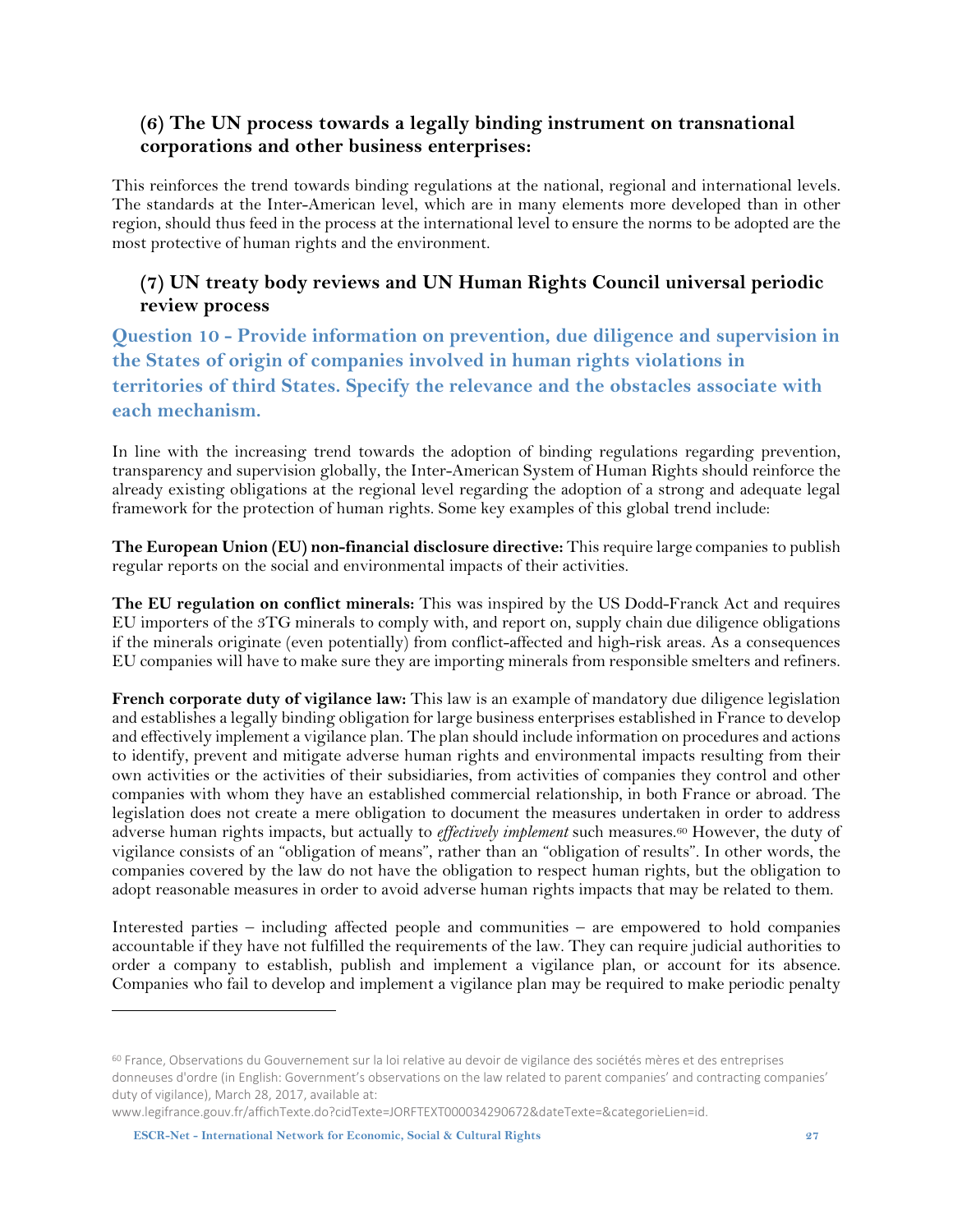### (6) The UN process towards a legally binding instrument on transnational corporations and other business enterprises:

This reinforces the trend towards binding regulations at the national, regional and international levels. The standards at the Inter-American level, which are in many elements more developed than in other region, should thus feed in the process at the international level to ensure the norms to be adopted are the most protective of human rights and the environment.

### (7) UN treaty body reviews and UN Human Rights Council universal periodic review process

## Question 10 - Provide information on prevention, due diligence and supervision in the States of origin of companies involved in human rights violations in territories of third States. Specify the relevance and the obstacles associate with each mechanism.

In line with the increasing trend towards the adoption of binding regulations regarding prevention, transparency and supervision globally, the Inter-American System of Human Rights should reinforce the already existing obligations at the regional level regarding the adoption of a strong and adequate legal framework for the protection of human rights. Some key examples of this global trend include:

**The European Union (EU) non-financial disclosure directive:** This require large companies to publish regular reports on the social and environmental impacts of their activities.

**The EU regulation on conflict minerals:** This was inspired by the US Dodd-Franck Act and requires EU importers of the 3TG minerals to comply with, and report on, supply chain due diligence obligations if the minerals originate (even potentially) from conflict-affected and high-risk areas. As a consequences EU companies will have to make sure they are importing minerals from responsible smelters and refiners.

**French corporate duty of vigilance law:** This law is an example of mandatory due diligence legislation and establishes a legally binding obligation for large business enterprises established in France to develop and effectively implement a vigilance plan. The plan should include information on procedures and actions to identify, prevent and mitigate adverse human rights and environmental impacts resulting from their own activities or the activities of their subsidiaries, from activities of companies they control and other companies with whom they have an established commercial relationship, in both France or abroad. The legislation does not create a mere obligation to document the measures undertaken in order to address adverse human rights impacts, but actually to *effectively implement* such measures.[60] However, the duty of vigilance consists of an "obligation of means", rather than an "obligation of results". In other words, the companies covered by the law do not have the obligation to respect human rights, but the obligation to adopt reasonable measures in order to avoid adverse human rights impacts that may be related to them.

Interested parties – including affected people and communities – are empowered to hold companies accountable if they have not fulfilled the requirements of the law. They can require judicial authorities to order a company to establish, publish and implement a vigilance plan, or account for its absence. Companies who fail to develop and implement a vigilance plan may be required to make periodic penalty

---

[60] France, Observations du Gouvernement sur la loi relative au devoir de vigilance des sociétés mères et des entreprises donneuses d'ordre (in English: Government's observations on the law related to parent companies' and contracting companies' duty of vigilance), March 28, 2017, available at: www.legifrance.gouv.fr/affichTexte.do?cidTexte=JORFTEXT000034290672&dateTexte=&categorieLien=id.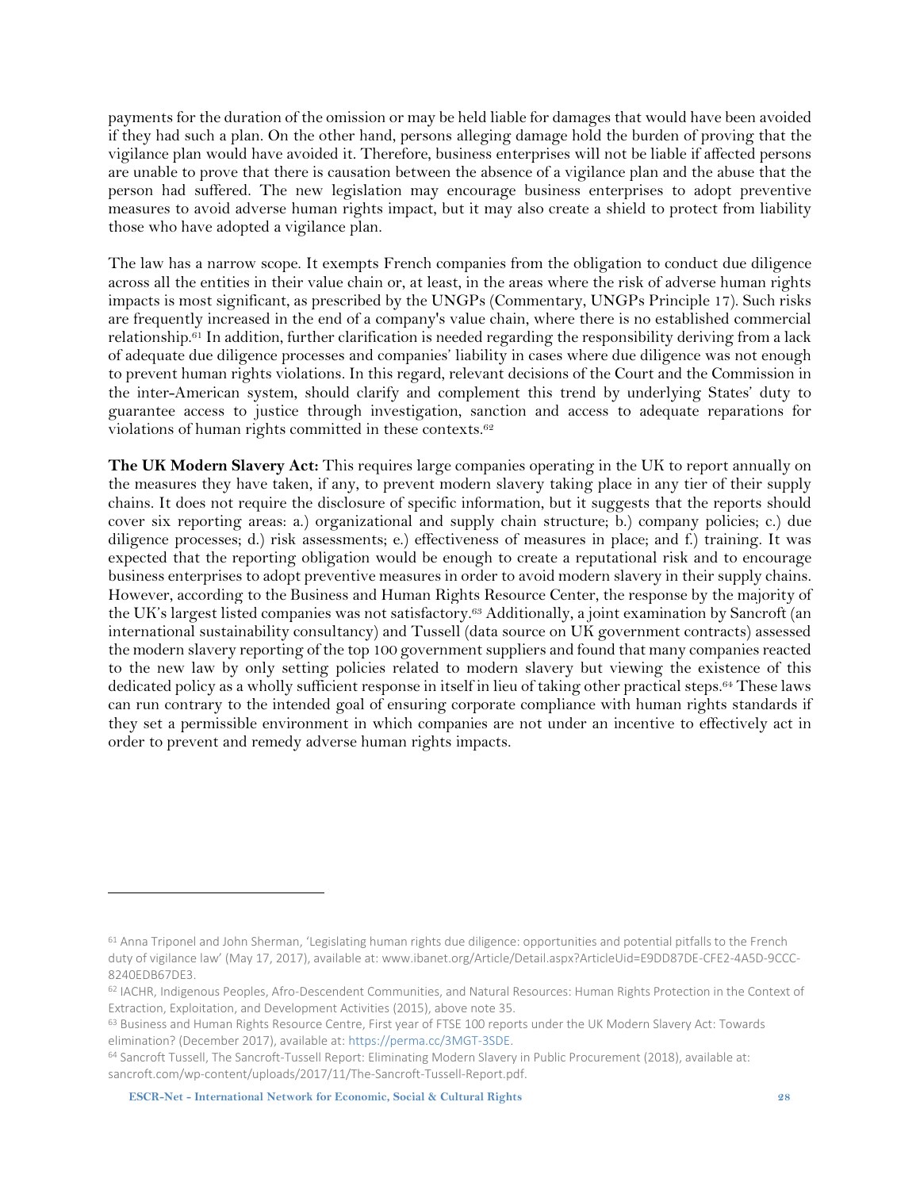payments for the duration of the omission or may be held liable for damages that would have been avoided if they had such a plan. On the other hand, persons alleging damage hold the burden of proving that the vigilance plan would have avoided it. Therefore, business enterprises will not be liable if affected persons are unable to prove that there is causation between the absence of a vigilance plan and the abuse that the person had suffered. The new legislation may encourage business enterprises to adopt preventive measures to avoid adverse human rights impact, but it may also create a shield to protect from liability those who have adopted a vigilance plan.

The law has a narrow scope. It exempts French companies from the obligation to conduct due diligence across all the entities in their value chain or, at least, in the areas where the risk of adverse human rights impacts is most significant, as prescribed by the UNGPs (Commentary, UNGPs Principle 17). Such risks are frequently increased in the end of a company's value chain, where there is no established commercial relationship.[61] In addition, further clarification is needed regarding the responsibility deriving from a lack of adequate due diligence processes and companies' liability in cases where due diligence was not enough to prevent human rights violations. In this regard, relevant decisions of the Court and the Commission in the inter-American system, should clarify and complement this trend by underlying States' duty to guarantee access to justice through investigation, sanction and access to adequate reparations for violations of human rights committed in these contexts.[62]

**The UK Modern Slavery Act:** This requires large companies operating in the UK to report annually on the measures they have taken, if any, to prevent modern slavery taking place in any tier of their supply chains. It does not require the disclosure of specific information, but it suggests that the reports should cover six reporting areas: a.) organizational and supply chain structure; b.) company policies; c.) due diligence processes; d.) risk assessments; e.) effectiveness of measures in place; and f.) training. It was expected that the reporting obligation would be enough to create a reputational risk and to encourage business enterprises to adopt preventive measures in order to avoid modern slavery in their supply chains. However, according to the Business and Human Rights Resource Center, the response by the majority of the UK's largest listed companies was not satisfactory.[63] Additionally, a joint examination by Sancroft (an international sustainability consultancy) and Tussell (data source on UK government contracts) assessed the modern slavery reporting of the top 100 government suppliers and found that many companies reacted to the new law by only setting policies related to modern slavery but viewing the existence of this dedicated policy as a wholly sufficient response in itself in lieu of taking other practical steps.[64] These laws can run contrary to the intended goal of ensuring corporate compliance with human rights standards if they set a permissible environment in which companies are not under an incentive to effectively act in order to prevent and remedy adverse human rights impacts.

---

[61] Anna Triponel and John Sherman, 'Legislating human rights due diligence: opportunities and potential pitfalls to the French duty of vigilance law' (May 17, 2017), available at: www.ibanet.org/Article/Detail.aspx?ArticleUid=E9DD87DE-CFE2-4A5D-9CCC-8240EDB67DE3.

[62] IACHR, Indigenous Peoples, Afro-Descendent Communities, and Natural Resources: Human Rights Protection in the Context of Extraction, Exploitation, and Development Activities (2015), above note 35.

[63] Business and Human Rights Resource Centre, First year of FTSE 100 reports under the UK Modern Slavery Act: Towards elimination? (December 2017), available at: https://perma.cc/3MGT-3SDE.

[64] Sancroft Tussell, The Sancroft-Tussell Report: Eliminating Modern Slavery in Public Procurement (2018), available at: sancroft.com/wp-content/uploads/2017/11/The-Sancroft-Tussell-Report.pdf.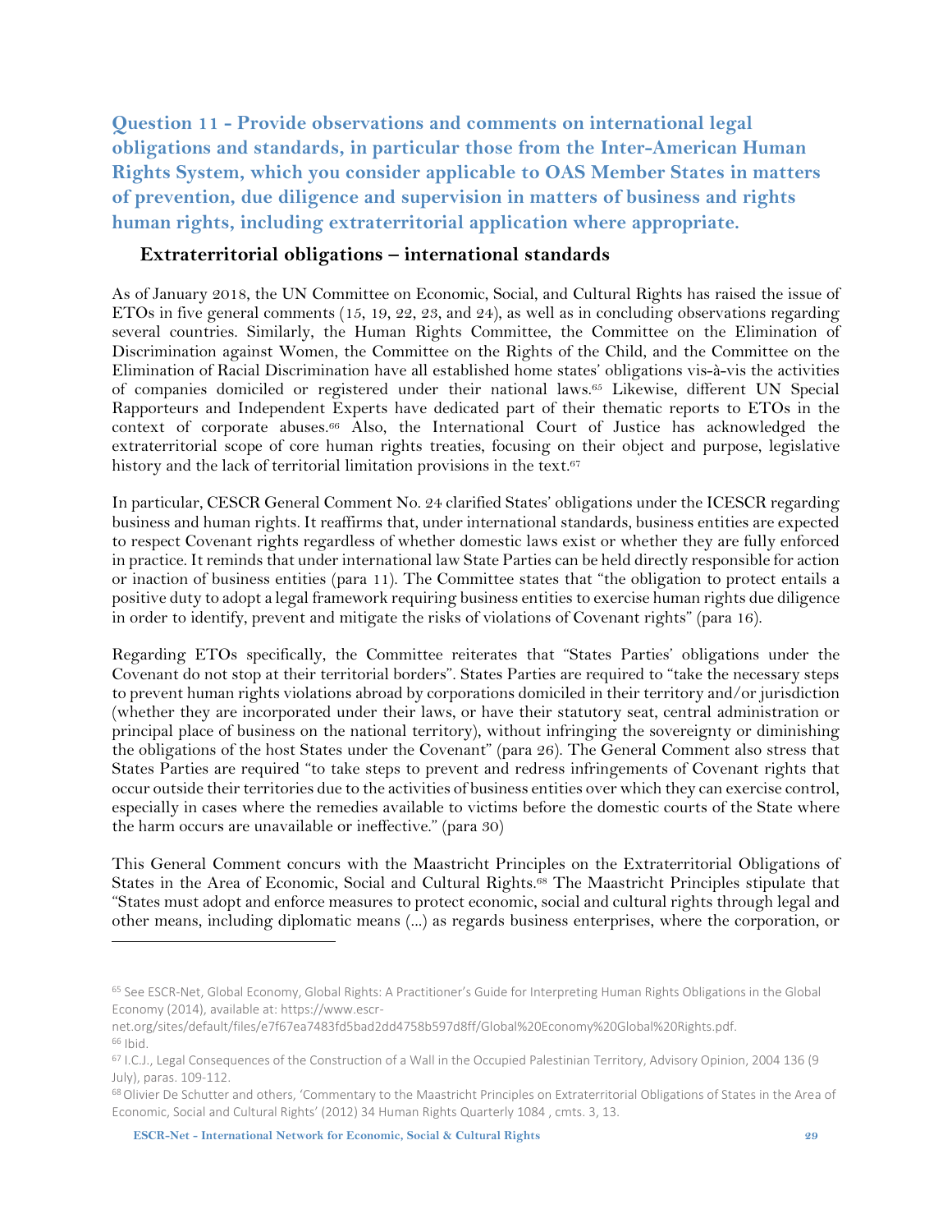## Question 11 - Provide observations and comments on international legal obligations and standards, in particular those from the Inter-American Human Rights System, which you consider applicable to OAS Member States in matters of prevention, due diligence and supervision in matters of business and rights human rights, including extraterritorial application where appropriate.

### Extraterritorial obligations – international standards

As of January 2018, the UN Committee on Economic, Social, and Cultural Rights has raised the issue of ETOs in five general comments (15, 19, 22, 23, and 24), as well as in concluding observations regarding several countries. Similarly, the Human Rights Committee, the Committee on the Elimination of Discrimination against Women, the Committee on the Rights of the Child, and the Committee on the Elimination of Racial Discrimination have all established home states' obligations vis-à-vis the activities of companies domiciled or registered under their national laws.[65] Likewise, different UN Special Rapporteurs and Independent Experts have dedicated part of their thematic reports to ETOs in the context of corporate abuses.[66] Also, the International Court of Justice has acknowledged the extraterritorial scope of core human rights treaties, focusing on their object and purpose, legislative history and the lack of territorial limitation provisions in the text.[67]

In particular, CESCR General Comment No. 24 clarified States' obligations under the ICESCR regarding business and human rights. It reaffirms that, under international standards, business entities are expected to respect Covenant rights regardless of whether domestic laws exist or whether they are fully enforced in practice. It reminds that under international law State Parties can be held directly responsible for action or inaction of business entities (para 11). The Committee states that "the obligation to protect entails a positive duty to adopt a legal framework requiring business entities to exercise human rights due diligence in order to identify, prevent and mitigate the risks of violations of Covenant rights" (para 16).

Regarding ETOs specifically, the Committee reiterates that "States Parties' obligations under the Covenant do not stop at their territorial borders". States Parties are required to "take the necessary steps to prevent human rights violations abroad by corporations domiciled in their territory and/or jurisdiction (whether they are incorporated under their laws, or have their statutory seat, central administration or principal place of business on the national territory), without infringing the sovereignty or diminishing the obligations of the host States under the Covenant" (para 26). The General Comment also stress that States Parties are required "to take steps to prevent and redress infringements of Covenant rights that occur outside their territories due to the activities of business entities over which they can exercise control, especially in cases where the remedies available to victims before the domestic courts of the State where the harm occurs are unavailable or ineffective." (para 30)

This General Comment concurs with the Maastricht Principles on the Extraterritorial Obligations of States in the Area of Economic, Social and Cultural Rights.[68] The Maastricht Principles stipulate that "States must adopt and enforce measures to protect economic, social and cultural rights through legal and other means, including diplomatic means (...) as regards business enterprises, where the corporation, or

---

[65] See ESCR-Net, Global Economy, Global Rights: A Practitioner's Guide for Interpreting Human Rights Obligations in the Global Economy (2014), available at: https://www.escr-net.org/sites/default/files/e7f67ea7483fd5bad2dd4758b597d8ff/Global%20Economy%20Global%20Rights.pdf.

[66] Ibid.

[67] I.C.J., Legal Consequences of the Construction of a Wall in the Occupied Palestinian Territory, Advisory Opinion, 2004 136 (9 July), paras. 109-112.

[68] Olivier De Schutter and others, 'Commentary to the Maastricht Principles on Extraterritorial Obligations of States in the Area of Economic, Social and Cultural Rights' (2012) 34 Human Rights Quarterly 1084 , cmts. 3, 13.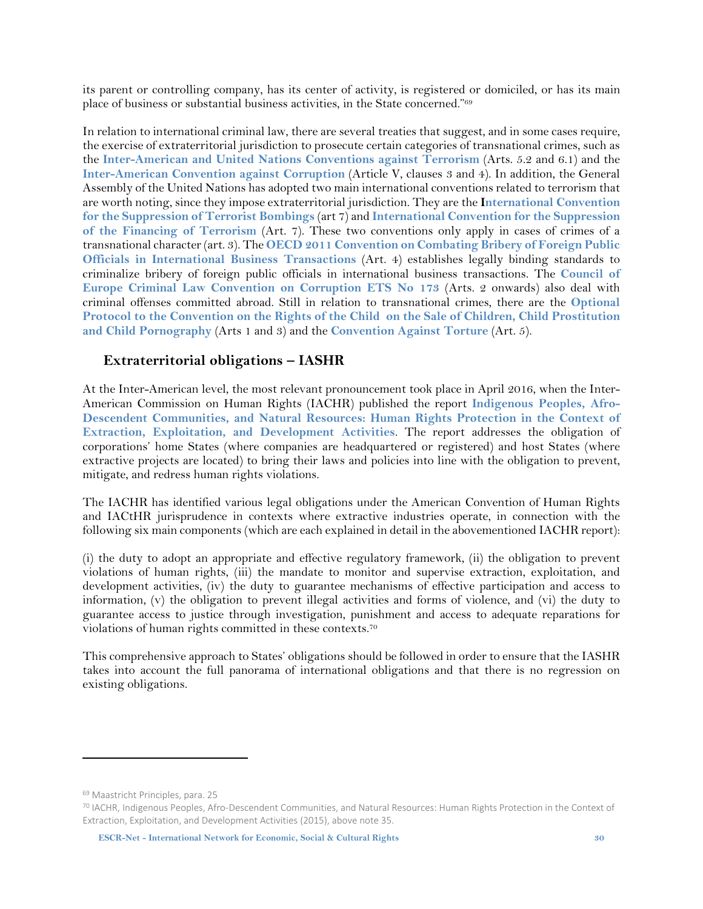its parent or controlling company, has its center of activity, is registered or domiciled, or has its main place of business or substantial business activities, in the State concerned."[69]

In relation to international criminal law, there are several treaties that suggest, and in some cases require, the exercise of extraterritorial jurisdiction to prosecute certain categories of transnational crimes, such as the **Inter-American and United Nations Conventions against Terrorism** (Arts. 5.2 and 6.1) and the **Inter-American Convention against Corruption** (Article V, clauses 3 and 4). In addition, the General Assembly of the United Nations has adopted two main international conventions related to terrorism that are worth noting, since they impose extraterritorial jurisdiction. They are the **International Convention for the Suppression of Terrorist Bombings** (art 7) and **International Convention for the Suppression of the Financing of Terrorism** (Art. 7). These two conventions only apply in cases of crimes of a transnational character (art. 3). The **OECD 2011 Convention on Combating Bribery of Foreign Public Officials in International Business Transactions** (Art. 4) establishes legally binding standards to criminalize bribery of foreign public officials in international business transactions. The **Council of Europe Criminal Law Convention on Corruption ETS No 173** (Arts. 2 onwards) also deal with criminal offenses committed abroad. Still in relation to transnational crimes, there are the **Optional Protocol to the Convention on the Rights of the Child on the Sale of Children, Child Prostitution and Child Pornography** (Arts 1 and 3) and the **Convention Against Torture** (Art. 5).

## Extraterritorial obligations – IASHR

At the Inter-American level, the most relevant pronouncement took place in April 2016, when the Inter-American Commission on Human Rights (IACHR) published the report **Indigenous Peoples, Afro-Descendent Communities, and Natural Resources: Human Rights Protection in the Context of Extraction, Exploitation, and Development Activities**. The report addresses the obligation of corporations' home States (where companies are headquartered or registered) and host States (where extractive projects are located) to bring their laws and policies into line with the obligation to prevent, mitigate, and redress human rights violations.

The IACHR has identified various legal obligations under the American Convention of Human Rights and IACtHR jurisprudence in contexts where extractive industries operate, in connection with the following six main components (which are each explained in detail in the abovementioned IACHR report):

(i) the duty to adopt an appropriate and effective regulatory framework, (ii) the obligation to prevent violations of human rights, (iii) the mandate to monitor and supervise extraction, exploitation, and development activities, (iv) the duty to guarantee mechanisms of effective participation and access to information, (v) the obligation to prevent illegal activities and forms of violence, and (vi) the duty to guarantee access to justice through investigation, punishment and access to adequate reparations for violations of human rights committed in these contexts.[70]

This comprehensive approach to States' obligations should be followed in order to ensure that the IASHR takes into account the full panorama of international obligations and that there is no regression on existing obligations.

---

[69] Maastricht Principles, para. 25

[70] IACHR, Indigenous Peoples, Afro-Descendent Communities, and Natural Resources: Human Rights Protection in the Context of Extraction, Exploitation, and Development Activities (2015), above note 35.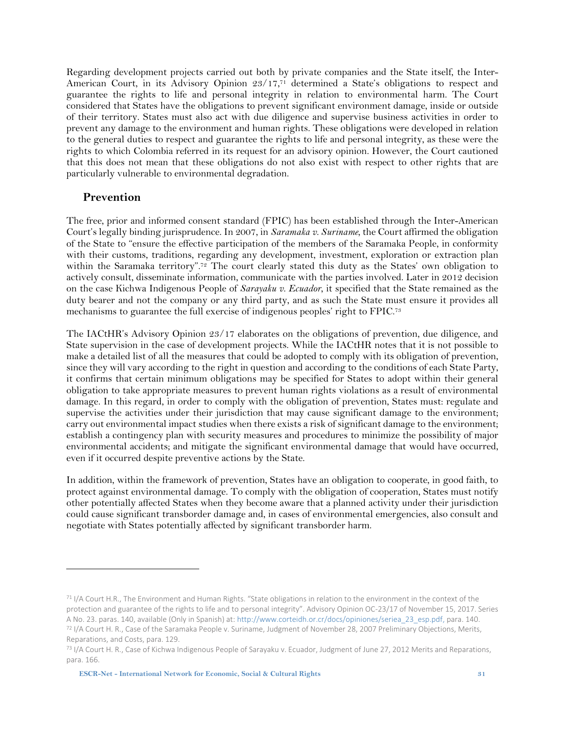Regarding development projects carried out both by private companies and the State itself, the Inter-American Court, in its Advisory Opinion 23/17,[71] determined a State's obligations to respect and guarantee the rights to life and personal integrity in relation to environmental harm. The Court considered that States have the obligations to prevent significant environment damage, inside or outside of their territory. States must also act with due diligence and supervise business activities in order to prevent any damage to the environment and human rights. These obligations were developed in relation to the general duties to respect and guarantee the rights to life and personal integrity, as these were the rights to which Colombia referred in its request for an advisory opinion. However, the Court cautioned that this does not mean that these obligations do not also exist with respect to other rights that are particularly vulnerable to environmental degradation.

## Prevention

The free, prior and informed consent standard (FPIC) has been established through the Inter-American Court's legally binding jurisprudence. In 2007, in *Saramaka v. Suriname*, the Court affirmed the obligation of the State to "ensure the effective participation of the members of the Saramaka People, in conformity with their customs, traditions, regarding any development, investment, exploration or extraction plan within the Saramaka territory".[72] The court clearly stated this duty as the States' own obligation to actively consult, disseminate information, communicate with the parties involved. Later in 2012 decision on the case Kichwa Indigenous People of *Sarayaku v. Ecuador*, it specified that the State remained as the duty bearer and not the company or any third party, and as such the State must ensure it provides all mechanisms to guarantee the full exercise of indigenous peoples' right to FPIC.[73]

The IACtHR's Advisory Opinion 23/17 elaborates on the obligations of prevention, due diligence, and State supervision in the case of development projects. While the IACtHR notes that it is not possible to make a detailed list of all the measures that could be adopted to comply with its obligation of prevention, since they will vary according to the right in question and according to the conditions of each State Party, it confirms that certain minimum obligations may be specified for States to adopt within their general obligation to take appropriate measures to prevent human rights violations as a result of environmental damage. In this regard, in order to comply with the obligation of prevention, States must: regulate and supervise the activities under their jurisdiction that may cause significant damage to the environment; carry out environmental impact studies when there exists a risk of significant damage to the environment; establish a contingency plan with security measures and procedures to minimize the possibility of major environmental accidents; and mitigate the significant environmental damage that would have occurred, even if it occurred despite preventive actions by the State.

In addition, within the framework of prevention, States have an obligation to cooperate, in good faith, to protect against environmental damage. To comply with the obligation of cooperation, States must notify other potentially affected States when they become aware that a planned activity under their jurisdiction could cause significant transborder damage and, in cases of environmental emergencies, also consult and negotiate with States potentially affected by significant transborder harm.

---

[71] I/A Court H.R., The Environment and Human Rights. "State obligations in relation to the environment in the context of the protection and guarantee of the rights to life and to personal integrity". Advisory Opinion OC-23/17 of November 15, 2017. Series A No. 23. paras. 140, available (Only in Spanish) at: http://www.corteidh.or.cr/docs/opiniones/seriea_23_esp.pdf, para. 140.

[72] I/A Court H. R., Case of the Saramaka People v. Suriname, Judgment of November 28, 2007 Preliminary Objections, Merits, Reparations, and Costs, para. 129.

[73] I/A Court H. R., Case of Kichwa Indigenous People of Sarayaku v. Ecuador, Judgment of June 27, 2012 Merits and Reparations, para. 166.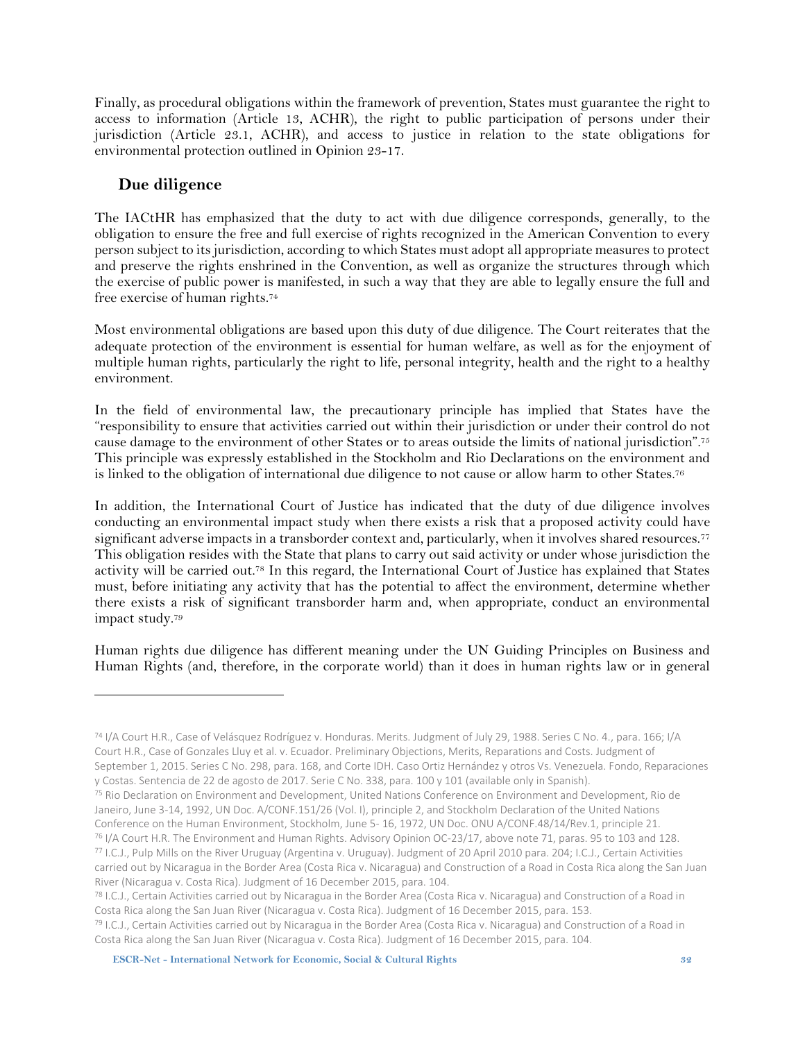Finally, as procedural obligations within the framework of prevention, States must guarantee the right to access to information (Article 13, ACHR), the right to public participation of persons under their jurisdiction (Article 23.1, ACHR), and access to justice in relation to the state obligations for environmental protection outlined in Opinion 23-17.

## Due diligence

The IACtHR has emphasized that the duty to act with due diligence corresponds, generally, to the obligation to ensure the free and full exercise of rights recognized in the American Convention to every person subject to its jurisdiction, according to which States must adopt all appropriate measures to protect and preserve the rights enshrined in the Convention, as well as organize the structures through which the exercise of public power is manifested, in such a way that they are able to legally ensure the full and free exercise of human rights.[74]

Most environmental obligations are based upon this duty of due diligence. The Court reiterates that the adequate protection of the environment is essential for human welfare, as well as for the enjoyment of multiple human rights, particularly the right to life, personal integrity, health and the right to a healthy environment.

In the field of environmental law, the precautionary principle has implied that States have the "responsibility to ensure that activities carried out within their jurisdiction or under their control do not cause damage to the environment of other States or to areas outside the limits of national jurisdiction".[75] This principle was expressly established in the Stockholm and Rio Declarations on the environment and is linked to the obligation of international due diligence to not cause or allow harm to other States.[76]

In addition, the International Court of Justice has indicated that the duty of due diligence involves conducting an environmental impact study when there exists a risk that a proposed activity could have significant adverse impacts in a transborder context and, particularly, when it involves shared resources.[77] This obligation resides with the State that plans to carry out said activity or under whose jurisdiction the activity will be carried out.[78] In this regard, the International Court of Justice has explained that States must, before initiating any activity that has the potential to affect the environment, determine whether there exists a risk of significant transborder harm and, when appropriate, conduct an environmental impact study.[79]

Human rights due diligence has different meaning under the UN Guiding Principles on Business and Human Rights (and, therefore, in the corporate world) than it does in human rights law or in general

---

[74] I/A Court H.R., Case of Velásquez Rodríguez v. Honduras. Merits. Judgment of July 29, 1988. Series C No. 4., para. 166; I/A Court H.R., Case of Gonzales Lluy et al. v. Ecuador. Preliminary Objections, Merits, Reparations and Costs. Judgment of September 1, 2015. Series C No. 298, para. 168, and Corte IDH. Caso Ortiz Hernández y otros Vs. Venezuela. Fondo, Reparaciones y Costas. Sentencia de 22 de agosto de 2017. Serie C No. 338, para. 100 y 101 (available only in Spanish).

[75] Rio Declaration on Environment and Development, United Nations Conference on Environment and Development, Rio de Janeiro, June 3-14, 1992, UN Doc. A/CONF.151/26 (Vol. I), principle 2, and Stockholm Declaration of the United Nations Conference on the Human Environment, Stockholm, June 5- 16, 1972, UN Doc. ONU A/CONF.48/14/Rev.1, principle 21.

[76] I/A Court H.R. The Environment and Human Rights. Advisory Opinion OC-23/17, above note 71, paras. 95 to 103 and 128.

[77] I.C.J., Pulp Mills on the River Uruguay (Argentina v. Uruguay). Judgment of 20 April 2010 para. 204; I.C.J., Certain Activities carried out by Nicaragua in the Border Area (Costa Rica v. Nicaragua) and Construction of a Road in Costa Rica along the San Juan River (Nicaragua v. Costa Rica). Judgment of 16 December 2015, para. 104.

[78] I.C.J., Certain Activities carried out by Nicaragua in the Border Area (Costa Rica v. Nicaragua) and Construction of a Road in Costa Rica along the San Juan River (Nicaragua v. Costa Rica). Judgment of 16 December 2015, para. 153.

[79] I.C.J., Certain Activities carried out by Nicaragua in the Border Area (Costa Rica v. Nicaragua) and Construction of a Road in Costa Rica along the San Juan River (Nicaragua v. Costa Rica). Judgment of 16 December 2015, para. 104.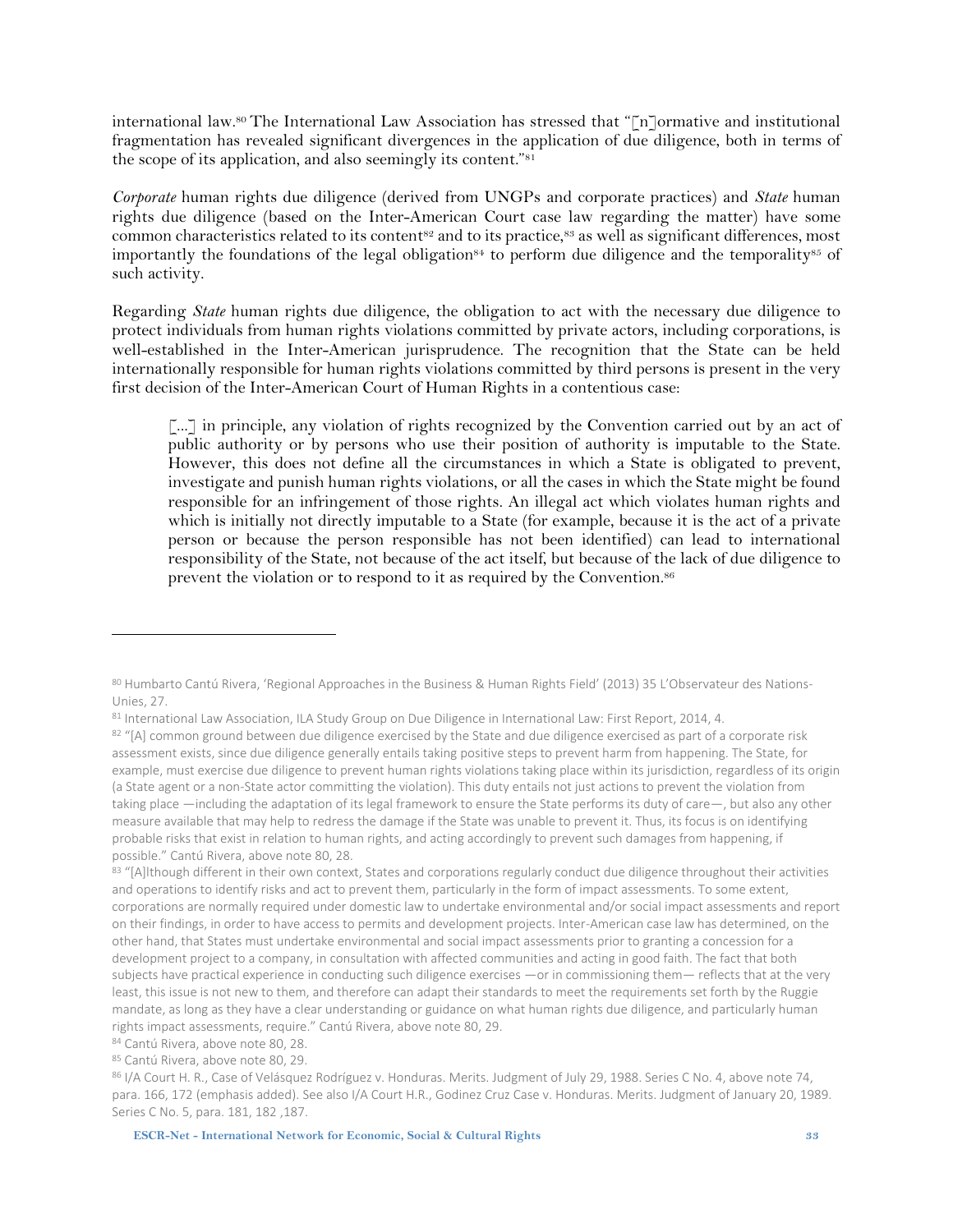international law.[80] The International Law Association has stressed that "[n]ormative and institutional fragmentation has revealed significant divergences in the application of due diligence, both in terms of the scope of its application, and also seemingly its content."[81]

*Corporate* human rights due diligence (derived from UNGPs and corporate practices) and *State* human rights due diligence (based on the Inter-American Court case law regarding the matter) have some common characteristics related to its content[82] and to its practice,[83] as well as significant differences, most importantly the foundations of the legal obligation[84] to perform due diligence and the temporality[85] of such activity.

Regarding *State* human rights due diligence, the obligation to act with the necessary due diligence to protect individuals from human rights violations committed by private actors, including corporations, is well-established in the Inter-American jurisprudence. The recognition that the State can be held internationally responsible for human rights violations committed by third persons is present in the very first decision of the Inter-American Court of Human Rights in a contentious case:

> [...] in principle, any violation of rights recognized by the Convention carried out by an act of public authority or by persons who use their position of authority is imputable to the State. However, this does not define all the circumstances in which a State is obligated to prevent, investigate and punish human rights violations, or all the cases in which the State might be found responsible for an infringement of those rights. An illegal act which violates human rights and which is initially not directly imputable to a State (for example, because it is the act of a private person or because the person responsible has not been identified) can lead to international responsibility of the State, not because of the act itself, but because of the lack of due diligence to prevent the violation or to respond to it as required by the Convention.[86]

---

[80] Humbarto Cantú Rivera, 'Regional Approaches in the Business & Human Rights Field' (2013) 35 L'Observateur des Nations-Unies, 27.

[81] International Law Association, ILA Study Group on Due Diligence in International Law: First Report, 2014, 4.

[82] "[A] common ground between due diligence exercised by the State and due diligence exercised as part of a corporate risk assessment exists, since due diligence generally entails taking positive steps to prevent harm from happening. The State, for example, must exercise due diligence to prevent human rights violations taking place within its jurisdiction, regardless of its origin (a State agent or a non-State actor committing the violation). This duty entails not just actions to prevent the violation from taking place —including the adaptation of its legal framework to ensure the State performs its duty of care—, but also any other measure available that may help to redress the damage if the State was unable to prevent it. Thus, its focus is on identifying probable risks that exist in relation to human rights, and acting accordingly to prevent such damages from happening, if possible." Cantú Rivera, above note 80, 28.

[83] "[A]lthough different in their own context, States and corporations regularly conduct due diligence throughout their activities and operations to identify risks and act to prevent them, particularly in the form of impact assessments. To some extent, corporations are normally required under domestic law to undertake environmental and/or social impact assessments and report on their findings, in order to have access to permits and development projects. Inter-American case law has determined, on the other hand, that States must undertake environmental and social impact assessments prior to granting a concession for a development project to a company, in consultation with affected communities and acting in good faith. The fact that both subjects have practical experience in conducting such diligence exercises —or in commissioning them— reflects that at the very least, this issue is not new to them, and therefore can adapt their standards to meet the requirements set forth by the Ruggie mandate, as long as they have a clear understanding or guidance on what human rights due diligence, and particularly human rights impact assessments, require." Cantú Rivera, above note 80, 29.

[84] Cantú Rivera, above note 80, 28.

[85] Cantú Rivera, above note 80, 29.

[86] I/A Court H. R., Case of Velásquez Rodríguez v. Honduras. Merits. Judgment of July 29, 1988. Series C No. 4, above note 74, para. 166, 172 (emphasis added). See also I/A Court H.R., Godinez Cruz Case v. Honduras. Merits. Judgment of January 20, 1989. Series C No. 5, para. 181, 182 ,187.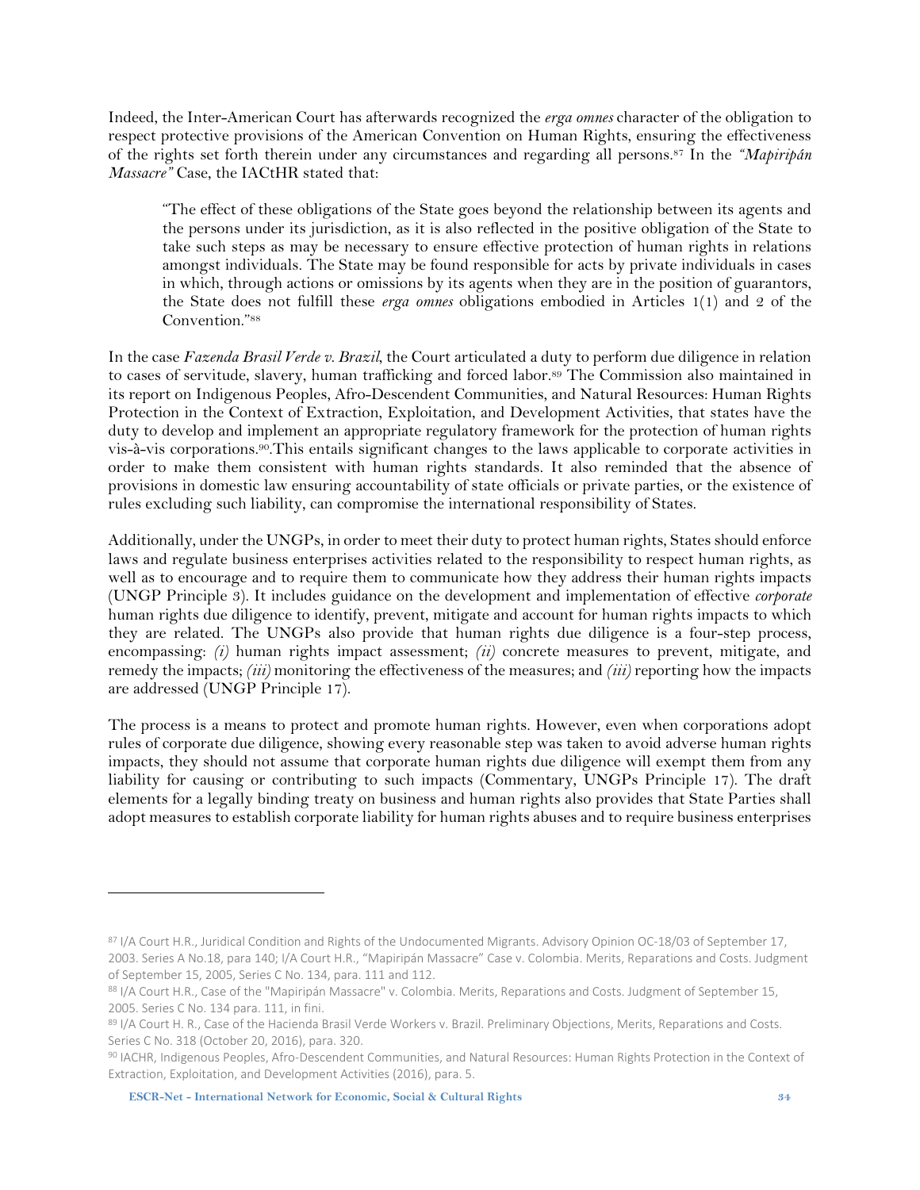Indeed, the Inter-American Court has afterwards recognized the *erga omnes* character of the obligation to respect protective provisions of the American Convention on Human Rights, ensuring the effectiveness of the rights set forth therein under any circumstances and regarding all persons.[87] In the *"Mapiripán Massacre"* Case, the IACtHR stated that:

> "The effect of these obligations of the State goes beyond the relationship between its agents and the persons under its jurisdiction, as it is also reflected in the positive obligation of the State to take such steps as may be necessary to ensure effective protection of human rights in relations amongst individuals. The State may be found responsible for acts by private individuals in cases in which, through actions or omissions by its agents when they are in the position of guarantors, the State does not fulfill these *erga omnes* obligations embodied in Articles 1(1) and 2 of the Convention."[88]

In the case *Fazenda Brasil Verde v. Brazil*, the Court articulated a duty to perform due diligence in relation to cases of servitude, slavery, human trafficking and forced labor.[89] The Commission also maintained in its report on Indigenous Peoples, Afro-Descendent Communities, and Natural Resources: Human Rights Protection in the Context of Extraction, Exploitation, and Development Activities, that states have the duty to develop and implement an appropriate regulatory framework for the protection of human rights vis-à-vis corporations.[90].This entails significant changes to the laws applicable to corporate activities in order to make them consistent with human rights standards. It also reminded that the absence of provisions in domestic law ensuring accountability of state officials or private parties, or the existence of rules excluding such liability, can compromise the international responsibility of States.

Additionally, under the UNGPs, in order to meet their duty to protect human rights, States should enforce laws and regulate business enterprises activities related to the responsibility to respect human rights, as well as to encourage and to require them to communicate how they address their human rights impacts (UNGP Principle 3). It includes guidance on the development and implementation of effective *corporate* human rights due diligence to identify, prevent, mitigate and account for human rights impacts to which they are related. The UNGPs also provide that human rights due diligence is a four-step process, encompassing: *(i)* human rights impact assessment; *(ii)* concrete measures to prevent, mitigate, and remedy the impacts; *(iii)* monitoring the effectiveness of the measures; and *(iii)* reporting how the impacts are addressed (UNGP Principle 17).

The process is a means to protect and promote human rights. However, even when corporations adopt rules of corporate due diligence, showing every reasonable step was taken to avoid adverse human rights impacts, they should not assume that corporate human rights due diligence will exempt them from any liability for causing or contributing to such impacts (Commentary, UNGPs Principle 17). The draft elements for a legally binding treaty on business and human rights also provides that State Parties shall adopt measures to establish corporate liability for human rights abuses and to require business enterprises

---

[87] I/A Court H.R., Juridical Condition and Rights of the Undocumented Migrants. Advisory Opinion OC-18/03 of September 17, 2003. Series A No.18, para 140; I/A Court H.R., "Mapiripán Massacre" Case v. Colombia. Merits, Reparations and Costs. Judgment of September 15, 2005, Series C No. 134, para. 111 and 112.

[88] I/A Court H.R., Case of the "Mapiripán Massacre" v. Colombia. Merits, Reparations and Costs. Judgment of September 15, 2005. Series C No. 134 para. 111, in fini.

[89] I/A Court H. R., Case of the Hacienda Brasil Verde Workers v. Brazil. Preliminary Objections, Merits, Reparations and Costs. Series C No. 318 (October 20, 2016), para. 320.

[90] IACHR, Indigenous Peoples, Afro-Descendent Communities, and Natural Resources: Human Rights Protection in the Context of Extraction, Exploitation, and Development Activities (2016), para. 5.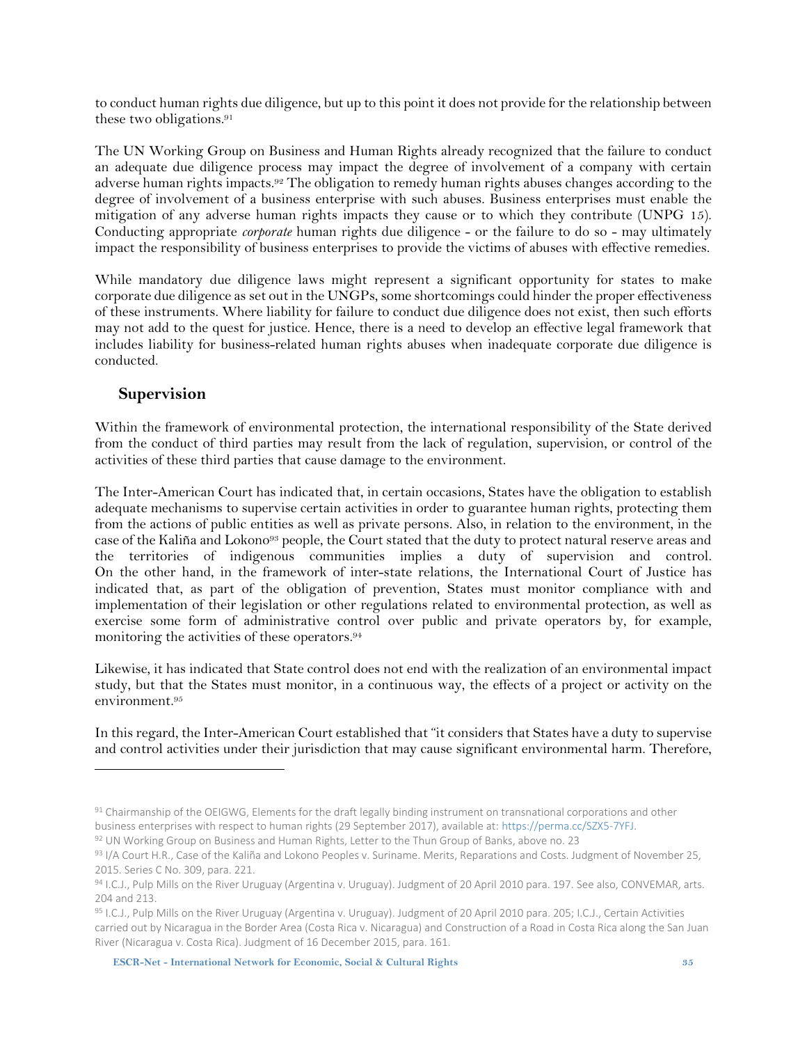to conduct human rights due diligence, but up to this point it does not provide for the relationship between these two obligations.[91]

The UN Working Group on Business and Human Rights already recognized that the failure to conduct an adequate due diligence process may impact the degree of involvement of a company with certain adverse human rights impacts.[92] The obligation to remedy human rights abuses changes according to the degree of involvement of a business enterprise with such abuses. Business enterprises must enable the mitigation of any adverse human rights impacts they cause or to which they contribute (UNPG 15). Conducting appropriate *corporate* human rights due diligence - or the failure to do so - may ultimately impact the responsibility of business enterprises to provide the victims of abuses with effective remedies.

While mandatory due diligence laws might represent a significant opportunity for states to make corporate due diligence as set out in the UNGPs, some shortcomings could hinder the proper effectiveness of these instruments. Where liability for failure to conduct due diligence does not exist, then such efforts may not add to the quest for justice. Hence, there is a need to develop an effective legal framework that includes liability for business-related human rights abuses when inadequate corporate due diligence is conducted.

## Supervision

Within the framework of environmental protection, the international responsibility of the State derived from the conduct of third parties may result from the lack of regulation, supervision, or control of the activities of these third parties that cause damage to the environment.

The Inter-American Court has indicated that, in certain occasions, States have the obligation to establish adequate mechanisms to supervise certain activities in order to guarantee human rights, protecting them from the actions of public entities as well as private persons. Also, in relation to the environment, in the case of the Kaliña and Lokono[93] people, the Court stated that the duty to protect natural reserve areas and the territories of indigenous communities implies a duty of supervision and control. On the other hand, in the framework of inter-state relations, the International Court of Justice has indicated that, as part of the obligation of prevention, States must monitor compliance with and implementation of their legislation or other regulations related to environmental protection, as well as exercise some form of administrative control over public and private operators by, for example, monitoring the activities of these operators.[94]

Likewise, it has indicated that State control does not end with the realization of an environmental impact study, but that the States must monitor, in a continuous way, the effects of a project or activity on the environment.[95]

In this regard, the Inter-American Court established that "it considers that States have a duty to supervise and control activities under their jurisdiction that may cause significant environmental harm. Therefore,

---

[91] Chairmanship of the OEIGWG, Elements for the draft legally binding instrument on transnational corporations and other business enterprises with respect to human rights (29 September 2017), available at: https://perma.cc/SZX5-7YFJ.

[92] UN Working Group on Business and Human Rights, Letter to the Thun Group of Banks, above no. 23

[93] I/A Court H.R., Case of the Kaliña and Lokono Peoples v. Suriname. Merits, Reparations and Costs. Judgment of November 25, 2015. Series C No. 309, para. 221.

[94] I.C.J., Pulp Mills on the River Uruguay (Argentina v. Uruguay). Judgment of 20 April 2010 para. 197. See also, CONVEMAR, arts. 204 and 213.

[95] I.C.J., Pulp Mills on the River Uruguay (Argentina v. Uruguay). Judgment of 20 April 2010 para. 205; I.C.J., Certain Activities carried out by Nicaragua in the Border Area (Costa Rica v. Nicaragua) and Construction of a Road in Costa Rica along the San Juan River (Nicaragua v. Costa Rica). Judgment of 16 December 2015, para. 161.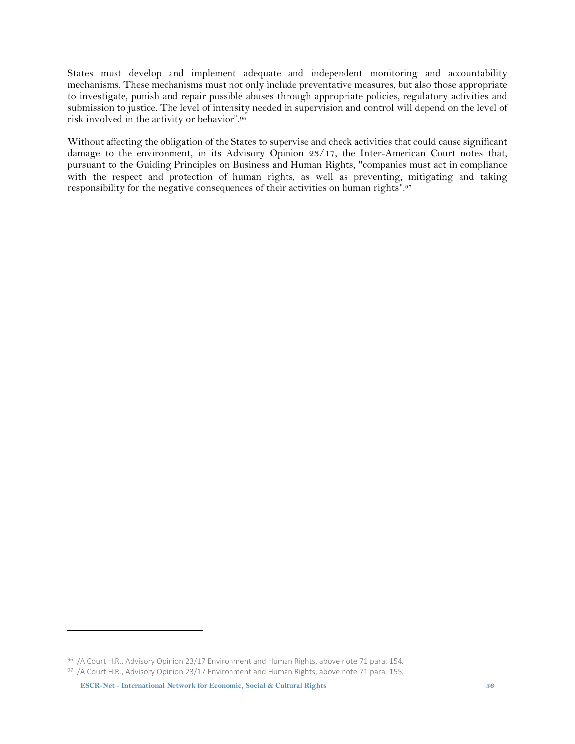States must develop and implement adequate and independent monitoring and accountability mechanisms. These mechanisms must not only include preventative measures, but also those appropriate to investigate, punish and repair possible abuses through appropriate policies, regulatory activities and submission to justice. The level of intensity needed in supervision and control will depend on the level of risk involved in the activity or behavior".[96]

Without affecting the obligation of the States to supervise and check activities that could cause significant damage to the environment, in its Advisory Opinion 23/17, the Inter-American Court notes that, pursuant to the Guiding Principles on Business and Human Rights, "companies must act in compliance with the respect and protection of human rights, as well as preventing, mitigating and taking responsibility for the negative consequences of their activities on human rights".[97]

---

[96] I/A Court H.R., Advisory Opinion 23/17 Environment and Human Rights, above note 71 para. 154.

[97] I/A Court H.R., Advisory Opinion 23/17 Environment and Human Rights, above note 71 para. 155.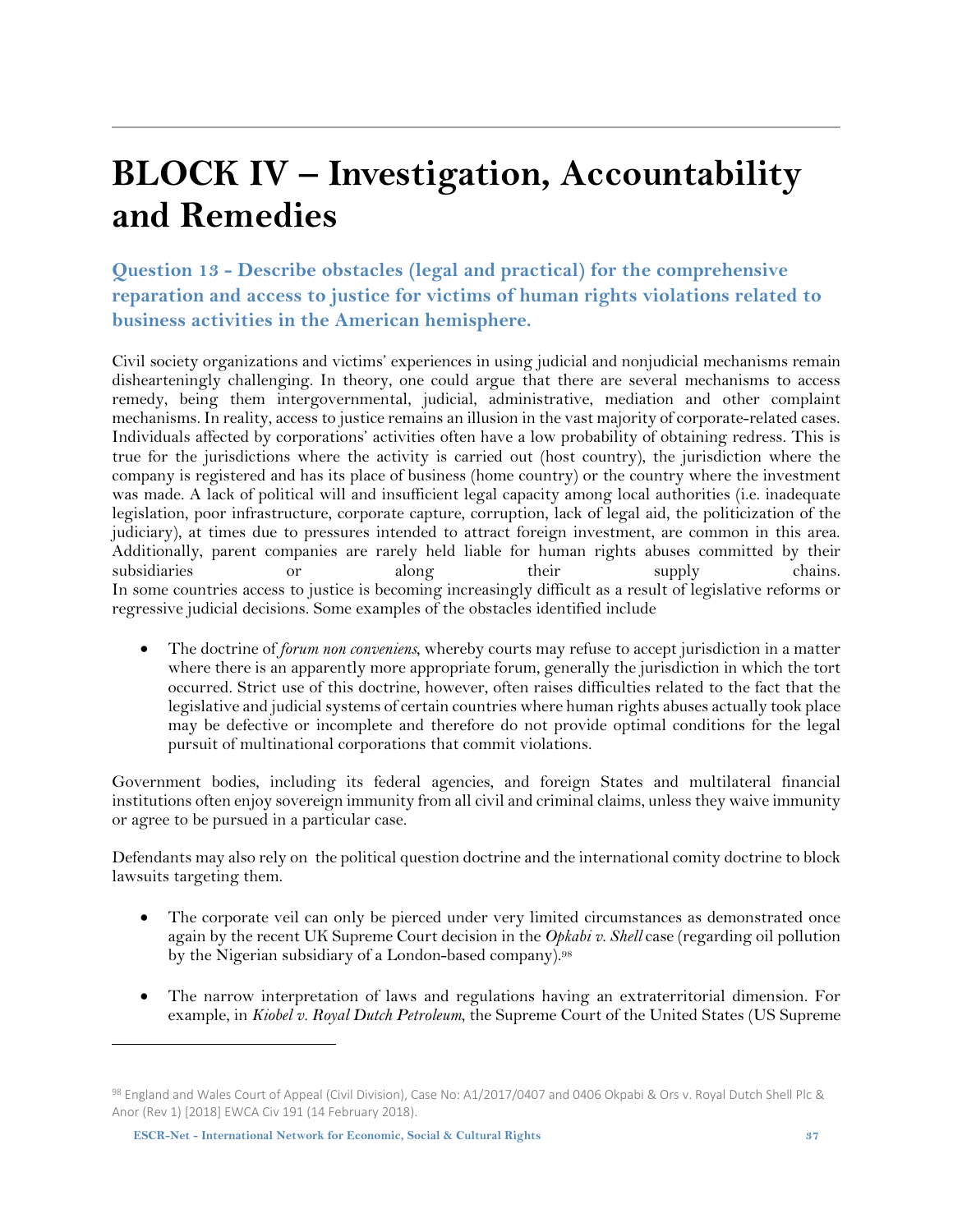# BLOCK IV – Investigation, Accountability and Remedies

## Question 13 - Describe obstacles (legal and practical) for the comprehensive reparation and access to justice for victims of human rights violations related to business activities in the American hemisphere.

Civil society organizations and victims' experiences in using judicial and nonjudicial mechanisms remain dishearteningly challenging. In theory, one could argue that there are several mechanisms to access remedy, being them intergovernmental, judicial, administrative, mediation and other complaint mechanisms. In reality, access to justice remains an illusion in the vast majority of corporate-related cases. Individuals affected by corporations' activities often have a low probability of obtaining redress. This is true for the jurisdictions where the activity is carried out (host country), the jurisdiction where the company is registered and has its place of business (home country) or the country where the investment was made. A lack of political will and insufficient legal capacity among local authorities (i.e. inadequate legislation, poor infrastructure, corporate capture, corruption, lack of legal aid, the politicization of the judiciary), at times due to pressures intended to attract foreign investment, are common in this area. Additionally, parent companies are rarely held liable for human rights abuses committed by their subsidiaries or along their supply chains.
In some countries access to justice is becoming increasingly difficult as a result of legislative reforms or regressive judicial decisions. Some examples of the obstacles identified include

- The doctrine of *forum non conveniens*, whereby courts may refuse to accept jurisdiction in a matter where there is an apparently more appropriate forum, generally the jurisdiction in which the tort occurred. Strict use of this doctrine, however, often raises difficulties related to the fact that the legislative and judicial systems of certain countries where human rights abuses actually took place may be defective or incomplete and therefore do not provide optimal conditions for the legal pursuit of multinational corporations that commit violations.

Government bodies, including its federal agencies, and foreign States and multilateral financial institutions often enjoy sovereign immunity from all civil and criminal claims, unless they waive immunity or agree to be pursued in a particular case.

Defendants may also rely on the political question doctrine and the international comity doctrine to block lawsuits targeting them.

- The corporate veil can only be pierced under very limited circumstances as demonstrated once again by the recent UK Supreme Court decision in the *Opkabi v. Shell* case (regarding oil pollution by the Nigerian subsidiary of a London-based company).[98]

- The narrow interpretation of laws and regulations having an extraterritorial dimension. For example, in *Kiobel v. Royal Dutch Petroleum*, the Supreme Court of the United States (US Supreme

---

[98] England and Wales Court of Appeal (Civil Division), Case No: A1/2017/0407 and 0406 Okpabi & Ors v. Royal Dutch Shell Plc & Anor (Rev 1) [2018] EWCA Civ 191 (14 February 2018).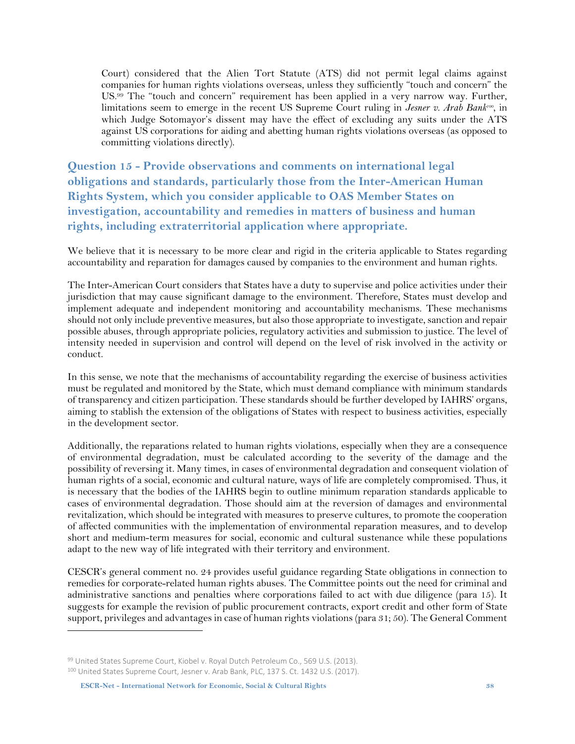Court) considered that the Alien Tort Statute (ATS) did not permit legal claims against companies for human rights violations overseas, unless they sufficiently "touch and concern" the US.[99] The "touch and concern" requirement has been applied in a very narrow way. Further, limitations seem to emerge in the recent US Supreme Court ruling in *Jesner v. Arab Bank*[100], in which Judge Sotomayor's dissent may have the effect of excluding any suits under the ATS against US corporations for aiding and abetting human rights violations overseas (as opposed to committing violations directly).

## Question 15 - Provide observations and comments on international legal obligations and standards, particularly those from the Inter-American Human Rights System, which you consider applicable to OAS Member States on investigation, accountability and remedies in matters of business and human rights, including extraterritorial application where appropriate.

We believe that it is necessary to be more clear and rigid in the criteria applicable to States regarding accountability and reparation for damages caused by companies to the environment and human rights.

The Inter-American Court considers that States have a duty to supervise and police activities under their jurisdiction that may cause significant damage to the environment. Therefore, States must develop and implement adequate and independent monitoring and accountability mechanisms. These mechanisms should not only include preventive measures, but also those appropriate to investigate, sanction and repair possible abuses, through appropriate policies, regulatory activities and submission to justice. The level of intensity needed in supervision and control will depend on the level of risk involved in the activity or conduct.

In this sense, we note that the mechanisms of accountability regarding the exercise of business activities must be regulated and monitored by the State, which must demand compliance with minimum standards of transparency and citizen participation. These standards should be further developed by IAHRS' organs, aiming to stablish the extension of the obligations of States with respect to business activities, especially in the development sector.

Additionally, the reparations related to human rights violations, especially when they are a consequence of environmental degradation, must be calculated according to the severity of the damage and the possibility of reversing it. Many times, in cases of environmental degradation and consequent violation of human rights of a social, economic and cultural nature, ways of life are completely compromised. Thus, it is necessary that the bodies of the IAHRS begin to outline minimum reparation standards applicable to cases of environmental degradation. Those should aim at the reversion of damages and environmental revitalization, which should be integrated with measures to preserve cultures, to promote the cooperation of affected communities with the implementation of environmental reparation measures, and to develop short and medium-term measures for social, economic and cultural sustenance while these populations adapt to the new way of life integrated with their territory and environment.

CESCR's general comment no. 24 provides useful guidance regarding State obligations in connection to remedies for corporate-related human rights abuses. The Committee points out the need for criminal and administrative sanctions and penalties where corporations failed to act with due diligence (para 15). It suggests for example the revision of public procurement contracts, export credit and other form of State support, privileges and advantages in case of human rights violations (para 31; 50). The General Comment

---

[99] United States Supreme Court, Kiobel v. Royal Dutch Petroleum Co., 569 U.S. (2013).

[100] United States Supreme Court, Jesner v. Arab Bank, PLC, 137 S. Ct. 1432 U.S. (2017).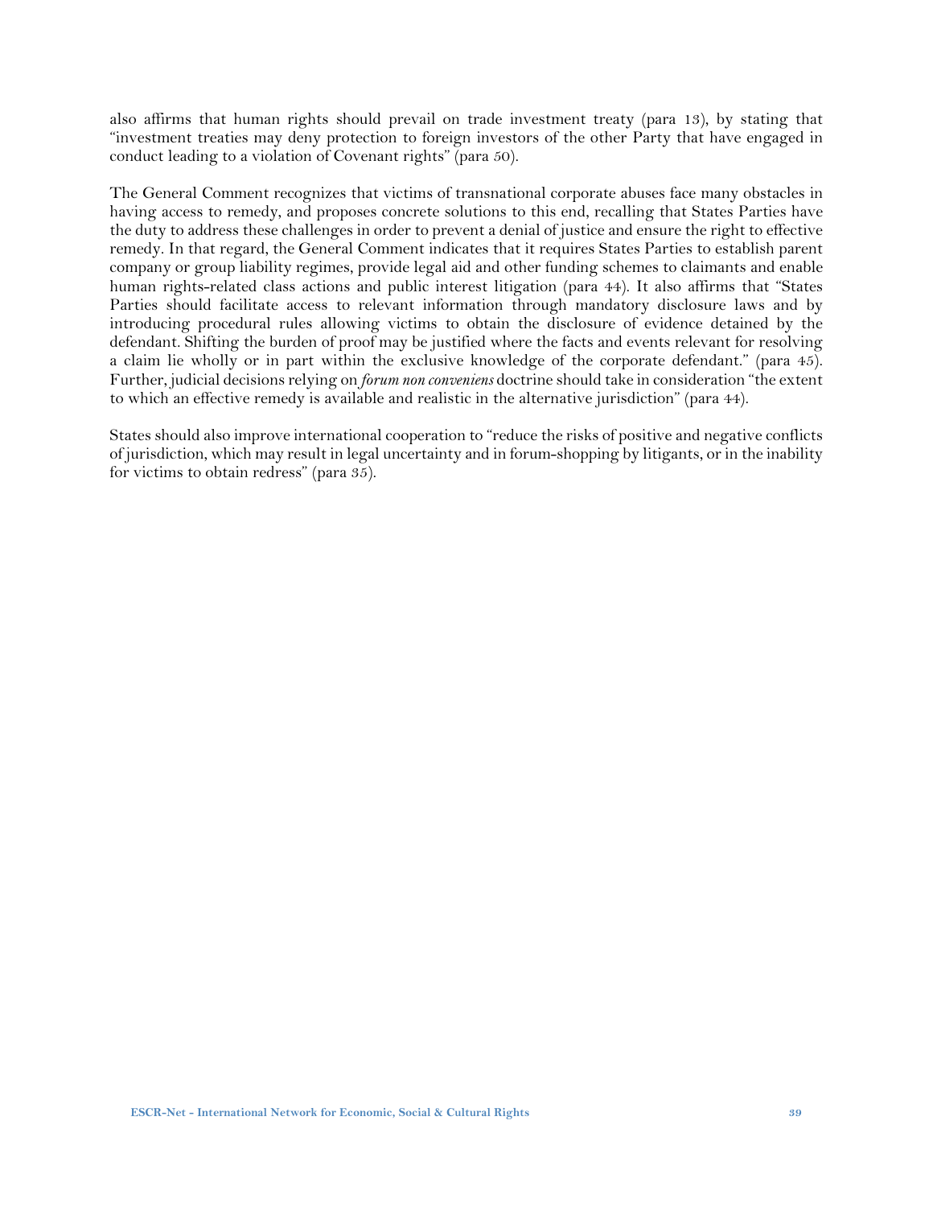also affirms that human rights should prevail on trade investment treaty (para 13), by stating that "investment treaties may deny protection to foreign investors of the other Party that have engaged in conduct leading to a violation of Covenant rights" (para 50).

The General Comment recognizes that victims of transnational corporate abuses face many obstacles in having access to remedy, and proposes concrete solutions to this end, recalling that States Parties have the duty to address these challenges in order to prevent a denial of justice and ensure the right to effective remedy. In that regard, the General Comment indicates that it requires States Parties to establish parent company or group liability regimes, provide legal aid and other funding schemes to claimants and enable human rights-related class actions and public interest litigation (para 44). It also affirms that "States Parties should facilitate access to relevant information through mandatory disclosure laws and by introducing procedural rules allowing victims to obtain the disclosure of evidence detained by the defendant. Shifting the burden of proof may be justified where the facts and events relevant for resolving a claim lie wholly or in part within the exclusive knowledge of the corporate defendant." (para 45). Further, judicial decisions relying on *forum non conveniens* doctrine should take in consideration "the extent to which an effective remedy is available and realistic in the alternative jurisdiction" (para 44).

States should also improve international cooperation to "reduce the risks of positive and negative conflicts of jurisdiction, which may result in legal uncertainty and in forum-shopping by litigants, or in the inability for victims to obtain redress" (para 35).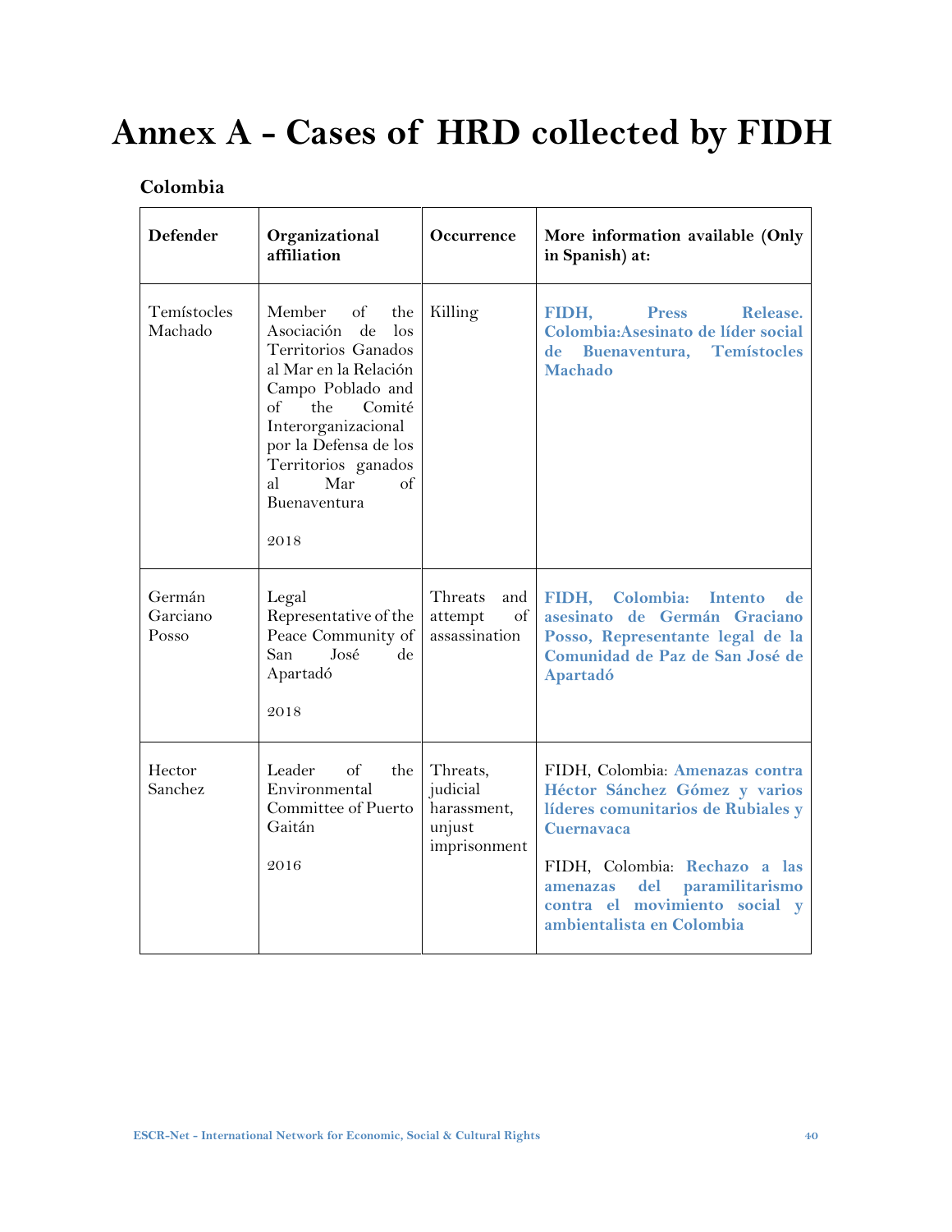# Annex A - Cases of HRD collected by FIDH

## Colombia

| Defender | Organizational affiliation | Occurrence | More information available (Only in Spanish) at: |
|---|---|---|---|
| Temístocles Machado | Member of the Asociación de los Territorios Ganados al Mar en la Relación Campo Poblado and of the Comité Interorganizacional por la Defensa de los Territorios ganados al Mar of Buenaventura<br><br>2018 | Killing | **FIDH, Press Release. Colombia:Asesinato de líder social de Buenaventura, Temístocles Machado** |
| Germán Garciano Posso | Legal Representative of the Peace Community of San José de Apartadó<br><br>2018 | Threats and attempt of assassination | **FIDH, Colombia: Intento de asesinato de Germán Graciano Posso, Representante legal de la Comunidad de Paz de San José de Apartadó** |
| Hector Sanchez | Leader of the Environmental Committee of Puerto Gaitán<br><br>2016 | Threats, judicial harassment, unjust imprisonment | FIDH, Colombia: **Amenazas contra Héctor Sánchez Gómez y varios líderes comunitarios de Rubiales y Cuernavaca**<br><br>FIDH, Colombia: **Rechazo a las amenazas del paramilitarismo contra el movimiento social y ambientalista en Colombia** |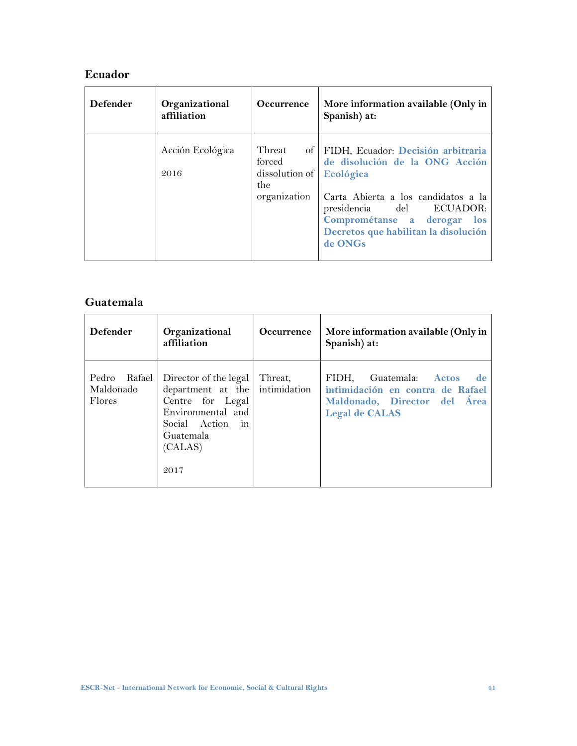## Ecuador

| Defender | Organizational affiliation | Occurrence | More information available (Only in Spanish) at: |
|---|---|---|---|
| | Acción Ecológica<br><br>2016 | Threat of forced dissolution of the organization | FIDH, Ecuador: **Decisión arbitraria de disolución de la ONG Acción Ecológica**<br><br>Carta Abierta a los candidatos a la presidencia del ECUADOR: **Comprométanse a derogar los Decretos que habilitan la disolución de ONGs** |

## Guatemala

| Defender | Organizational affiliation | Occurrence | More information available (Only in Spanish) at: |
|---|---|---|---|
| Pedro Rafael Maldonado Flores | Director of the legal department at the Centre for Legal Environmental and Social Action in Guatemala (CALAS)<br><br>2017 | Threat, intimidation | FIDH, Guatemala: **Actos de intimidación en contra de Rafael Maldonado, Director del Área Legal de CALAS** |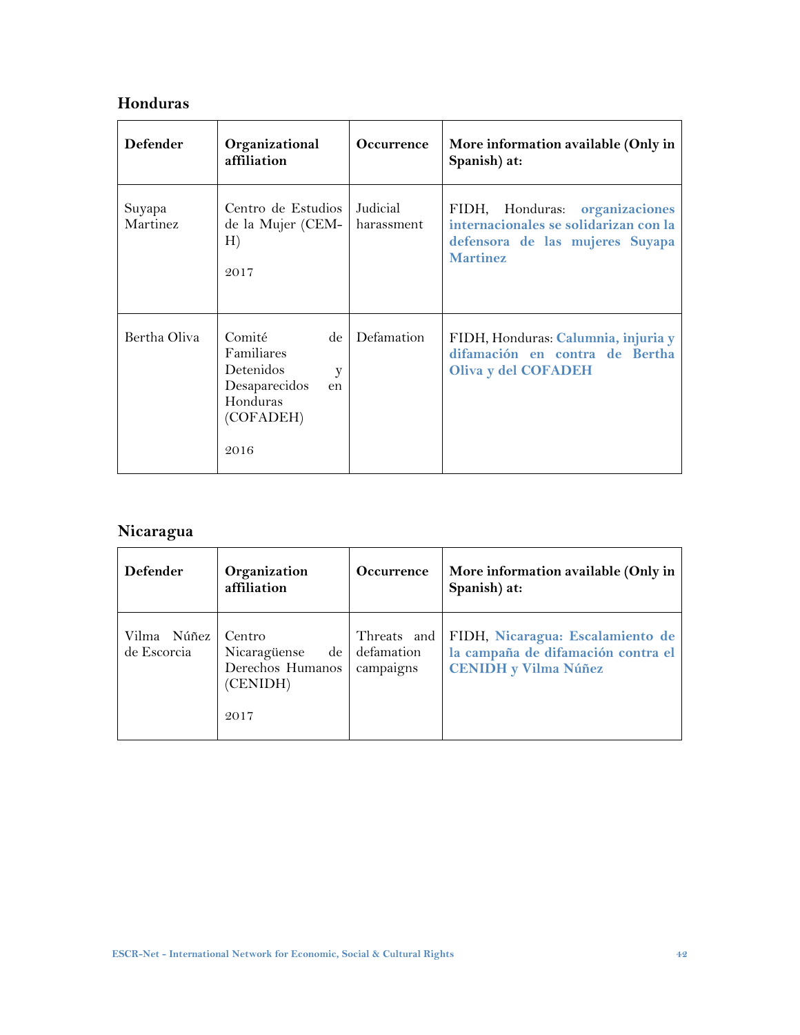## Honduras

| Defender | Organizational affiliation | Occurrence | More information available (Only in Spanish) at: |
|---|---|---|---|
| Suyapa Martinez | Centro de Estudios de la Mujer (CEM-H)<br><br>2017 | Judicial harassment | FIDH, Honduras: **organizaciones internacionales se solidarizan con la defensora de las mujeres Suyapa Martinez** |
| Bertha Oliva | Comité de Familiares Detenidos y Desaparecidos en Honduras (COFADEH)<br><br>2016 | Defamation | FIDH, Honduras: **Calumnia, injuria y difamación en contra de Bertha Oliva y del COFADEH** |

## Nicaragua

| Defender | Organization affiliation | Occurrence | More information available (Only in Spanish) at: |
|---|---|---|---|
| Vilma Núñez de Escorcia | Centro Nicaragüense de Derechos Humanos (CENIDH)<br><br>2017 | Threats and defamation campaigns | FIDH, **Nicaragua: Escalamiento de la campaña de difamación contra el CENIDH y Vilma Núñez** |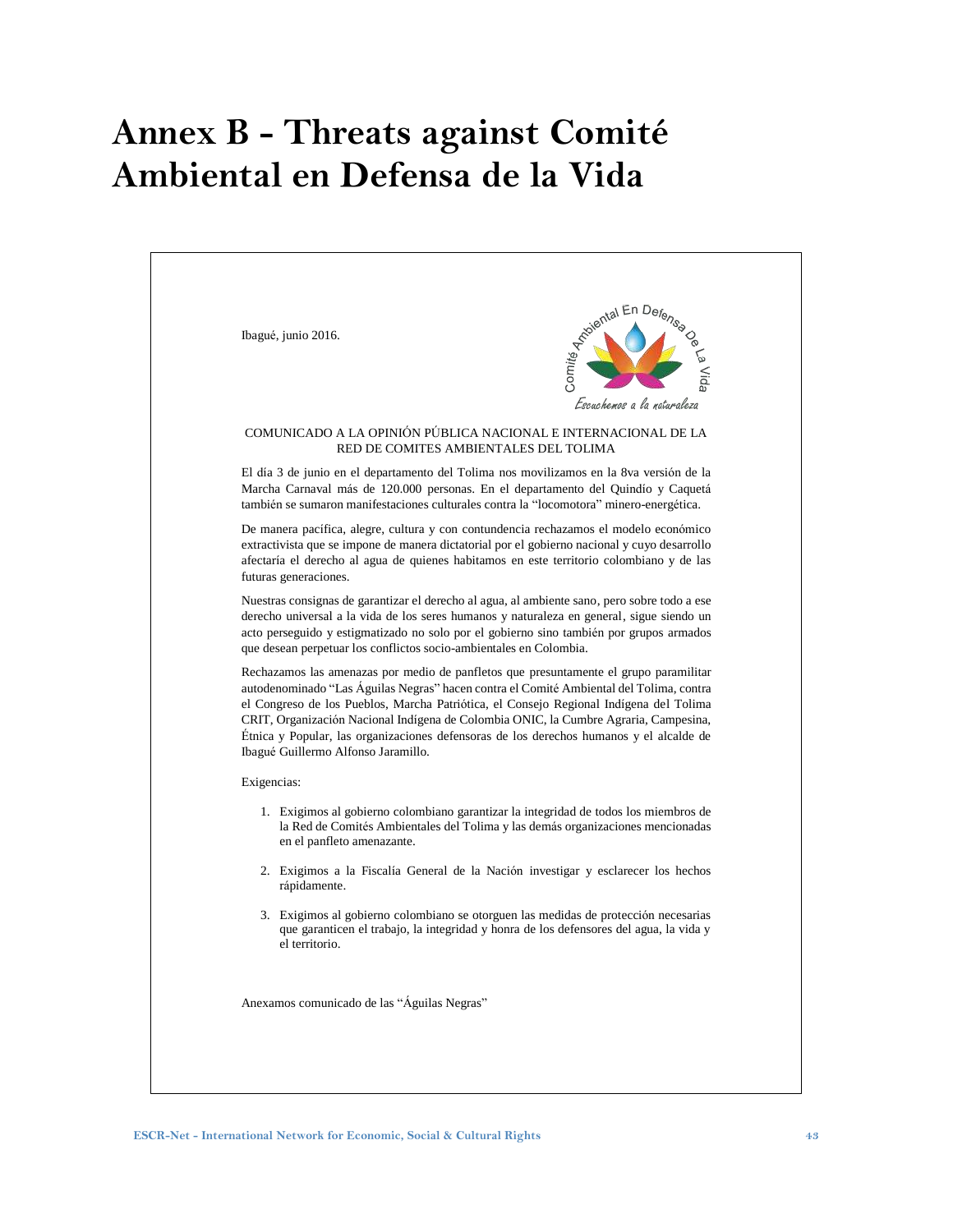# Annex B - Threats against Comité Ambiental en Defensa de la Vida

Ibagué, junio 2016.

Comité Ambiental En Defensa De La Vida

*Escuchemos a la naturaleza*

COMUNICADO A LA OPINIÓN PÚBLICA NACIONAL E INTERNACIONAL DE LA RED DE COMITES AMBIENTALES DEL TOLIMA

El día 3 de junio en el departamento del Tolima nos movilizamos en la 8va versión de la Marcha Carnaval más de 120.000 personas. En el departamento del Quindío y Caquetá también se sumaron manifestaciones culturales contra la "locomotora" minero-energética.

De manera pacífica, alegre, cultura y con contundencia rechazamos el modelo económico extractivista que se impone de manera dictatorial por el gobierno nacional y cuyo desarrollo afectaría el derecho al agua de quienes habitamos en este territorio colombiano y de las futuras generaciones.

Nuestras consignas de garantizar el derecho al agua, al ambiente sano, pero sobre todo a ese derecho universal a la vida de los seres humanos y naturaleza en general, sigue siendo un acto perseguido y estigmatizado no solo por el gobierno sino también por grupos armados que desean perpetuar los conflictos socio-ambientales en Colombia.

Rechazamos las amenazas por medio de panfletos que presuntamente el grupo paramilitar autodenominado "Las Águilas Negras" hacen contra el Comité Ambiental del Tolima, contra el Congreso de los Pueblos, Marcha Patriótica, el Consejo Regional Indígena del Tolima CRIT, Organización Nacional Indígena de Colombia ONIC, la Cumbre Agraria, Campesina, Étnica y Popular, las organizaciones defensoras de los derechos humanos y el alcalde de Ibagué Guillermo Alfonso Jaramillo.

Exigencias:

1. Exigimos al gobierno colombiano garantizar la integridad de todos los miembros de la Red de Comités Ambientales del Tolima y las demás organizaciones mencionadas en el panfleto amenazante.

2. Exigimos a la Fiscalía General de la Nación investigar y esclarecer los hechos rápidamente.

3. Exigimos al gobierno colombiano se otorguen las medidas de protección necesarias que garanticen el trabajo, la integridad y honra de los defensores del agua, la vida y el territorio.

Anexamos comunicado de las "Águilas Negras"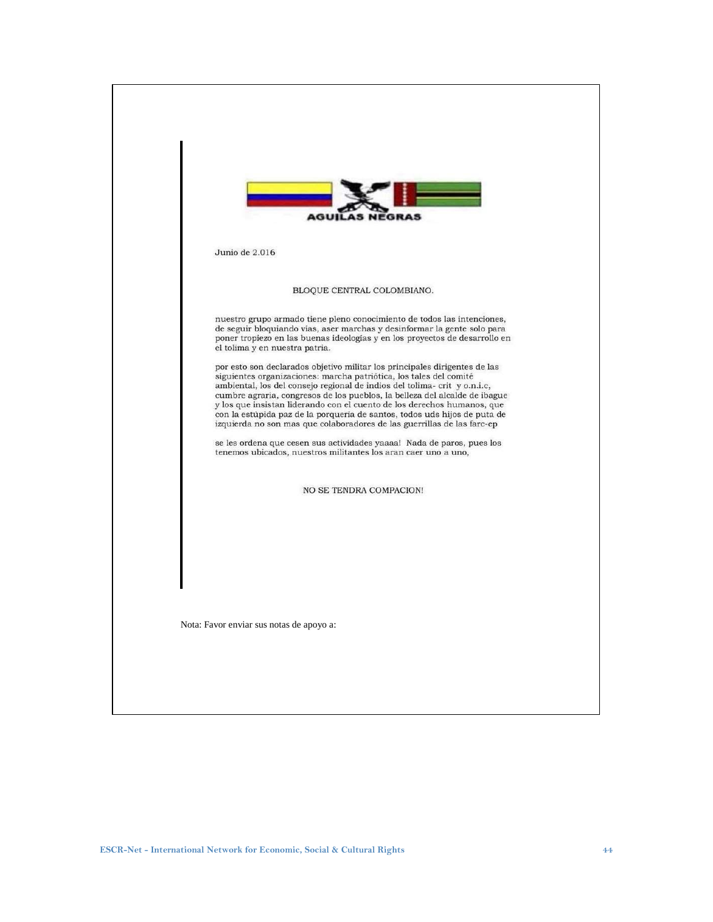AGUILAS NEGRAS

Junio de 2.016

BLOQUE CENTRAL COLOMBIANO.

nuestro grupo armado tiene pleno conocimiento de todos las intenciones, de seguir bloquiando vias, aser marchas y desinformar la gente solo para poner tropiezo en las buenas ideologías y en los proyectos de desarrollo en el tolima y en nuestra patria.

por esto son declarados objetivo militar los principales dirigentes de las siguientes organizaciones: marcha patriótica, los tales del comité ambiental, los del consejo regional de indios del tolima- crit y o.n.i.c, cumbre agraria, congresos de los pueblos, la belleza del alcalde de ibague y los que insistan liderando con el cuento de los derechos humanos, que con la estùpida paz de la porquería de santos, todos uds hijos de puta de izquierda no son mas que colaboradores de las guerrillas de las farc-ep

se les ordena que cesen sus actividades yaaaa! Nada de paros, pues los tenemos ubicados, nuestros militantes los aran caer uno a uno,

NO SE TENDRA COMPACION!

Nota: Favor enviar sus notas de apoyo a: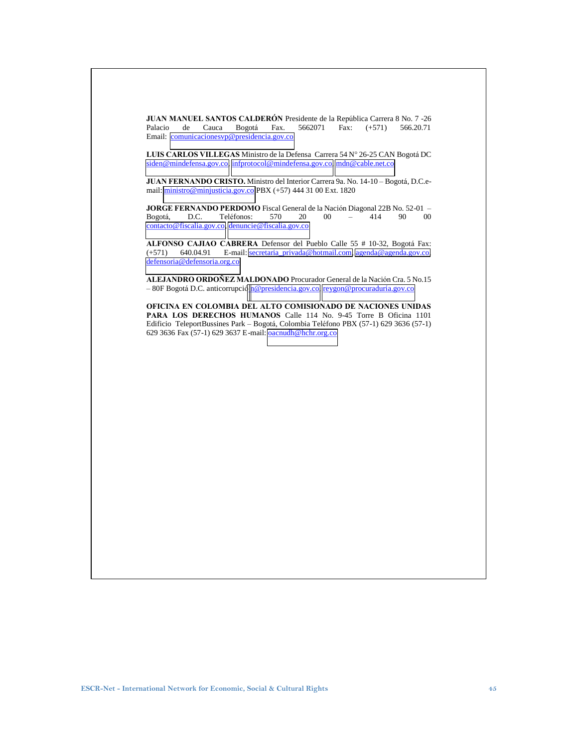**JUAN MANUEL SANTOS CALDERÓN** Presidente de la República Carrera 8 No. 7 -26 Palacio de Cauca Bogotá Fax. 5662071 Fax: (+571) 566.20.71 Email: comunicacionesvp@presidencia.gov.co

**LUIS CARLOS VILLEGAS** Ministro de la Defensa Carrera 54 N° 26-25 CAN Bogotá DC siden@mindefensa.gov.co, infprotocol@mindefensa.gov.co, mdn@cable.net.co

**JUAN FERNANDO CRISTO.** Ministro del Interior Carrera 9a. No. 14-10 – Bogotá, D.C.e-mail: ministro@minjusticia.gov.co PBX (+57) 444 31 00 Ext. 1820

**JORGE FERNANDO PERDOMO** Fiscal General de la Nación Diagonal 22B No. 52-01 – Bogotá, D.C. Teléfonos: 570 20 00 – 414 90 00 contacto@fiscalia.gov.co, denuncie@fiscalia.gov.co

**ALFONSO CAJIAO CABRERA** Defensor del Pueblo Calle 55 # 10-32, Bogotá Fax: (+571) 640.04.91 E-mail: secretaria_privada@hotmail.com, agenda@agenda.gov.co, defensoria@defensoria.org.co

**ALEJANDRO ORDOÑEZ MALDONADO** Procurador General de la Nación Cra. 5 No.15 – 80F Bogotá D.C. anticorrupción@presidencia.gov.co, reygon@procuraduría.gov.co

**OFICINA EN COLOMBIA DEL ALTO COMISIONADO DE NACIONES UNIDAS PARA LOS DERECHOS HUMANOS** Calle 114 No. 9-45 Torre B Oficina 1101 Edificio TeleportBussines Park – Bogotá, Colombia Teléfono PBX (57-1) 629 3636 (57-1) 629 3636 Fax (57-1) 629 3637 E-mail: oacnudh@hchr.org.co